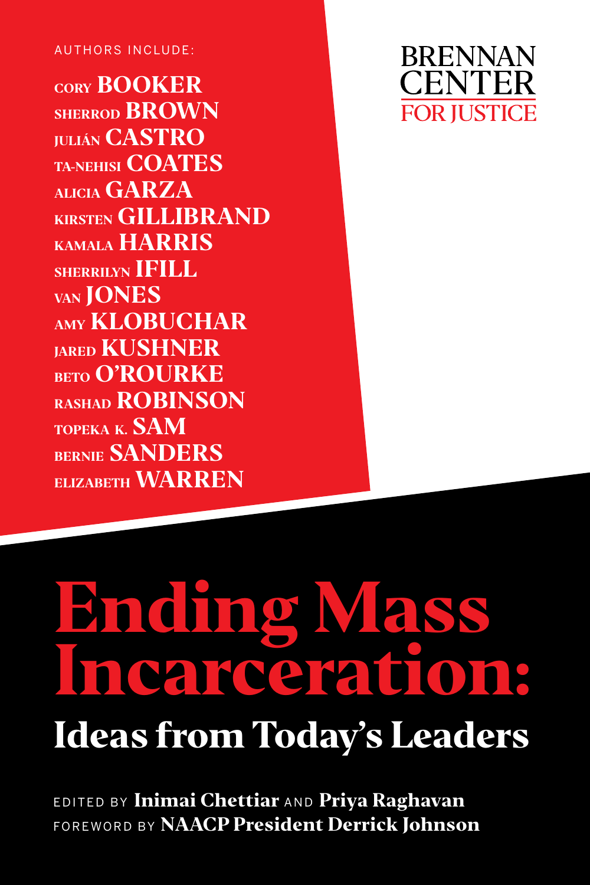AUTHORS INCLUDE:

CORY **BOOKER**
SHERROD **BROWN**
JULIÁN **CASTRO**
TA-NEHISI **COATES**
ALICIA **GARZA**
KIRSTEN **GILLIBRAND**
KAMALA **HARRIS**
SHERRILYN **IFILL**
VAN **JONES**
AMY **KLOBUCHAR**
JARED **KUSHNER**
BETO **O'ROURKE**
RASHAD **ROBINSON**
TOPEKA K. **SAM**
BERNIE **SANDERS**
ELIZABETH **WARREN**

BRENNAN CENTER FOR JUSTICE

# Ending Mass Incarceration:

## Ideas from Today's Leaders

EDITED BY **Inimai Chettiar** AND **Priya Raghavan**

FOREWORD BY **NAACP President Derrick Johnson**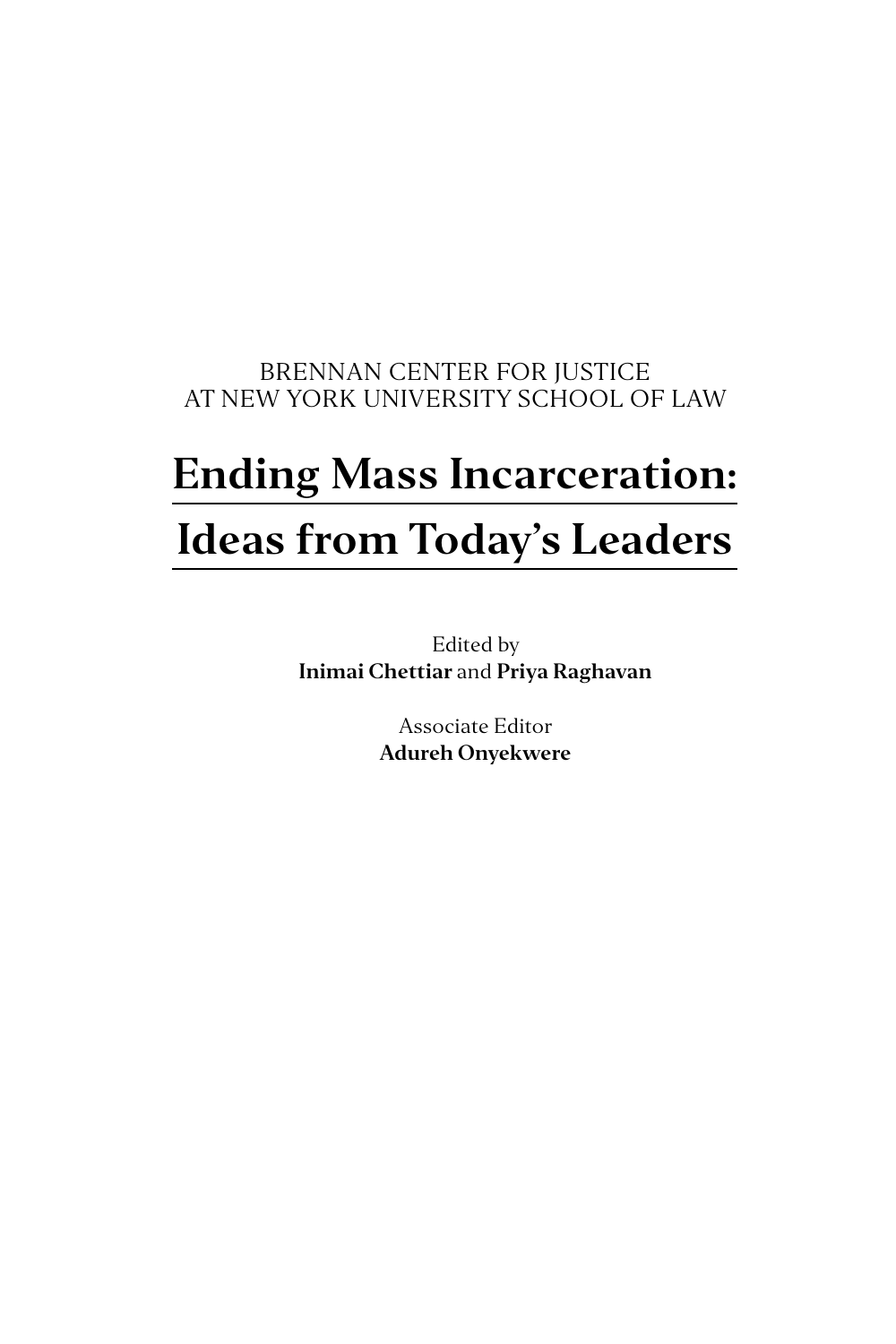BRENNAN CENTER FOR JUSTICE
AT NEW YORK UNIVERSITY SCHOOL OF LAW

# Ending Mass Incarceration: Ideas from Today's Leaders

Edited by
**Inimai Chettiar** and **Priya Raghavan**

Associate Editor
**Adureh Onyekwere**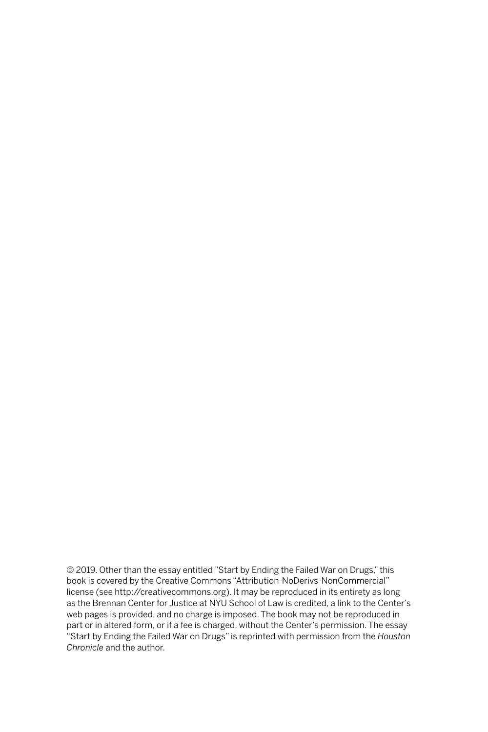© 2019. Other than the essay entitled "Start by Ending the Failed War on Drugs," this book is covered by the Creative Commons "Attribution-NoDerivs-NonCommercial" license (see http://creativecommons.org). It may be reproduced in its entirety as long as the Brennan Center for Justice at NYU School of Law is credited, a link to the Center's web pages is provided, and no charge is imposed. The book may not be reproduced in part or in altered form, or if a fee is charged, without the Center's permission. The essay "Start by Ending the Failed War on Drugs" is reprinted with permission from the *Houston Chronicle* and the author.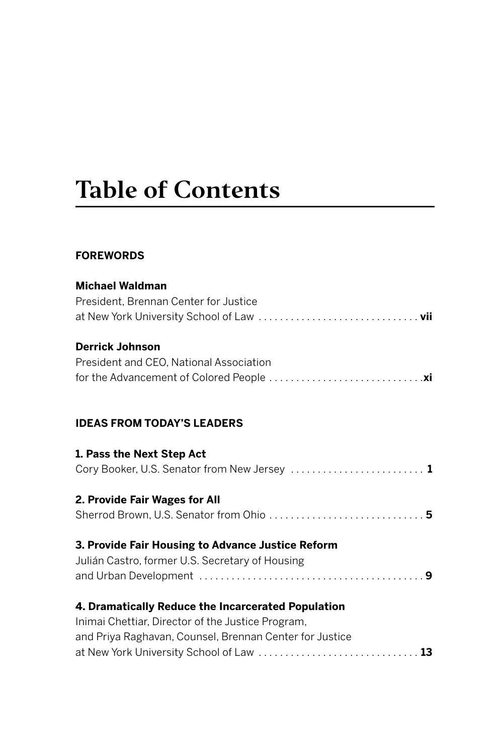# Table of Contents

**FOREWORDS**

**Michael Waldman**
President, Brennan Center for Justice
at New York University School of Law . . . . . . . . . . . . . . . . . . . . . . . . . . . . . . **vii**

**Derrick Johnson**
President and CEO, National Association
for the Advancement of Colored People . . . . . . . . . . . . . . . . . . . . . . . . . . . . . **xi**

**IDEAS FROM TODAY'S LEADERS**

**1. Pass the Next Step Act**
Cory Booker, U.S. Senator from New Jersey . . . . . . . . . . . . . . . . . . . . . . . . . **1**

**2. Provide Fair Wages for All**
Sherrod Brown, U.S. Senator from Ohio . . . . . . . . . . . . . . . . . . . . . . . . . . . . . **5**

**3. Provide Fair Housing to Advance Justice Reform**
Julián Castro, former U.S. Secretary of Housing
and Urban Development . . . . . . . . . . . . . . . . . . . . . . . . . . . . . . . . . . . . . . . . . . **9**

**4. Dramatically Reduce the Incarcerated Population**
Inimai Chettiar, Director of the Justice Program,
and Priya Raghavan, Counsel, Brennan Center for Justice
at New York University School of Law . . . . . . . . . . . . . . . . . . . . . . . . . . . . . . **13**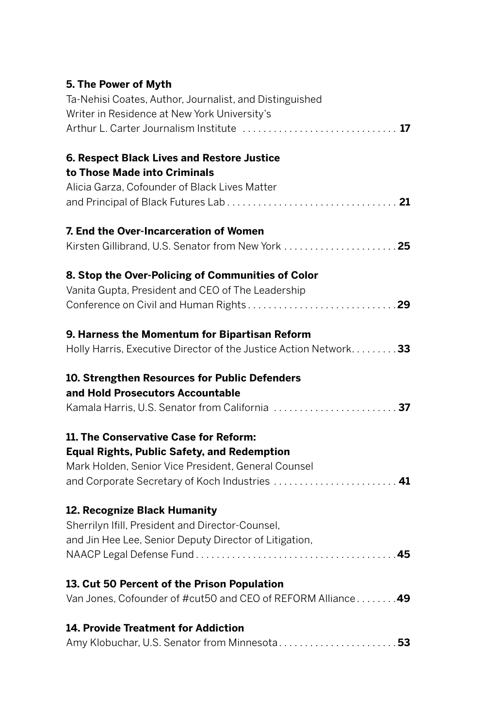**5. The Power of Myth**
Ta-Nehisi Coates, Author, Journalist, and Distinguished Writer in Residence at New York University's Arthur L. Carter Journalism Institute . . . . . . . . . . . . . . . . . . . . . . . . . . . . . **17**

**6. Respect Black Lives and Restore Justice to Those Made into Criminals**
Alicia Garza, Cofounder of Black Lives Matter and Principal of Black Futures Lab . . . . . . . . . . . . . . . . . . . . . . . . . . . . . . . . **21**

**7. End the Over-Incarceration of Women**
Kirsten Gillibrand, U.S. Senator from New York . . . . . . . . . . . . . . . . . . . . . . **25**

**8. Stop the Over-Policing of Communities of Color**
Vanita Gupta, President and CEO of The Leadership Conference on Civil and Human Rights . . . . . . . . . . . . . . . . . . . . . . . . . . . . **29**

**9. Harness the Momentum for Bipartisan Reform**
Holly Harris, Executive Director of the Justice Action Network. . . . . . . . . **33**

**10. Strengthen Resources for Public Defenders and Hold Prosecutors Accountable**
Kamala Harris, U.S. Senator from California . . . . . . . . . . . . . . . . . . . . . . . . **37**

**11. The Conservative Case for Reform: Equal Rights, Public Safety, and Redemption**
Mark Holden, Senior Vice President, General Counsel and Corporate Secretary of Koch Industries . . . . . . . . . . . . . . . . . . . . . . . . **41**

**12. Recognize Black Humanity**
Sherrilyn Ifill, President and Director-Counsel, and Jin Hee Lee, Senior Deputy Director of Litigation, NAACP Legal Defense Fund . . . . . . . . . . . . . . . . . . . . . . . . . . . . . . . . . . . . . . **45**

**13. Cut 50 Percent of the Prison Population**
Van Jones, Cofounder of #cut50 and CEO of REFORM Alliance . . . . . . . . **49**

**14. Provide Treatment for Addiction**
Amy Klobuchar, U.S. Senator from Minnesota . . . . . . . . . . . . . . . . . . . . . . . **53**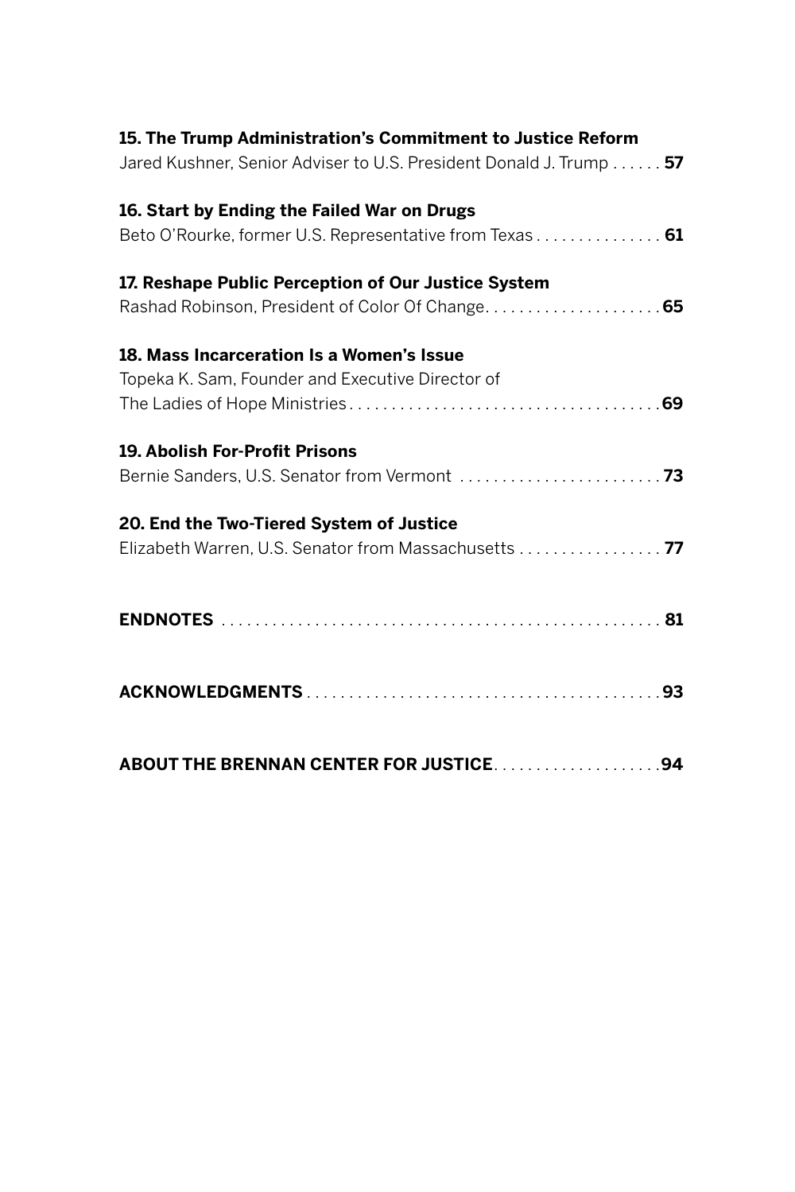**15. The Trump Administration's Commitment to Justice Reform**
Jared Kushner, Senior Adviser to U.S. President Donald J. Trump . . . . . . **57**

**16. Start by Ending the Failed War on Drugs**
Beto O'Rourke, former U.S. Representative from Texas . . . . . . . . . . . . . . . **61**

**17. Reshape Public Perception of Our Justice System**
Rashad Robinson, President of Color Of Change. . . . . . . . . . . . . . . . . . . . . **65**

**18. Mass Incarceration Is a Women's Issue**
Topeka K. Sam, Founder and Executive Director of
The Ladies of Hope Ministries. . . . . . . . . . . . . . . . . . . . . . . . . . . . . . . . . . . . . **69**

**19. Abolish For-Profit Prisons**
Bernie Sanders, U.S. Senator from Vermont . . . . . . . . . . . . . . . . . . . . . . . . **73**

**20. End the Two-Tiered System of Justice**
Elizabeth Warren, U.S. Senator from Massachusetts . . . . . . . . . . . . . . . . . **77**

**ENDNOTES** . . . . . . . . . . . . . . . . . . . . . . . . . . . . . . . . . . . . . . . . . . . . . . . . . . . . **81**

**ACKNOWLEDGMENTS** . . . . . . . . . . . . . . . . . . . . . . . . . . . . . . . . . . . . . . . . . . **93**

**ABOUT THE BRENNAN CENTER FOR JUSTICE**. . . . . . . . . . . . . . . . . . . . **94**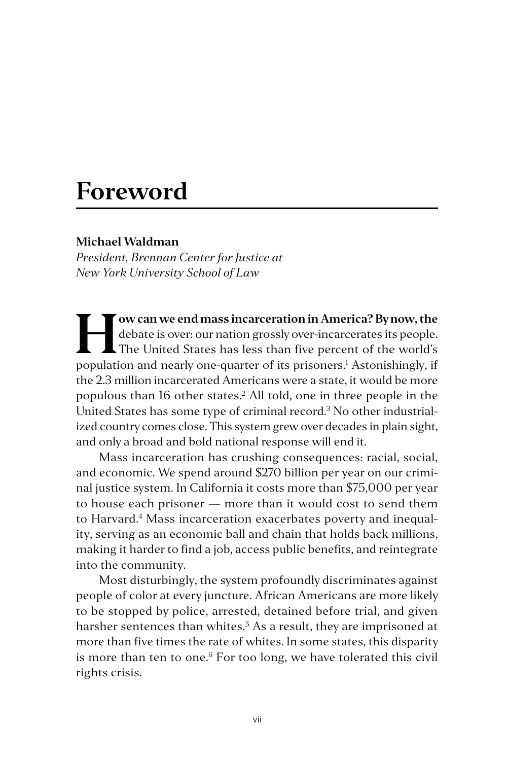# Foreword

**Michael Waldman**
*President, Brennan Center for Justice at New York University School of Law*

**How can we end mass incarceration in America? By now, the** debate is over: our nation grossly over-incarcerates its people. The United States has less than five percent of the world's population and nearly one-quarter of its prisoners.[1] Astonishingly, if the 2.3 million incarcerated Americans were a state, it would be more populous than 16 other states.[2] All told, one in three people in the United States has some type of criminal record.[3] No other industrialized country comes close. This system grew over decades in plain sight, and only a broad and bold national response will end it.

Mass incarceration has crushing consequences: racial, social, and economic. We spend around $270 billion per year on our criminal justice system. In California it costs more than $75,000 per year to house each prisoner — more than it would cost to send them to Harvard.[4] Mass incarceration exacerbates poverty and inequality, serving as an economic ball and chain that holds back millions, making it harder to find a job, access public benefits, and reintegrate into the community.

Most disturbingly, the system profoundly discriminates against people of color at every juncture. African Americans are more likely to be stopped by police, arrested, detained before trial, and given harsher sentences than whites.[5] As a result, they are imprisoned at more than five times the rate of whites. In some states, this disparity is more than ten to one.[6] For too long, we have tolerated this civil rights crisis.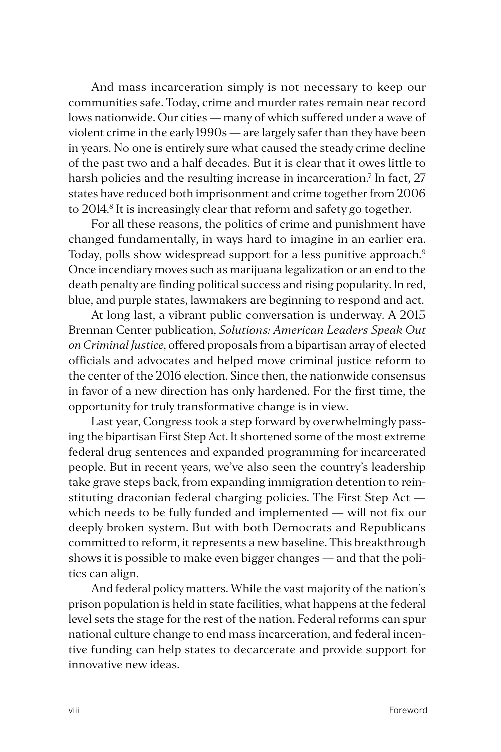And mass incarceration simply is not necessary to keep our communities safe. Today, crime and murder rates remain near record lows nationwide. Our cities — many of which suffered under a wave of violent crime in the early 1990s — are largely safer than they have been in years. No one is entirely sure what caused the steady crime decline of the past two and a half decades. But it is clear that it owes little to harsh policies and the resulting increase in incarceration.[7] In fact, 27 states have reduced both imprisonment and crime together from 2006 to 2014.[8] It is increasingly clear that reform and safety go together.

For all these reasons, the politics of crime and punishment have changed fundamentally, in ways hard to imagine in an earlier era. Today, polls show widespread support for a less punitive approach.[9] Once incendiary moves such as marijuana legalization or an end to the death penalty are finding political success and rising popularity. In red, blue, and purple states, lawmakers are beginning to respond and act.

At long last, a vibrant public conversation is underway. A 2015 Brennan Center publication, *Solutions: American Leaders Speak Out on Criminal Justice*, offered proposals from a bipartisan array of elected officials and advocates and helped move criminal justice reform to the center of the 2016 election. Since then, the nationwide consensus in favor of a new direction has only hardened. For the first time, the opportunity for truly transformative change is in view.

Last year, Congress took a step forward by overwhelmingly passing the bipartisan First Step Act. It shortened some of the most extreme federal drug sentences and expanded programming for incarcerated people. But in recent years, we've also seen the country's leadership take grave steps back, from expanding immigration detention to reinstituting draconian federal charging policies. The First Step Act — which needs to be fully funded and implemented — will not fix our deeply broken system. But with both Democrats and Republicans committed to reform, it represents a new baseline. This breakthrough shows it is possible to make even bigger changes — and that the politics can align.

And federal policy matters. While the vast majority of the nation's prison population is held in state facilities, what happens at the federal level sets the stage for the rest of the nation. Federal reforms can spur national culture change to end mass incarceration, and federal incentive funding can help states to decarcerate and provide support for innovative new ideas.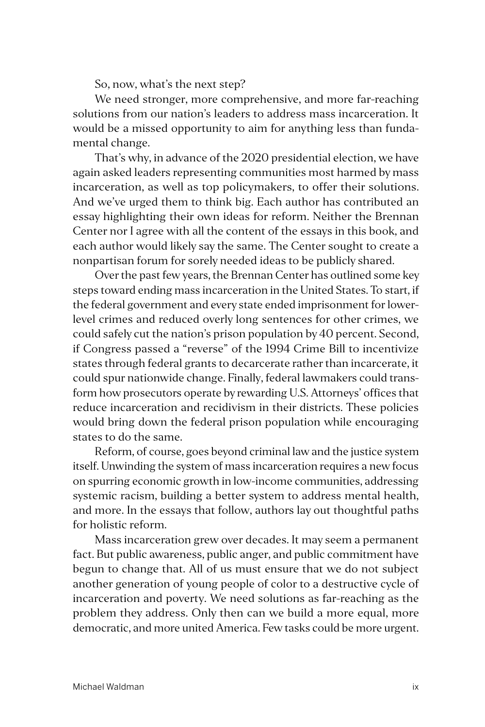So, now, what's the next step?

We need stronger, more comprehensive, and more far-reaching solutions from our nation's leaders to address mass incarceration. It would be a missed opportunity to aim for anything less than fundamental change.

That's why, in advance of the 2020 presidential election, we have again asked leaders representing communities most harmed by mass incarceration, as well as top policymakers, to offer their solutions. And we've urged them to think big. Each author has contributed an essay highlighting their own ideas for reform. Neither the Brennan Center nor I agree with all the content of the essays in this book, and each author would likely say the same. The Center sought to create a nonpartisan forum for sorely needed ideas to be publicly shared.

Over the past few years, the Brennan Center has outlined some key steps toward ending mass incarceration in the United States. To start, if the federal government and every state ended imprisonment for lower-level crimes and reduced overly long sentences for other crimes, we could safely cut the nation's prison population by 40 percent. Second, if Congress passed a "reverse" of the 1994 Crime Bill to incentivize states through federal grants to decarcerate rather than incarcerate, it could spur nationwide change. Finally, federal lawmakers could transform how prosecutors operate by rewarding U.S. Attorneys' offices that reduce incarceration and recidivism in their districts. These policies would bring down the federal prison population while encouraging states to do the same.

Reform, of course, goes beyond criminal law and the justice system itself. Unwinding the system of mass incarceration requires a new focus on spurring economic growth in low-income communities, addressing systemic racism, building a better system to address mental health, and more. In the essays that follow, authors lay out thoughtful paths for holistic reform.

Mass incarceration grew over decades. It may seem a permanent fact. But public awareness, public anger, and public commitment have begun to change that. All of us must ensure that we do not subject another generation of young people of color to a destructive cycle of incarceration and poverty. We need solutions as far-reaching as the problem they address. Only then can we build a more equal, more democratic, and more united America. Few tasks could be more urgent.

Michael Waldman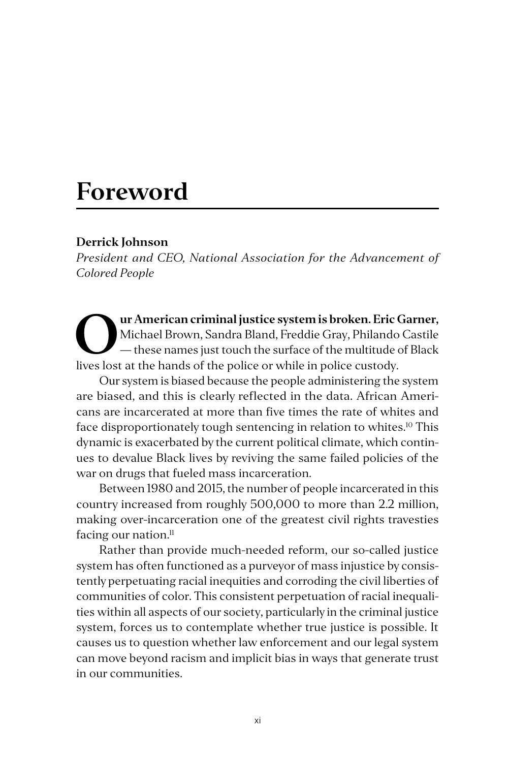# Foreword

**Derrick Johnson**

*President and CEO, National Association for the Advancement of Colored People*

**Our American criminal justice system is broken. Eric Garner,** Michael Brown, Sandra Bland, Freddie Gray, Philando Castile — these names just touch the surface of the multitude of Black lives lost at the hands of the police or while in police custody.

Our system is biased because the people administering the system are biased, and this is clearly reflected in the data. African Americans are incarcerated at more than five times the rate of whites and face disproportionately tough sentencing in relation to whites.[10] This dynamic is exacerbated by the current political climate, which continues to devalue Black lives by reviving the same failed policies of the war on drugs that fueled mass incarceration.

Between 1980 and 2015, the number of people incarcerated in this country increased from roughly 500,000 to more than 2.2 million, making over-incarceration one of the greatest civil rights travesties facing our nation.[11]

Rather than provide much-needed reform, our so-called justice system has often functioned as a purveyor of mass injustice by consistently perpetuating racial inequities and corroding the civil liberties of communities of color. This consistent perpetuation of racial inequalities within all aspects of our society, particularly in the criminal justice system, forces us to contemplate whether true justice is possible. It causes us to question whether law enforcement and our legal system can move beyond racism and implicit bias in ways that generate trust in our communities.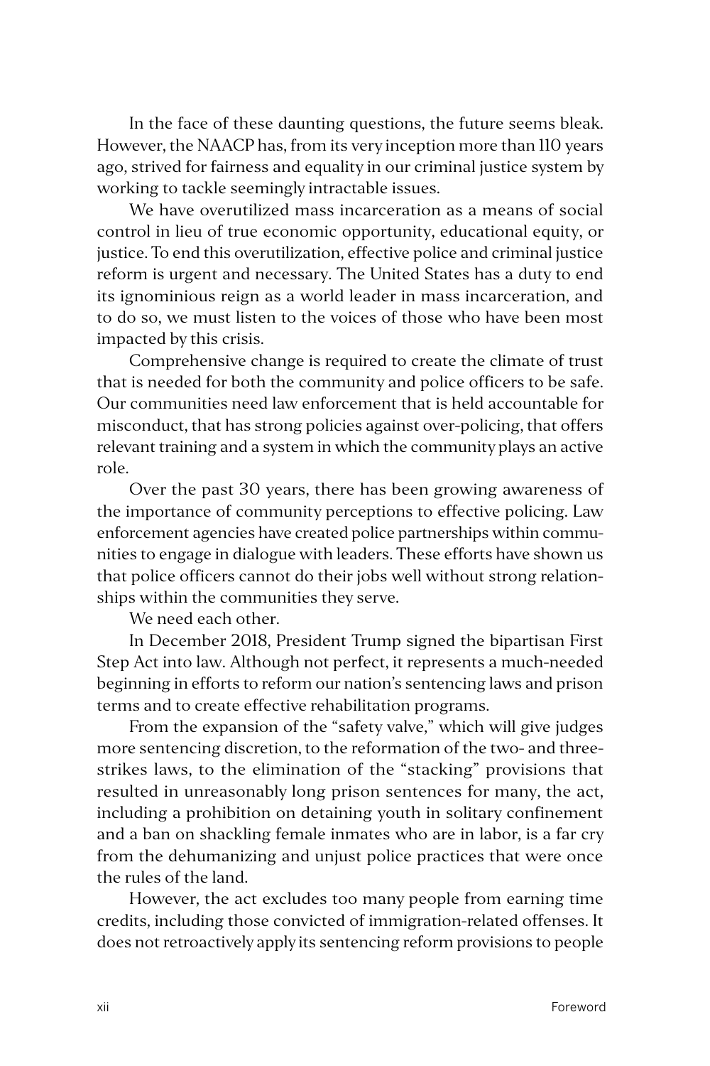In the face of these daunting questions, the future seems bleak. However, the NAACP has, from its very inception more than 110 years ago, strived for fairness and equality in our criminal justice system by working to tackle seemingly intractable issues.

We have overutilized mass incarceration as a means of social control in lieu of true economic opportunity, educational equity, or justice. To end this overutilization, effective police and criminal justice reform is urgent and necessary. The United States has a duty to end its ignominious reign as a world leader in mass incarceration, and to do so, we must listen to the voices of those who have been most impacted by this crisis.

Comprehensive change is required to create the climate of trust that is needed for both the community and police officers to be safe. Our communities need law enforcement that is held accountable for misconduct, that has strong policies against over-policing, that offers relevant training and a system in which the community plays an active role.

Over the past 30 years, there has been growing awareness of the importance of community perceptions to effective policing. Law enforcement agencies have created police partnerships within communities to engage in dialogue with leaders. These efforts have shown us that police officers cannot do their jobs well without strong relationships within the communities they serve.

We need each other.

In December 2018, President Trump signed the bipartisan First Step Act into law. Although not perfect, it represents a much-needed beginning in efforts to reform our nation's sentencing laws and prison terms and to create effective rehabilitation programs.

From the expansion of the "safety valve," which will give judges more sentencing discretion, to the reformation of the two- and three-strikes laws, to the elimination of the "stacking" provisions that resulted in unreasonably long prison sentences for many, the act, including a prohibition on detaining youth in solitary confinement and a ban on shackling female inmates who are in labor, is a far cry from the dehumanizing and unjust police practices that were once the rules of the land.

However, the act excludes too many people from earning time credits, including those convicted of immigration-related offenses. It does not retroactively apply its sentencing reform provisions to people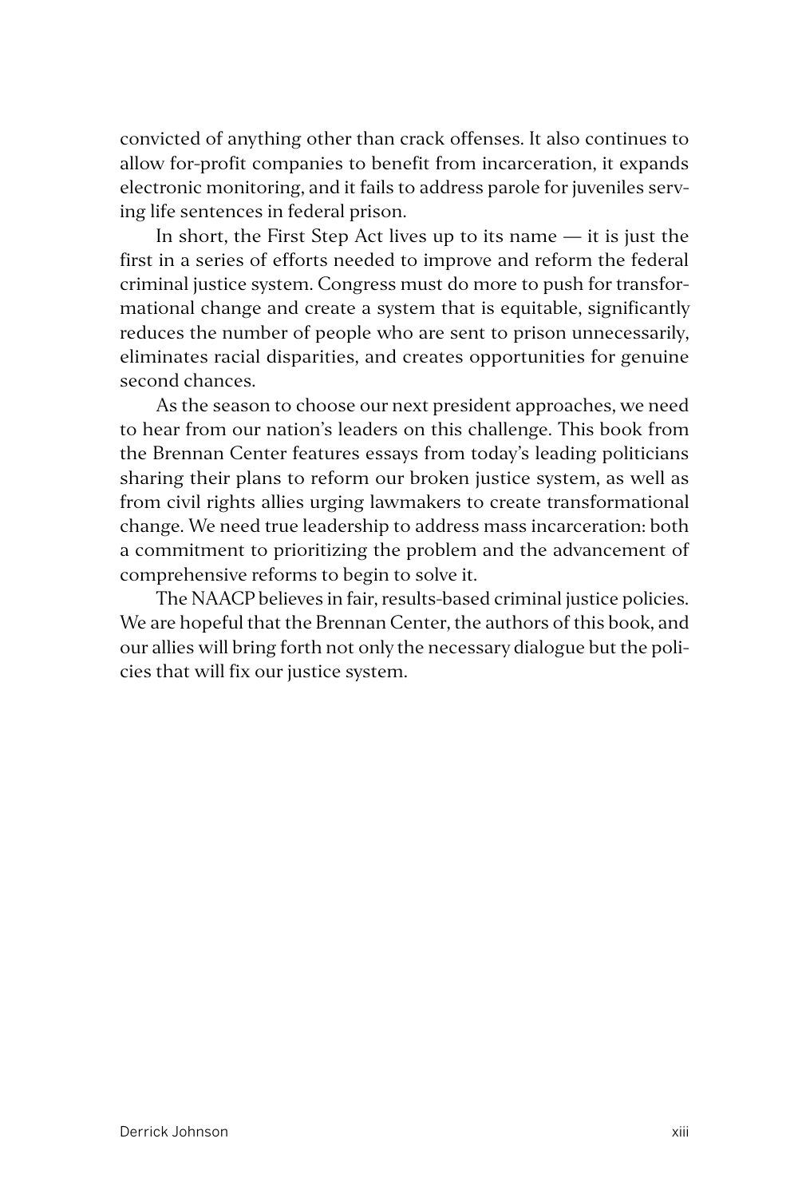convicted of anything other than crack offenses. It also continues to allow for-profit companies to benefit from incarceration, it expands electronic monitoring, and it fails to address parole for juveniles serving life sentences in federal prison.

In short, the First Step Act lives up to its name — it is just the first in a series of efforts needed to improve and reform the federal criminal justice system. Congress must do more to push for transformational change and create a system that is equitable, significantly reduces the number of people who are sent to prison unnecessarily, eliminates racial disparities, and creates opportunities for genuine second chances.

As the season to choose our next president approaches, we need to hear from our nation's leaders on this challenge. This book from the Brennan Center features essays from today's leading politicians sharing their plans to reform our broken justice system, as well as from civil rights allies urging lawmakers to create transformational change. We need true leadership to address mass incarceration: both a commitment to prioritizing the problem and the advancement of comprehensive reforms to begin to solve it.

The NAACP believes in fair, results-based criminal justice policies. We are hopeful that the Brennan Center, the authors of this book, and our allies will bring forth not only the necessary dialogue but the policies that will fix our justice system.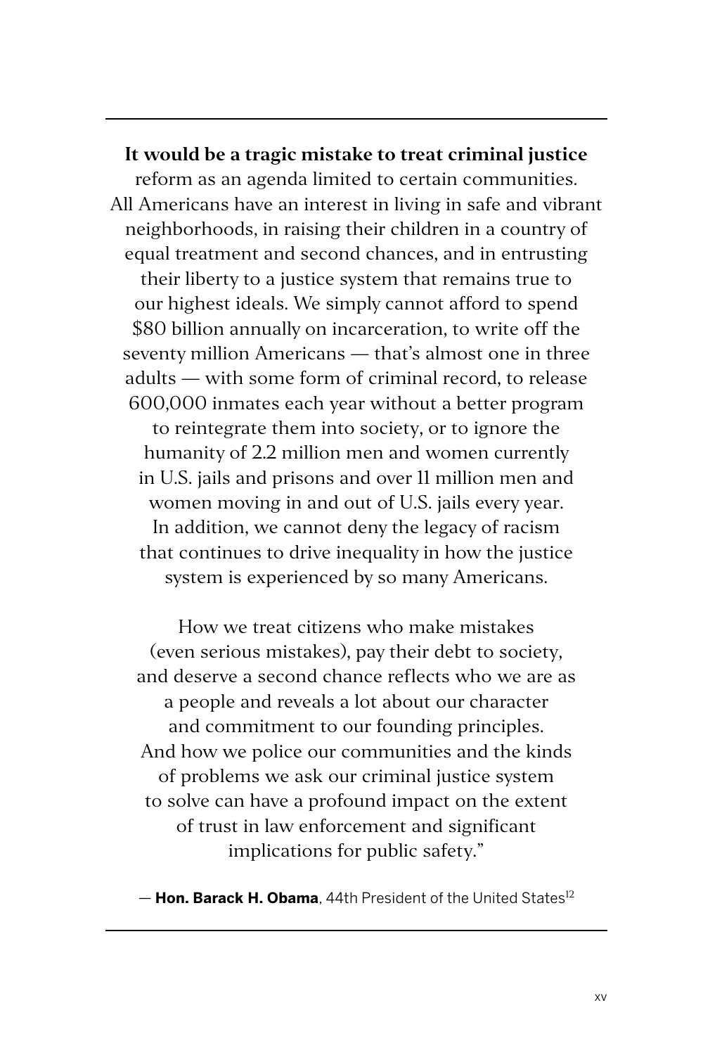**It would be a tragic mistake to treat criminal justice** reform as an agenda limited to certain communities. All Americans have an interest in living in safe and vibrant neighborhoods, in raising their children in a country of equal treatment and second chances, and in entrusting their liberty to a justice system that remains true to our highest ideals. We simply cannot afford to spend $80 billion annually on incarceration, to write off the seventy million Americans — that's almost one in three adults — with some form of criminal record, to release 600,000 inmates each year without a better program to reintegrate them into society, or to ignore the humanity of 2.2 million men and women currently in U.S. jails and prisons and over 11 million men and women moving in and out of U.S. jails every year. In addition, we cannot deny the legacy of racism that continues to drive inequality in how the justice system is experienced by so many Americans.

How we treat citizens who make mistakes (even serious mistakes), pay their debt to society, and deserve a second chance reflects who we are as a people and reveals a lot about our character and commitment to our founding principles. And how we police our communities and the kinds of problems we ask our criminal justice system to solve can have a profound impact on the extent of trust in law enforcement and significant implications for public safety."

— **Hon. Barack H. Obama**, 44th President of the United States[12]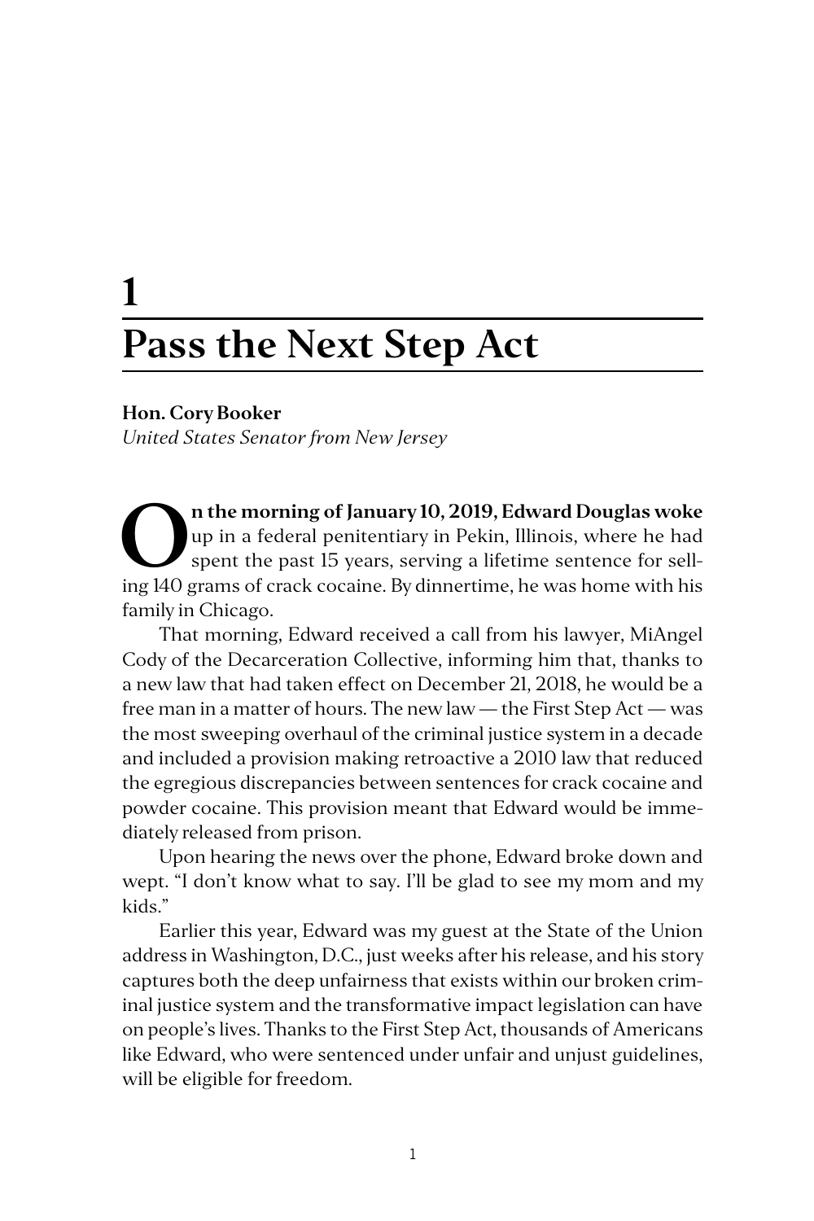# 1

# Pass the Next Step Act

**Hon. Cory Booker**
*United States Senator from New Jersey*

**On the morning of January 10, 2019, Edward Douglas woke** up in a federal penitentiary in Pekin, Illinois, where he had spent the past 15 years, serving a lifetime sentence for selling 140 grams of crack cocaine. By dinnertime, he was home with his family in Chicago.

That morning, Edward received a call from his lawyer, MiAngel Cody of the Decarceration Collective, informing him that, thanks to a new law that had taken effect on December 21, 2018, he would be a free man in a matter of hours. The new law — the First Step Act — was the most sweeping overhaul of the criminal justice system in a decade and included a provision making retroactive a 2010 law that reduced the egregious discrepancies between sentences for crack cocaine and powder cocaine. This provision meant that Edward would be immediately released from prison.

Upon hearing the news over the phone, Edward broke down and wept. "I don't know what to say. I'll be glad to see my mom and my kids."

Earlier this year, Edward was my guest at the State of the Union address in Washington, D.C., just weeks after his release, and his story captures both the deep unfairness that exists within our broken criminal justice system and the transformative impact legislation can have on people's lives. Thanks to the First Step Act, thousands of Americans like Edward, who were sentenced under unfair and unjust guidelines, will be eligible for freedom.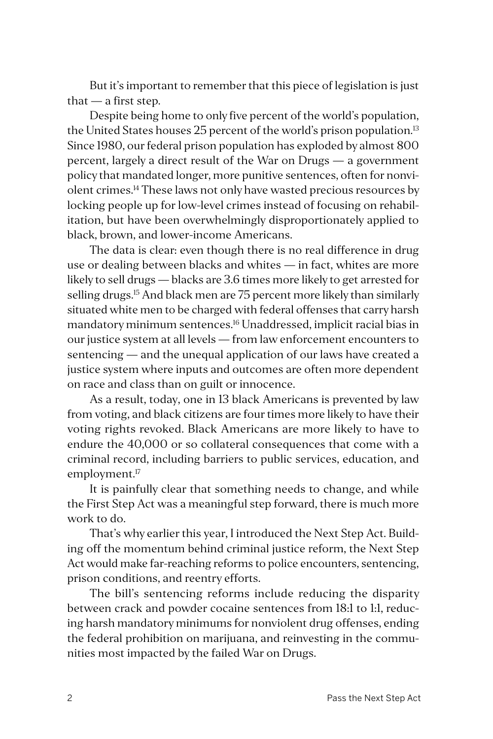But it's important to remember that this piece of legislation is just that — a first step.

Despite being home to only five percent of the world's population, the United States houses 25 percent of the world's prison population.[13] Since 1980, our federal prison population has exploded by almost 800 percent, largely a direct result of the War on Drugs — a government policy that mandated longer, more punitive sentences, often for nonviolent crimes.[14] These laws not only have wasted precious resources by locking people up for low-level crimes instead of focusing on rehabilitation, but have been overwhelmingly disproportionately applied to black, brown, and lower-income Americans.

The data is clear: even though there is no real difference in drug use or dealing between blacks and whites — in fact, whites are more likely to sell drugs — blacks are 3.6 times more likely to get arrested for selling drugs.[15] And black men are 75 percent more likely than similarly situated white men to be charged with federal offenses that carry harsh mandatory minimum sentences.[16] Unaddressed, implicit racial bias in our justice system at all levels — from law enforcement encounters to sentencing — and the unequal application of our laws have created a justice system where inputs and outcomes are often more dependent on race and class than on guilt or innocence.

As a result, today, one in 13 black Americans is prevented by law from voting, and black citizens are four times more likely to have their voting rights revoked. Black Americans are more likely to have to endure the 40,000 or so collateral consequences that come with a criminal record, including barriers to public services, education, and employment.[17]

It is painfully clear that something needs to change, and while the First Step Act was a meaningful step forward, there is much more work to do.

That's why earlier this year, I introduced the Next Step Act. Building off the momentum behind criminal justice reform, the Next Step Act would make far-reaching reforms to police encounters, sentencing, prison conditions, and reentry efforts.

The bill's sentencing reforms include reducing the disparity between crack and powder cocaine sentences from 18:1 to 1:1, reducing harsh mandatory minimums for nonviolent drug offenses, ending the federal prohibition on marijuana, and reinvesting in the communities most impacted by the failed War on Drugs.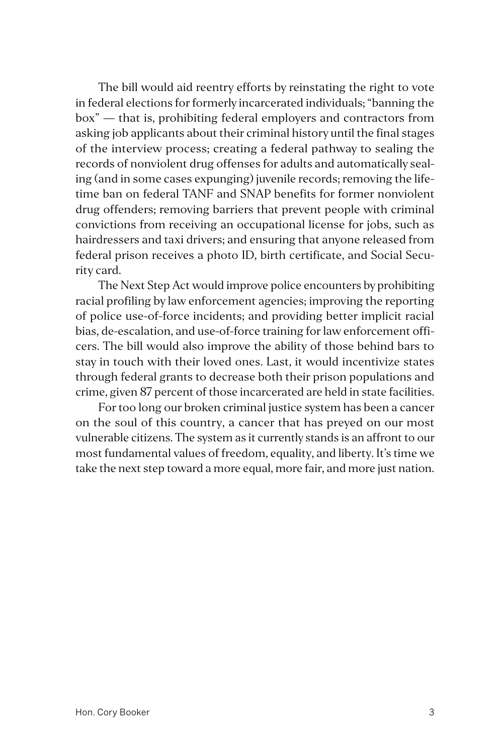The bill would aid reentry efforts by reinstating the right to vote in federal elections for formerly incarcerated individuals; "banning the box" — that is, prohibiting federal employers and contractors from asking job applicants about their criminal history until the final stages of the interview process; creating a federal pathway to sealing the records of nonviolent drug offenses for adults and automatically sealing (and in some cases expunging) juvenile records; removing the lifetime ban on federal TANF and SNAP benefits for former nonviolent drug offenders; removing barriers that prevent people with criminal convictions from receiving an occupational license for jobs, such as hairdressers and taxi drivers; and ensuring that anyone released from federal prison receives a photo ID, birth certificate, and Social Security card.

The Next Step Act would improve police encounters by prohibiting racial profiling by law enforcement agencies; improving the reporting of police use-of-force incidents; and providing better implicit racial bias, de-escalation, and use-of-force training for law enforcement officers. The bill would also improve the ability of those behind bars to stay in touch with their loved ones. Last, it would incentivize states through federal grants to decrease both their prison populations and crime, given 87 percent of those incarcerated are held in state facilities.

For too long our broken criminal justice system has been a cancer on the soul of this country, a cancer that has preyed on our most vulnerable citizens. The system as it currently stands is an affront to our most fundamental values of freedom, equality, and liberty. It's time we take the next step toward a more equal, more fair, and more just nation.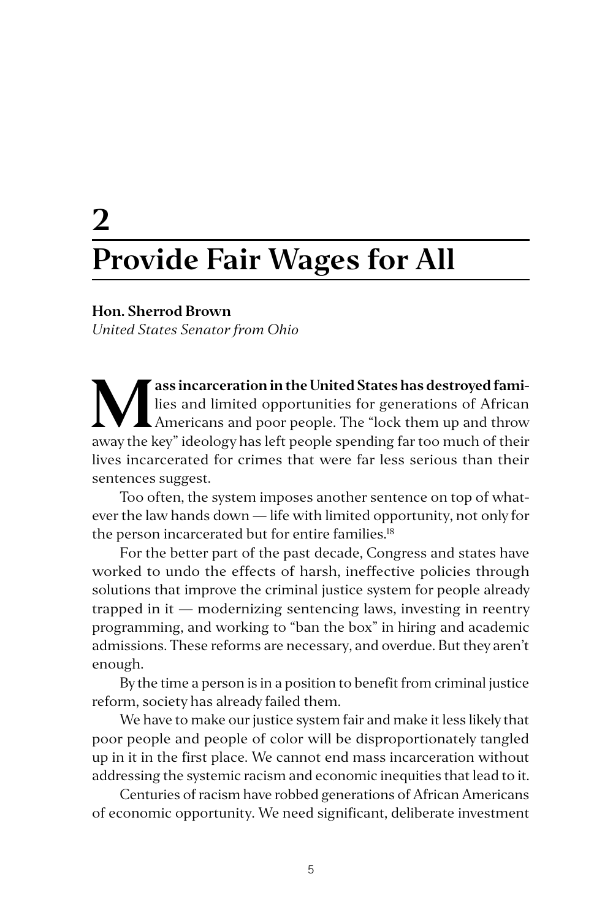# 2 Provide Fair Wages for All

**Hon. Sherrod Brown**
*United States Senator from Ohio*

**Mass incarceration in the United States has destroyed families** and limited opportunities for generations of African Americans and poor people. The "lock them up and throw away the key" ideology has left people spending far too much of their lives incarcerated for crimes that were far less serious than their sentences suggest.

Too often, the system imposes another sentence on top of whatever the law hands down — life with limited opportunity, not only for the person incarcerated but for entire families.[18]

For the better part of the past decade, Congress and states have worked to undo the effects of harsh, ineffective policies through solutions that improve the criminal justice system for people already trapped in it — modernizing sentencing laws, investing in reentry programming, and working to "ban the box" in hiring and academic admissions. These reforms are necessary, and overdue. But they aren't enough.

By the time a person is in a position to benefit from criminal justice reform, society has already failed them.

We have to make our justice system fair and make it less likely that poor people and people of color will be disproportionately tangled up in it in the first place. We cannot end mass incarceration without addressing the systemic racism and economic inequities that lead to it.

Centuries of racism have robbed generations of African Americans of economic opportunity. We need significant, deliberate investment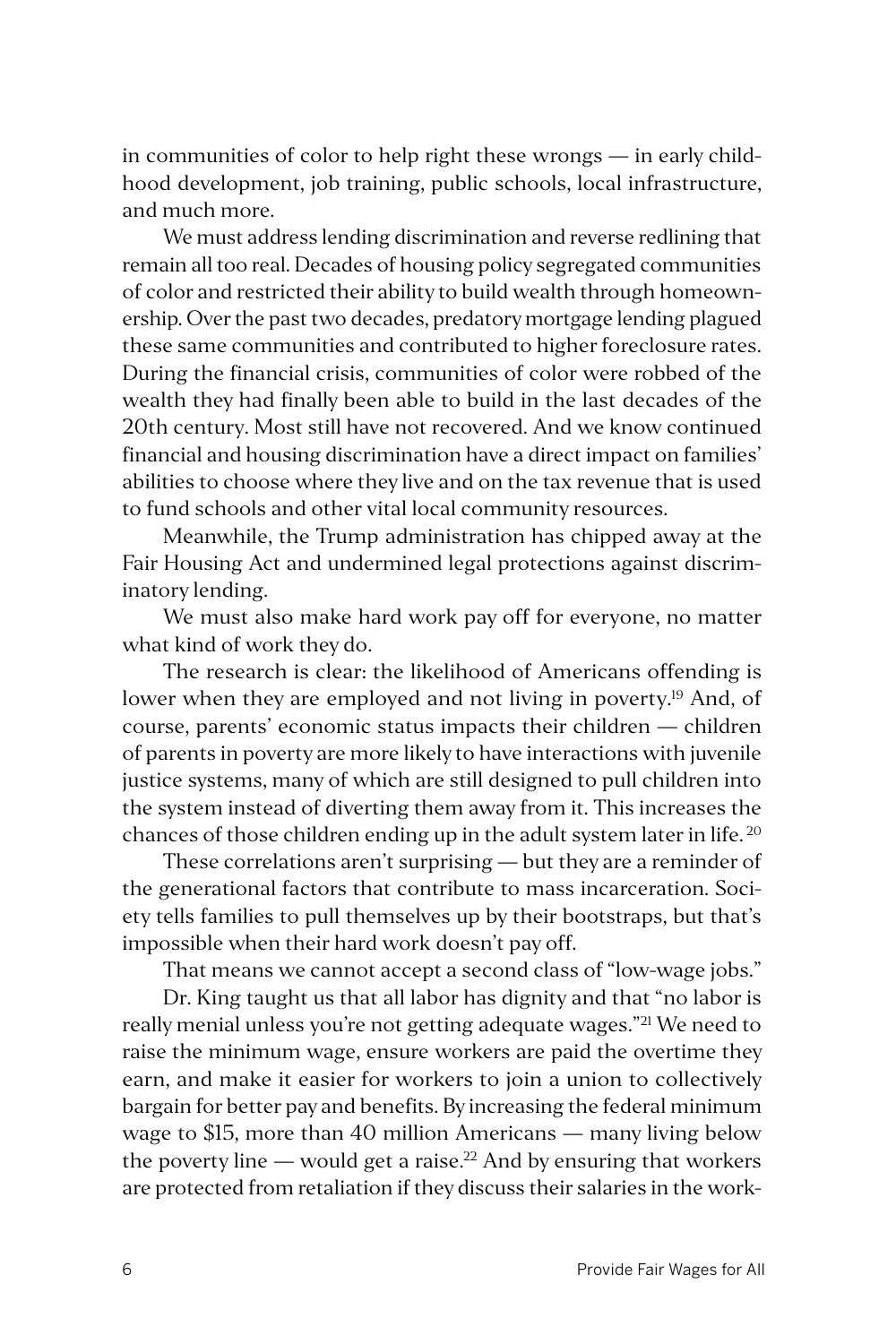in communities of color to help right these wrongs — in early childhood development, job training, public schools, local infrastructure, and much more.

We must address lending discrimination and reverse redlining that remain all too real. Decades of housing policy segregated communities of color and restricted their ability to build wealth through homeownership. Over the past two decades, predatory mortgage lending plagued these same communities and contributed to higher foreclosure rates. During the financial crisis, communities of color were robbed of the wealth they had finally been able to build in the last decades of the 20th century. Most still have not recovered. And we know continued financial and housing discrimination have a direct impact on families' abilities to choose where they live and on the tax revenue that is used to fund schools and other vital local community resources.

Meanwhile, the Trump administration has chipped away at the Fair Housing Act and undermined legal protections against discriminatory lending.

We must also make hard work pay off for everyone, no matter what kind of work they do.

The research is clear: the likelihood of Americans offending is lower when they are employed and not living in poverty.[19] And, of course, parents' economic status impacts their children — children of parents in poverty are more likely to have interactions with juvenile justice systems, many of which are still designed to pull children into the system instead of diverting them away from it. This increases the chances of those children ending up in the adult system later in life.[20]

These correlations aren't surprising — but they are a reminder of the generational factors that contribute to mass incarceration. Society tells families to pull themselves up by their bootstraps, but that's impossible when their hard work doesn't pay off.

That means we cannot accept a second class of "low-wage jobs."

Dr. King taught us that all labor has dignity and that "no labor is really menial unless you're not getting adequate wages."[21] We need to raise the minimum wage, ensure workers are paid the overtime they earn, and make it easier for workers to join a union to collectively bargain for better pay and benefits. By increasing the federal minimum wage to $15, more than 40 million Americans — many living below the poverty line — would get a raise.[22] And by ensuring that workers are protected from retaliation if they discuss their salaries in the work-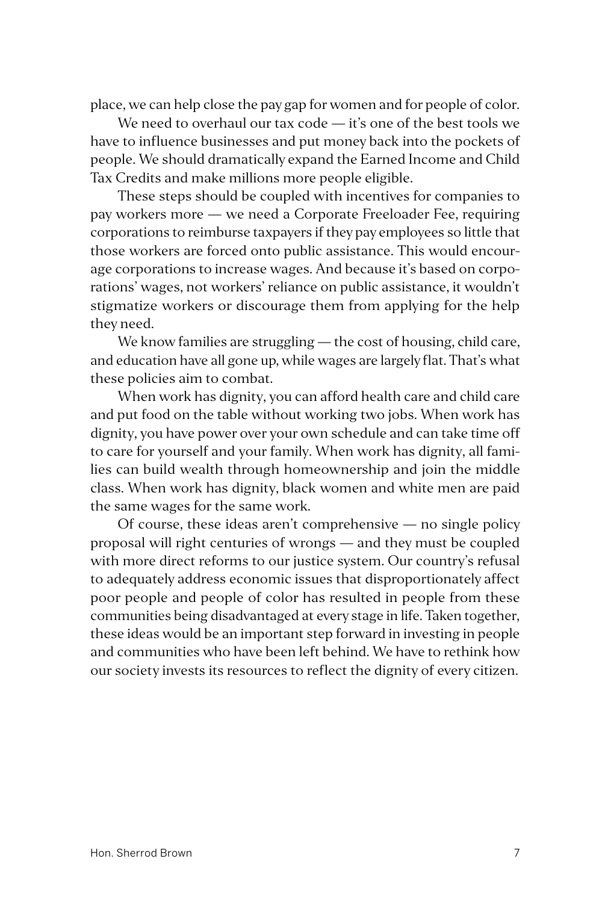place, we can help close the pay gap for women and for people of color.

We need to overhaul our tax code — it's one of the best tools we have to influence businesses and put money back into the pockets of people. We should dramatically expand the Earned Income and Child Tax Credits and make millions more people eligible.

These steps should be coupled with incentives for companies to pay workers more — we need a Corporate Freeloader Fee, requiring corporations to reimburse taxpayers if they pay employees so little that those workers are forced onto public assistance. This would encourage corporations to increase wages. And because it's based on corporations' wages, not workers' reliance on public assistance, it wouldn't stigmatize workers or discourage them from applying for the help they need.

We know families are struggling — the cost of housing, child care, and education have all gone up, while wages are largely flat. That's what these policies aim to combat.

When work has dignity, you can afford health care and child care and put food on the table without working two jobs. When work has dignity, you have power over your own schedule and can take time off to care for yourself and your family. When work has dignity, all families can build wealth through homeownership and join the middle class. When work has dignity, black women and white men are paid the same wages for the same work.

Of course, these ideas aren't comprehensive — no single policy proposal will right centuries of wrongs — and they must be coupled with more direct reforms to our justice system. Our country's refusal to adequately address economic issues that disproportionately affect poor people and people of color has resulted in people from these communities being disadvantaged at every stage in life. Taken together, these ideas would be an important step forward in investing in people and communities who have been left behind. We have to rethink how our society invests its resources to reflect the dignity of every citizen.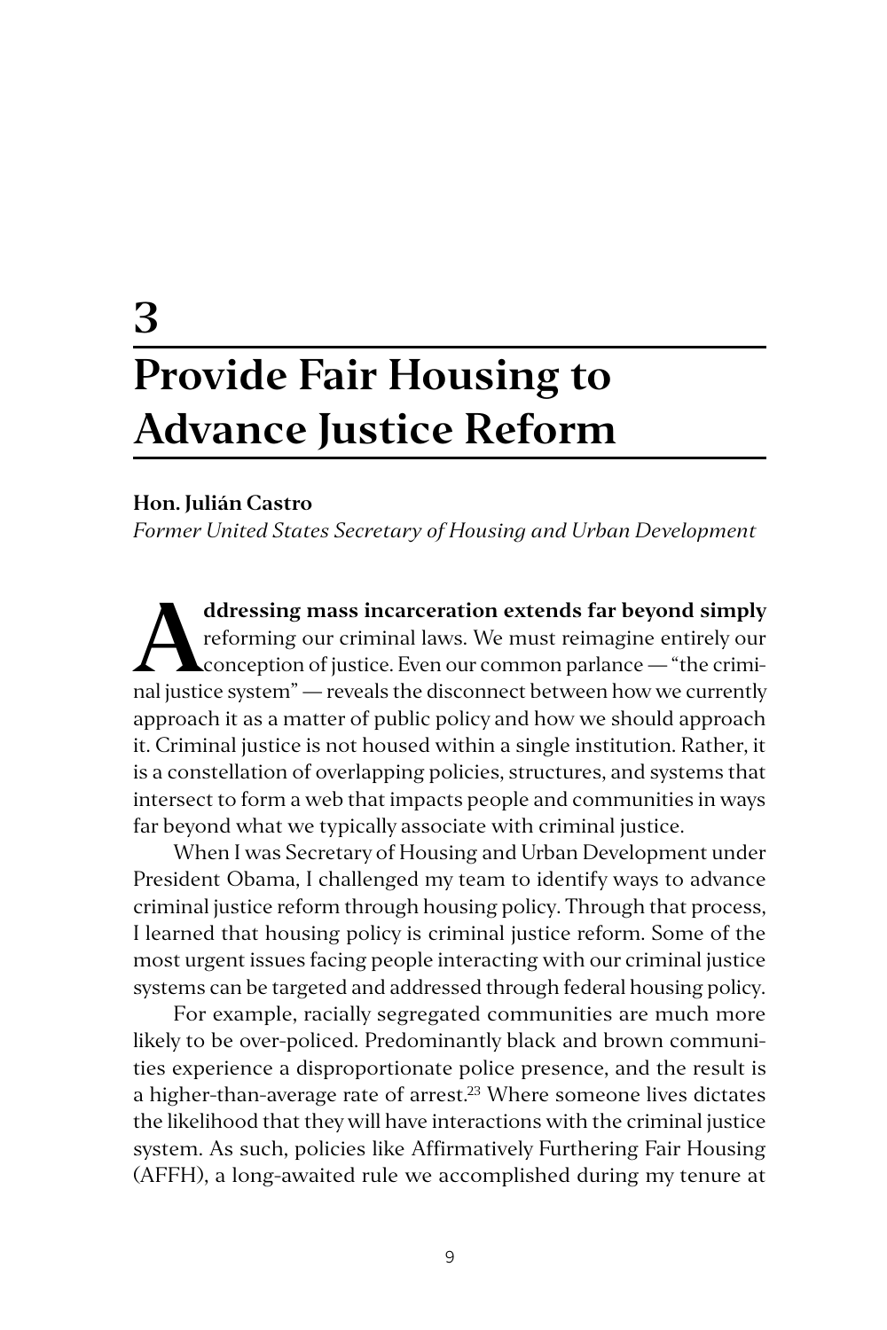# 3

# Provide Fair Housing to Advance Justice Reform

**Hon. Julián Castro**

*Former United States Secretary of Housing and Urban Development*

**Addressing mass incarceration extends far beyond simply** reforming our criminal laws. We must reimagine entirely our conception of justice. Even our common parlance — "the criminal justice system" — reveals the disconnect between how we currently approach it as a matter of public policy and how we should approach it. Criminal justice is not housed within a single institution. Rather, it is a constellation of overlapping policies, structures, and systems that intersect to form a web that impacts people and communities in ways far beyond what we typically associate with criminal justice.

When I was Secretary of Housing and Urban Development under President Obama, I challenged my team to identify ways to advance criminal justice reform through housing policy. Through that process, I learned that housing policy is criminal justice reform. Some of the most urgent issues facing people interacting with our criminal justice systems can be targeted and addressed through federal housing policy.

For example, racially segregated communities are much more likely to be over-policed. Predominantly black and brown communities experience a disproportionate police presence, and the result is a higher-than-average rate of arrest.[23] Where someone lives dictates the likelihood that they will have interactions with the criminal justice system. As such, policies like Affirmatively Furthering Fair Housing (AFFH), a long-awaited rule we accomplished during my tenure at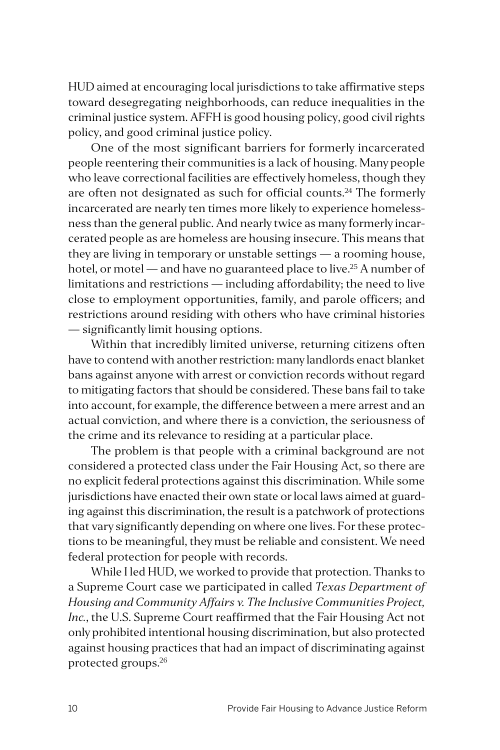HUD aimed at encouraging local jurisdictions to take affirmative steps toward desegregating neighborhoods, can reduce inequalities in the criminal justice system. AFFH is good housing policy, good civil rights policy, and good criminal justice policy.

One of the most significant barriers for formerly incarcerated people reentering their communities is a lack of housing. Many people who leave correctional facilities are effectively homeless, though they are often not designated as such for official counts.[24] The formerly incarcerated are nearly ten times more likely to experience homelessness than the general public. And nearly twice as many formerly incarcerated people as are homeless are housing insecure. This means that they are living in temporary or unstable settings — a rooming house, hotel, or motel — and have no guaranteed place to live.[25] A number of limitations and restrictions — including affordability; the need to live close to employment opportunities, family, and parole officers; and restrictions around residing with others who have criminal histories — significantly limit housing options.

Within that incredibly limited universe, returning citizens often have to contend with another restriction: many landlords enact blanket bans against anyone with arrest or conviction records without regard to mitigating factors that should be considered. These bans fail to take into account, for example, the difference between a mere arrest and an actual conviction, and where there is a conviction, the seriousness of the crime and its relevance to residing at a particular place.

The problem is that people with a criminal background are not considered a protected class under the Fair Housing Act, so there are no explicit federal protections against this discrimination. While some jurisdictions have enacted their own state or local laws aimed at guarding against this discrimination, the result is a patchwork of protections that vary significantly depending on where one lives. For these protections to be meaningful, they must be reliable and consistent. We need federal protection for people with records.

While I led HUD, we worked to provide that protection. Thanks to a Supreme Court case we participated in called *Texas Department of Housing and Community Affairs v. The Inclusive Communities Project, Inc.*, the U.S. Supreme Court reaffirmed that the Fair Housing Act not only prohibited intentional housing discrimination, but also protected against housing practices that had an impact of discriminating against protected groups.[26]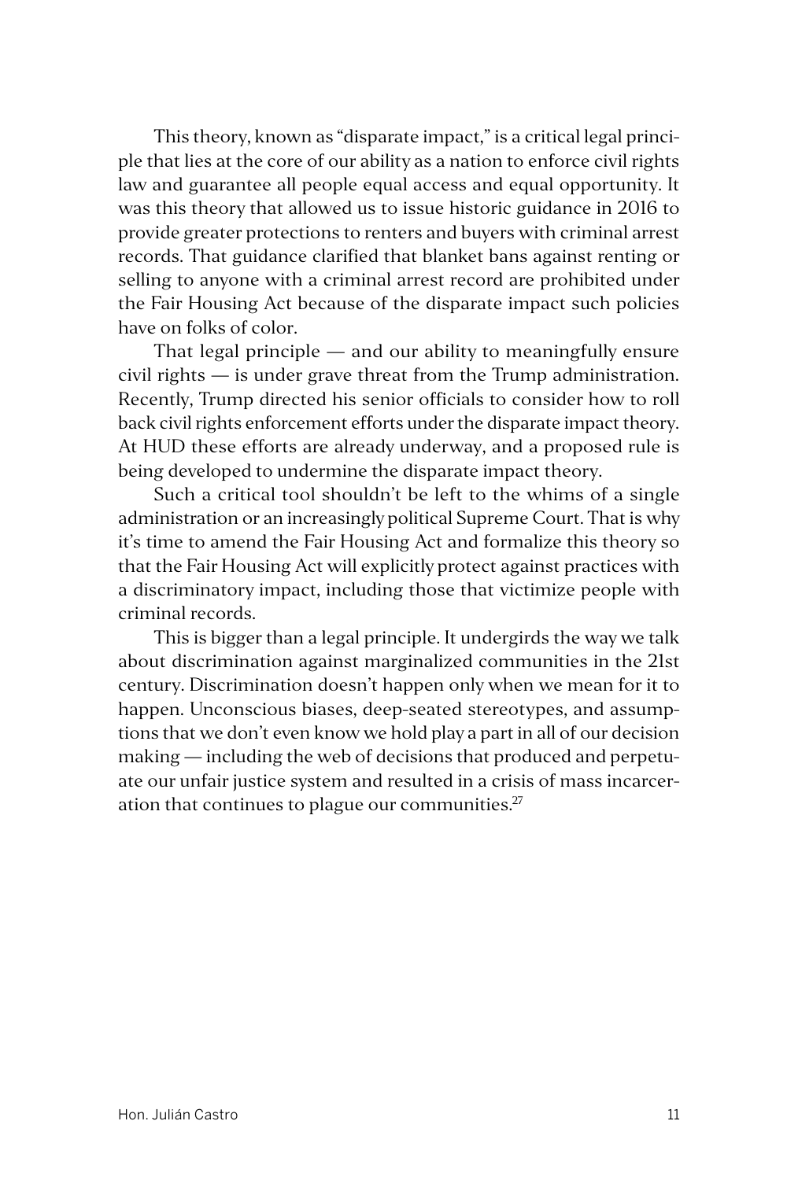This theory, known as "disparate impact," is a critical legal principle that lies at the core of our ability as a nation to enforce civil rights law and guarantee all people equal access and equal opportunity. It was this theory that allowed us to issue historic guidance in 2016 to provide greater protections to renters and buyers with criminal arrest records. That guidance clarified that blanket bans against renting or selling to anyone with a criminal arrest record are prohibited under the Fair Housing Act because of the disparate impact such policies have on folks of color.

That legal principle — and our ability to meaningfully ensure civil rights — is under grave threat from the Trump administration. Recently, Trump directed his senior officials to consider how to roll back civil rights enforcement efforts under the disparate impact theory. At HUD these efforts are already underway, and a proposed rule is being developed to undermine the disparate impact theory.

Such a critical tool shouldn't be left to the whims of a single administration or an increasingly political Supreme Court. That is why it's time to amend the Fair Housing Act and formalize this theory so that the Fair Housing Act will explicitly protect against practices with a discriminatory impact, including those that victimize people with criminal records.

This is bigger than a legal principle. It undergirds the way we talk about discrimination against marginalized communities in the 21st century. Discrimination doesn't happen only when we mean for it to happen. Unconscious biases, deep-seated stereotypes, and assumptions that we don't even know we hold play a part in all of our decision making — including the web of decisions that produced and perpetuate our unfair justice system and resulted in a crisis of mass incarceration that continues to plague our communities.[27]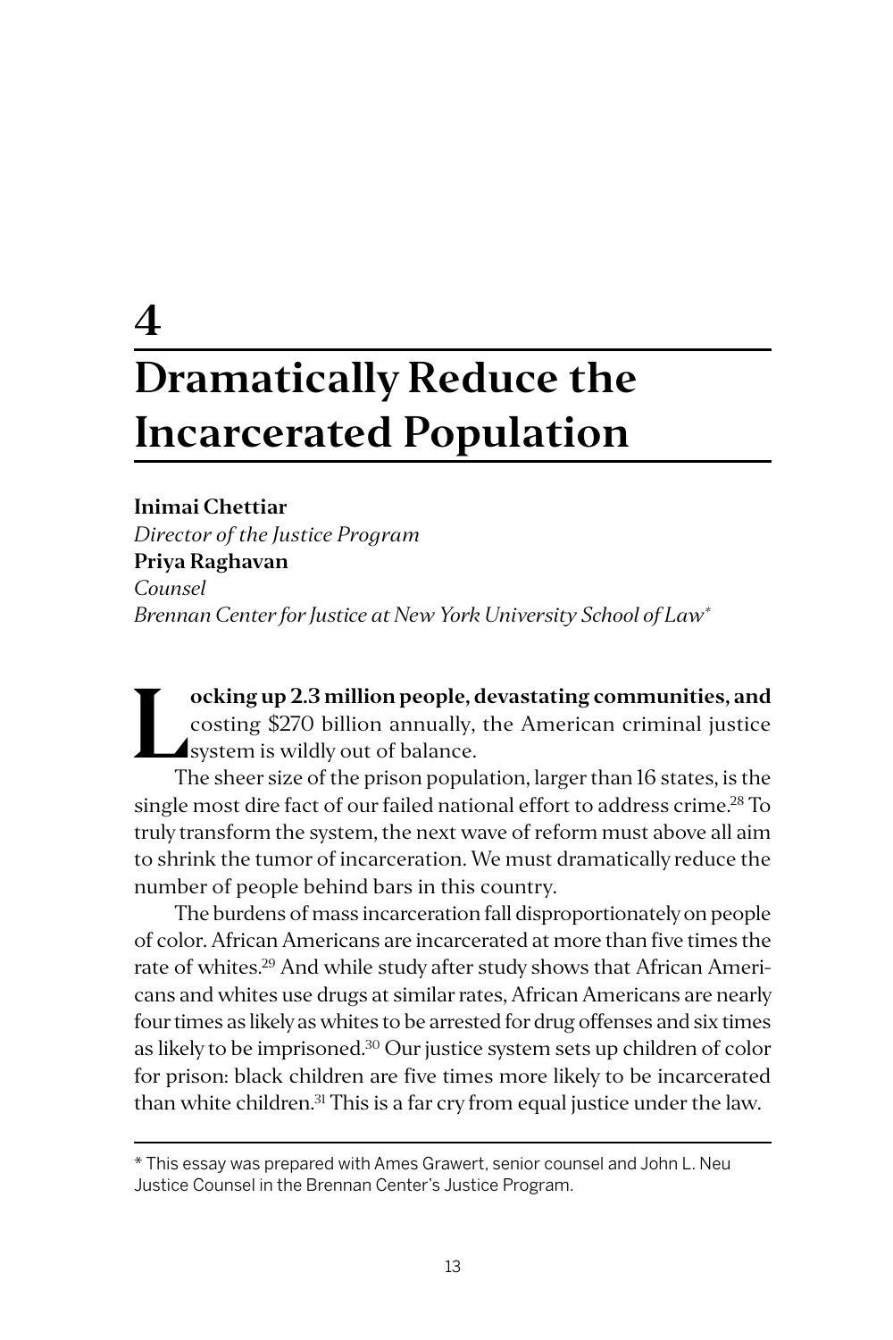# 4

# Dramatically Reduce the Incarcerated Population

**Inimai Chettiar**
*Director of the Justice Program*
**Priya Raghavan**
*Counsel*
*Brennan Center for Justice at New York University School of Law**

**Locking up 2.3 million people, devastating communities, and** costing $270 billion annually, the American criminal justice system is wildly out of balance.

The sheer size of the prison population, larger than 16 states, is the single most dire fact of our failed national effort to address crime.[28] To truly transform the system, the next wave of reform must above all aim to shrink the tumor of incarceration. We must dramatically reduce the number of people behind bars in this country.

The burdens of mass incarceration fall disproportionately on people of color. African Americans are incarcerated at more than five times the rate of whites.[29] And while study after study shows that African Americans and whites use drugs at similar rates, African Americans are nearly four times as likely as whites to be arrested for drug offenses and six times as likely to be imprisoned.[30] Our justice system sets up children of color for prison: black children are five times more likely to be incarcerated than white children.[31] This is a far cry from equal justice under the law.

---

* This essay was prepared with Ames Grawert, senior counsel and John L. Neu Justice Counsel in the Brennan Center's Justice Program.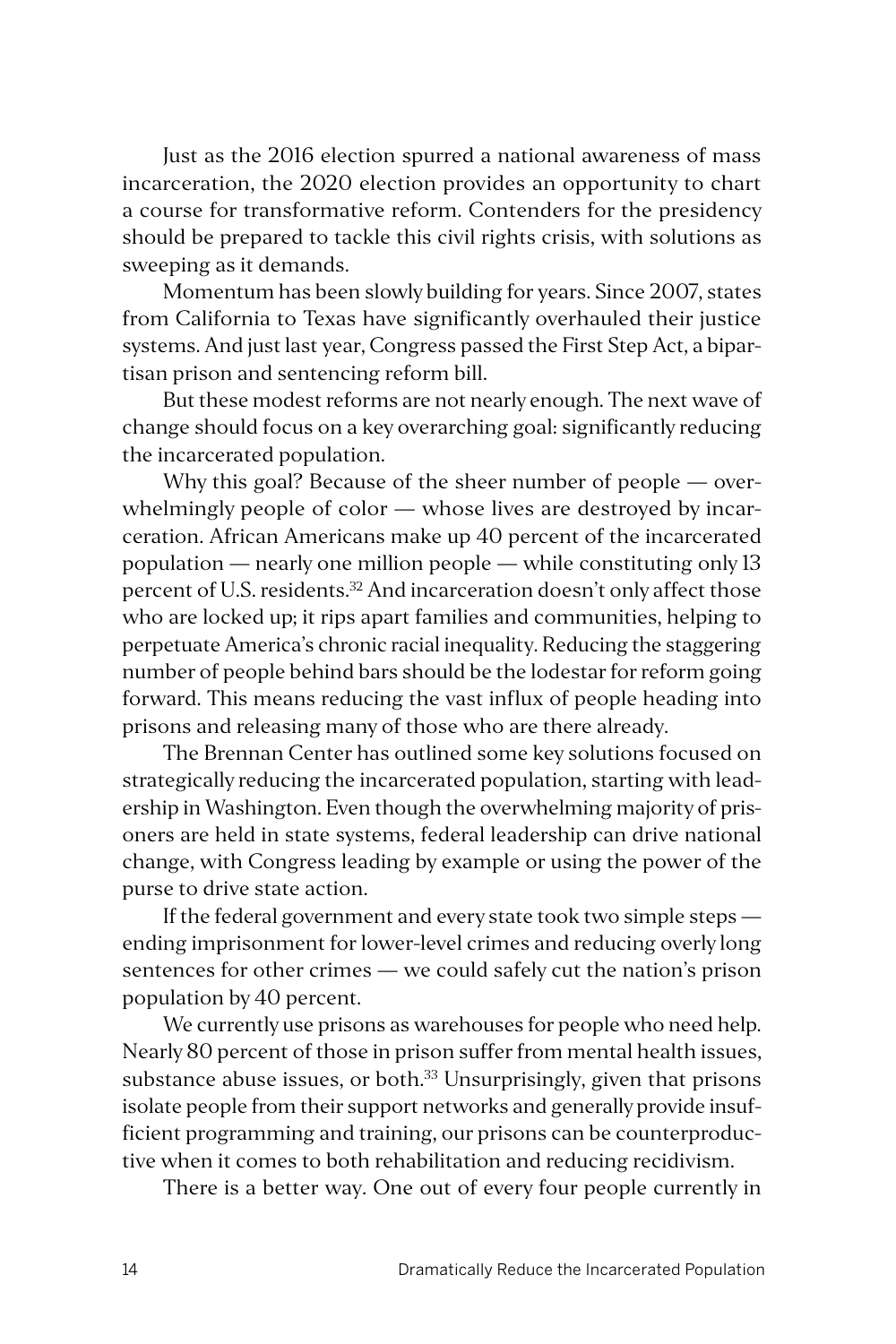Just as the 2016 election spurred a national awareness of mass incarceration, the 2020 election provides an opportunity to chart a course for transformative reform. Contenders for the presidency should be prepared to tackle this civil rights crisis, with solutions as sweeping as it demands.

Momentum has been slowly building for years. Since 2007, states from California to Texas have significantly overhauled their justice systems. And just last year, Congress passed the First Step Act, a bipartisan prison and sentencing reform bill.

But these modest reforms are not nearly enough. The next wave of change should focus on a key overarching goal: significantly reducing the incarcerated population.

Why this goal? Because of the sheer number of people — overwhelmingly people of color — whose lives are destroyed by incarceration. African Americans make up 40 percent of the incarcerated population — nearly one million people — while constituting only 13 percent of U.S. residents.[32] And incarceration doesn't only affect those who are locked up; it rips apart families and communities, helping to perpetuate America's chronic racial inequality. Reducing the staggering number of people behind bars should be the lodestar for reform going forward. This means reducing the vast influx of people heading into prisons and releasing many of those who are there already.

The Brennan Center has outlined some key solutions focused on strategically reducing the incarcerated population, starting with leadership in Washington. Even though the overwhelming majority of prisoners are held in state systems, federal leadership can drive national change, with Congress leading by example or using the power of the purse to drive state action.

If the federal government and every state took two simple steps — ending imprisonment for lower-level crimes and reducing overly long sentences for other crimes — we could safely cut the nation's prison population by 40 percent.

We currently use prisons as warehouses for people who need help. Nearly 80 percent of those in prison suffer from mental health issues, substance abuse issues, or both.[33] Unsurprisingly, given that prisons isolate people from their support networks and generally provide insufficient programming and training, our prisons can be counterproductive when it comes to both rehabilitation and reducing recidivism.

There is a better way. One out of every four people currently in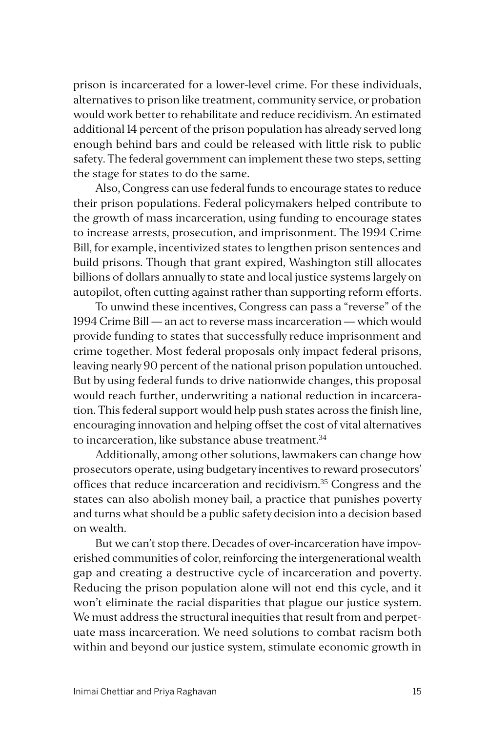prison is incarcerated for a lower-level crime. For these individuals, alternatives to prison like treatment, community service, or probation would work better to rehabilitate and reduce recidivism. An estimated additional 14 percent of the prison population has already served long enough behind bars and could be released with little risk to public safety. The federal government can implement these two steps, setting the stage for states to do the same.

Also, Congress can use federal funds to encourage states to reduce their prison populations. Federal policymakers helped contribute to the growth of mass incarceration, using funding to encourage states to increase arrests, prosecution, and imprisonment. The 1994 Crime Bill, for example, incentivized states to lengthen prison sentences and build prisons. Though that grant expired, Washington still allocates billions of dollars annually to state and local justice systems largely on autopilot, often cutting against rather than supporting reform efforts.

To unwind these incentives, Congress can pass a "reverse" of the 1994 Crime Bill — an act to reverse mass incarceration — which would provide funding to states that successfully reduce imprisonment and crime together. Most federal proposals only impact federal prisons, leaving nearly 90 percent of the national prison population untouched. But by using federal funds to drive nationwide changes, this proposal would reach further, underwriting a national reduction in incarceration. This federal support would help push states across the finish line, encouraging innovation and helping offset the cost of vital alternatives to incarceration, like substance abuse treatment.[34]

Additionally, among other solutions, lawmakers can change how prosecutors operate, using budgetary incentives to reward prosecutors' offices that reduce incarceration and recidivism.[35] Congress and the states can also abolish money bail, a practice that punishes poverty and turns what should be a public safety decision into a decision based on wealth.

But we can't stop there. Decades of over-incarceration have impoverished communities of color, reinforcing the intergenerational wealth gap and creating a destructive cycle of incarceration and poverty. Reducing the prison population alone will not end this cycle, and it won't eliminate the racial disparities that plague our justice system. We must address the structural inequities that result from and perpetuate mass incarceration. We need solutions to combat racism both within and beyond our justice system, stimulate economic growth in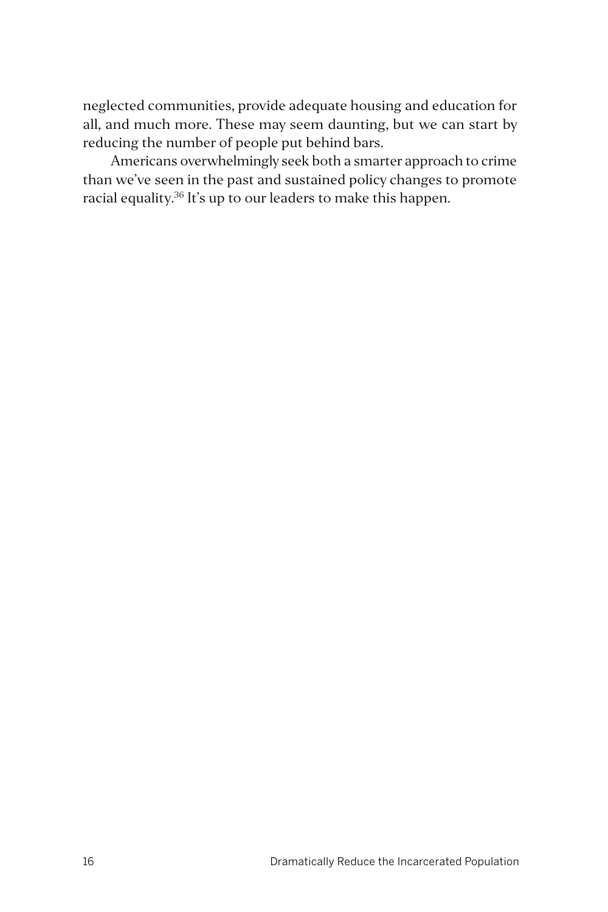neglected communities, provide adequate housing and education for all, and much more. These may seem daunting, but we can start by reducing the number of people put behind bars.

Americans overwhelmingly seek both a smarter approach to crime than we've seen in the past and sustained policy changes to promote racial equality.[36] It's up to our leaders to make this happen.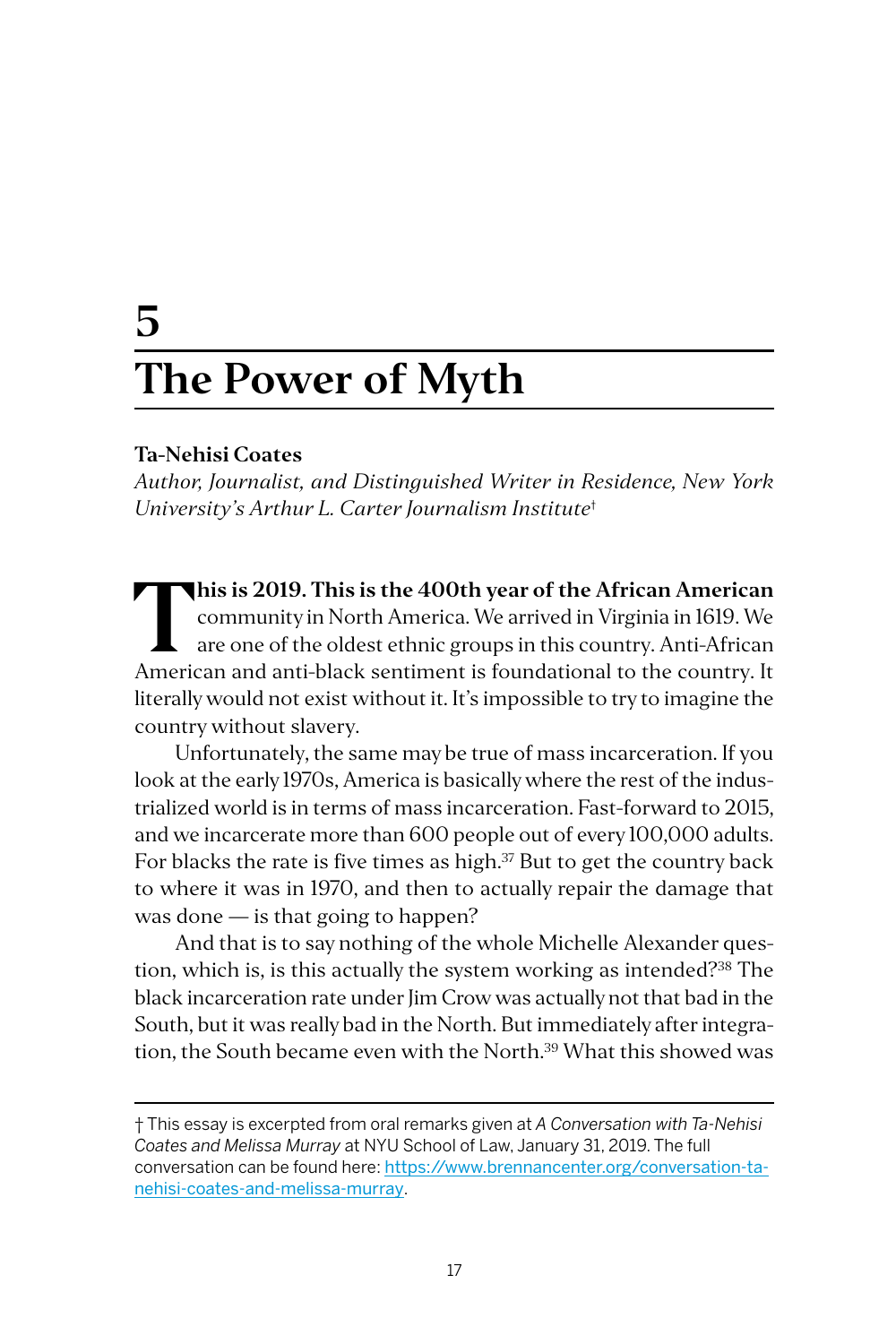# 5

# The Power of Myth

**Ta-Nehisi Coates**

*Author, Journalist, and Distinguished Writer in Residence, New York University's Arthur L. Carter Journalism Institute*[†]

**This is 2019. This is the 400th year of the African American** community in North America. We arrived in Virginia in 1619. We are one of the oldest ethnic groups in this country. Anti-African American and anti-black sentiment is foundational to the country. It literally would not exist without it. It's impossible to try to imagine the country without slavery.

Unfortunately, the same may be true of mass incarceration. If you look at the early 1970s, America is basically where the rest of the industrialized world is in terms of mass incarceration. Fast-forward to 2015, and we incarcerate more than 600 people out of every 100,000 adults. For blacks the rate is five times as high.[37] But to get the country back to where it was in 1970, and then to actually repair the damage that was done — is that going to happen?

And that is to say nothing of the whole Michelle Alexander question, which is, is this actually the system working as intended?[38] The black incarceration rate under Jim Crow was actually not that bad in the South, but it was really bad in the North. But immediately after integration, the South became even with the North.[39] What this showed was

---

† This essay is excerpted from oral remarks given at *A Conversation with Ta-Nehisi Coates and Melissa Murray* at NYU School of Law, January 31, 2019. The full conversation can be found here: https://www.brennancenter.org/conversation-ta-nehisi-coates-and-melissa-murray.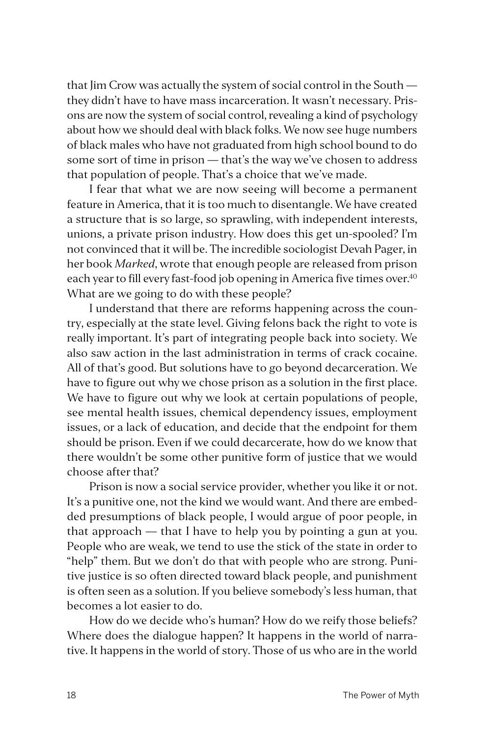that Jim Crow was actually the system of social control in the South — they didn't have to have mass incarceration. It wasn't necessary. Prisons are now the system of social control, revealing a kind of psychology about how we should deal with black folks. We now see huge numbers of black males who have not graduated from high school bound to do some sort of time in prison — that's the way we've chosen to address that population of people. That's a choice that we've made.

I fear that what we are now seeing will become a permanent feature in America, that it is too much to disentangle. We have created a structure that is so large, so sprawling, with independent interests, unions, a private prison industry. How does this get un-spooled? I'm not convinced that it will be. The incredible sociologist Devah Pager, in her book *Marked*, wrote that enough people are released from prison each year to fill every fast-food job opening in America five times over.[40] What are we going to do with these people?

I understand that there are reforms happening across the country, especially at the state level. Giving felons back the right to vote is really important. It's part of integrating people back into society. We also saw action in the last administration in terms of crack cocaine. All of that's good. But solutions have to go beyond decarceration. We have to figure out why we chose prison as a solution in the first place. We have to figure out why we look at certain populations of people, see mental health issues, chemical dependency issues, employment issues, or a lack of education, and decide that the endpoint for them should be prison. Even if we could decarcerate, how do we know that there wouldn't be some other punitive form of justice that we would choose after that?

Prison is now a social service provider, whether you like it or not. It's a punitive one, not the kind we would want. And there are embedded presumptions of black people, I would argue of poor people, in that approach — that I have to help you by pointing a gun at you. People who are weak, we tend to use the stick of the state in order to "help" them. But we don't do that with people who are strong. Punitive justice is so often directed toward black people, and punishment is often seen as a solution. If you believe somebody's less human, that becomes a lot easier to do.

How do we decide who's human? How do we reify those beliefs? Where does the dialogue happen? It happens in the world of narrative. It happens in the world of story. Those of us who are in the world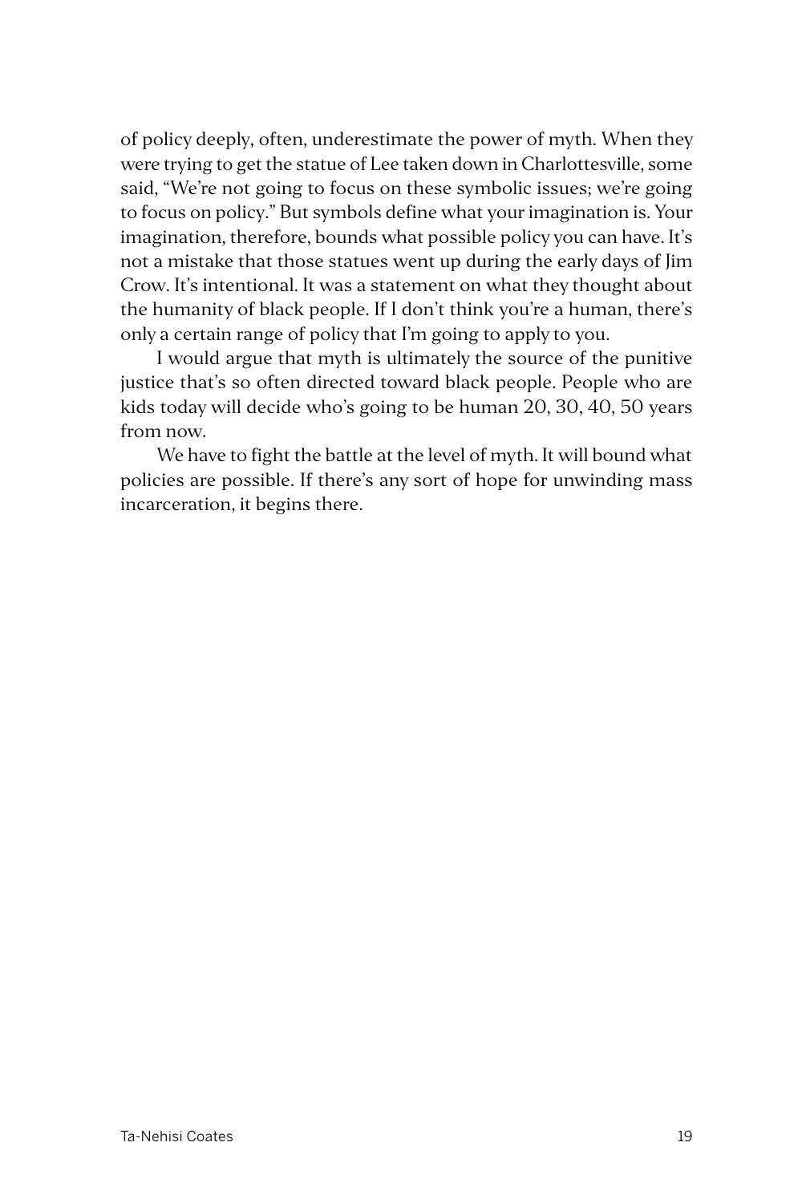of policy deeply, often, underestimate the power of myth. When they were trying to get the statue of Lee taken down in Charlottesville, some said, "We're not going to focus on these symbolic issues; we're going to focus on policy." But symbols define what your imagination is. Your imagination, therefore, bounds what possible policy you can have. It's not a mistake that those statues went up during the early days of Jim Crow. It's intentional. It was a statement on what they thought about the humanity of black people. If I don't think you're a human, there's only a certain range of policy that I'm going to apply to you.

I would argue that myth is ultimately the source of the punitive justice that's so often directed toward black people. People who are kids today will decide who's going to be human 20, 30, 40, 50 years from now.

We have to fight the battle at the level of myth. It will bound what policies are possible. If there's any sort of hope for unwinding mass incarceration, it begins there.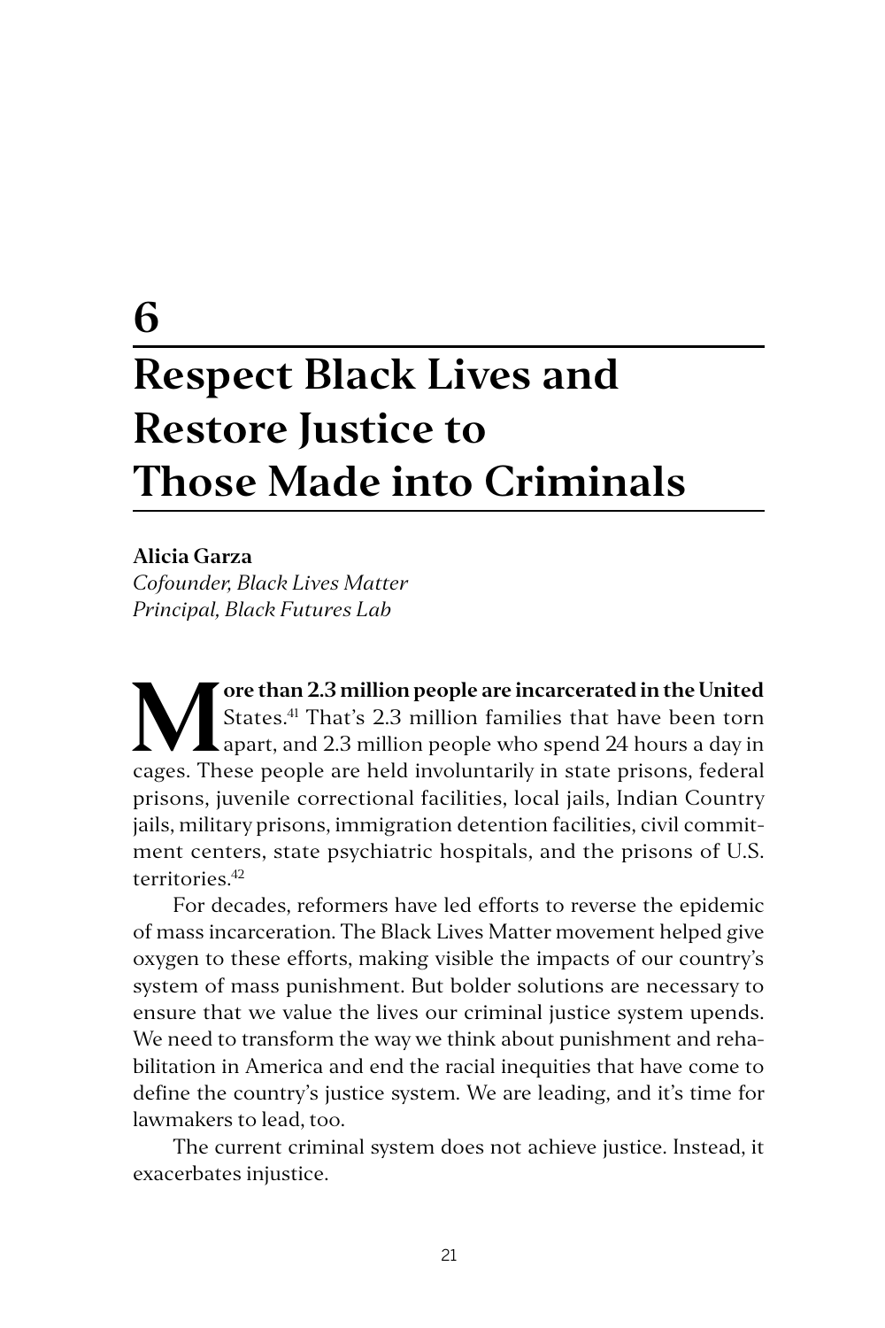# 6

# Respect Black Lives and Restore Justice to Those Made into Criminals

**Alicia Garza**
*Cofounder, Black Lives Matter*
*Principal, Black Futures Lab*

**More than 2.3 million people are incarcerated in the United** States.[41] That's 2.3 million families that have been torn apart, and 2.3 million people who spend 24 hours a day in cages. These people are held involuntarily in state prisons, federal prisons, juvenile correctional facilities, local jails, Indian Country jails, military prisons, immigration detention facilities, civil commitment centers, state psychiatric hospitals, and the prisons of U.S. territories.[42]

For decades, reformers have led efforts to reverse the epidemic of mass incarceration. The Black Lives Matter movement helped give oxygen to these efforts, making visible the impacts of our country's system of mass punishment. But bolder solutions are necessary to ensure that we value the lives our criminal justice system upends. We need to transform the way we think about punishment and rehabilitation in America and end the racial inequities that have come to define the country's justice system. We are leading, and it's time for lawmakers to lead, too.

The current criminal system does not achieve justice. Instead, it exacerbates injustice.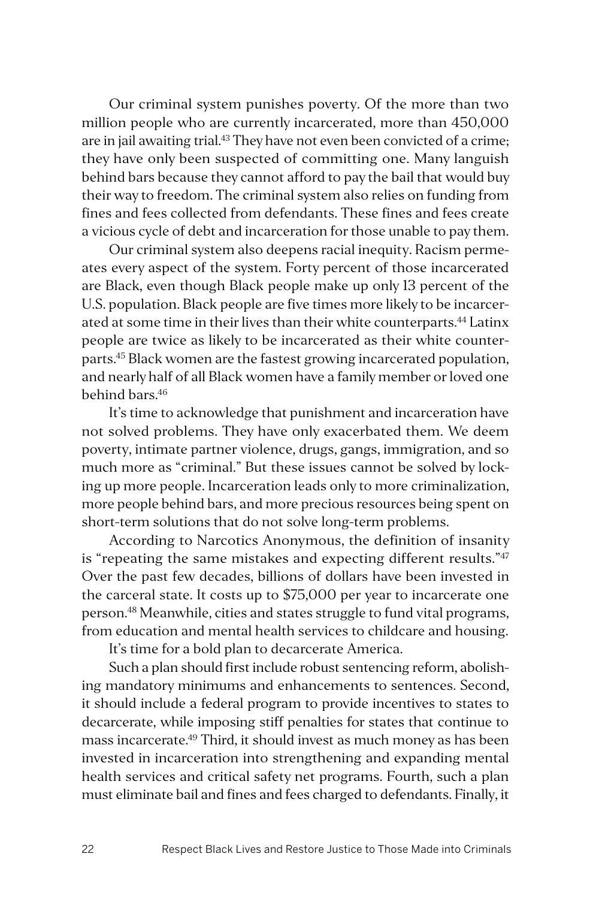Our criminal system punishes poverty. Of the more than two million people who are currently incarcerated, more than 450,000 are in jail awaiting trial.[43] They have not even been convicted of a crime; they have only been suspected of committing one. Many languish behind bars because they cannot afford to pay the bail that would buy their way to freedom. The criminal system also relies on funding from fines and fees collected from defendants. These fines and fees create a vicious cycle of debt and incarceration for those unable to pay them.

Our criminal system also deepens racial inequity. Racism permeates every aspect of the system. Forty percent of those incarcerated are Black, even though Black people make up only 13 percent of the U.S. population. Black people are five times more likely to be incarcerated at some time in their lives than their white counterparts.[44] Latinx people are twice as likely to be incarcerated as their white counterparts.[45] Black women are the fastest growing incarcerated population, and nearly half of all Black women have a family member or loved one behind bars.[46]

It's time to acknowledge that punishment and incarceration have not solved problems. They have only exacerbated them. We deem poverty, intimate partner violence, drugs, gangs, immigration, and so much more as "criminal." But these issues cannot be solved by locking up more people. Incarceration leads only to more criminalization, more people behind bars, and more precious resources being spent on short-term solutions that do not solve long-term problems.

According to Narcotics Anonymous, the definition of insanity is "repeating the same mistakes and expecting different results."[47] Over the past few decades, billions of dollars have been invested in the carceral state. It costs up to $75,000 per year to incarcerate one person.[48] Meanwhile, cities and states struggle to fund vital programs, from education and mental health services to childcare and housing.

It's time for a bold plan to decarcerate America.

Such a plan should first include robust sentencing reform, abolishing mandatory minimums and enhancements to sentences. Second, it should include a federal program to provide incentives to states to decarcerate, while imposing stiff penalties for states that continue to mass incarcerate.[49] Third, it should invest as much money as has been invested in incarceration into strengthening and expanding mental health services and critical safety net programs. Fourth, such a plan must eliminate bail and fines and fees charged to defendants. Finally, it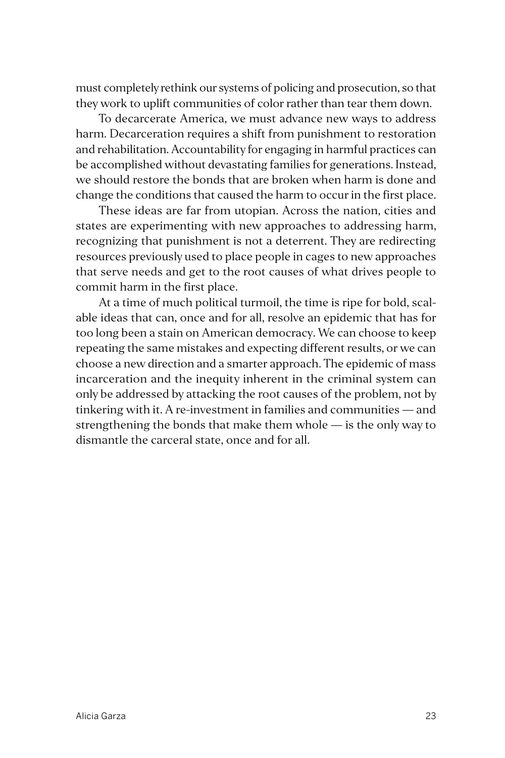must completely rethink our systems of policing and prosecution, so that they work to uplift communities of color rather than tear them down.

To decarcerate America, we must advance new ways to address harm. Decarceration requires a shift from punishment to restoration and rehabilitation. Accountability for engaging in harmful practices can be accomplished without devastating families for generations. Instead, we should restore the bonds that are broken when harm is done and change the conditions that caused the harm to occur in the first place.

These ideas are far from utopian. Across the nation, cities and states are experimenting with new approaches to addressing harm, recognizing that punishment is not a deterrent. They are redirecting resources previously used to place people in cages to new approaches that serve needs and get to the root causes of what drives people to commit harm in the first place.

At a time of much political turmoil, the time is ripe for bold, scalable ideas that can, once and for all, resolve an epidemic that has for too long been a stain on American democracy. We can choose to keep repeating the same mistakes and expecting different results, or we can choose a new direction and a smarter approach. The epidemic of mass incarceration and the inequity inherent in the criminal system can only be addressed by attacking the root causes of the problem, not by tinkering with it. A re-investment in families and communities — and strengthening the bonds that make them whole — is the only way to dismantle the carceral state, once and for all.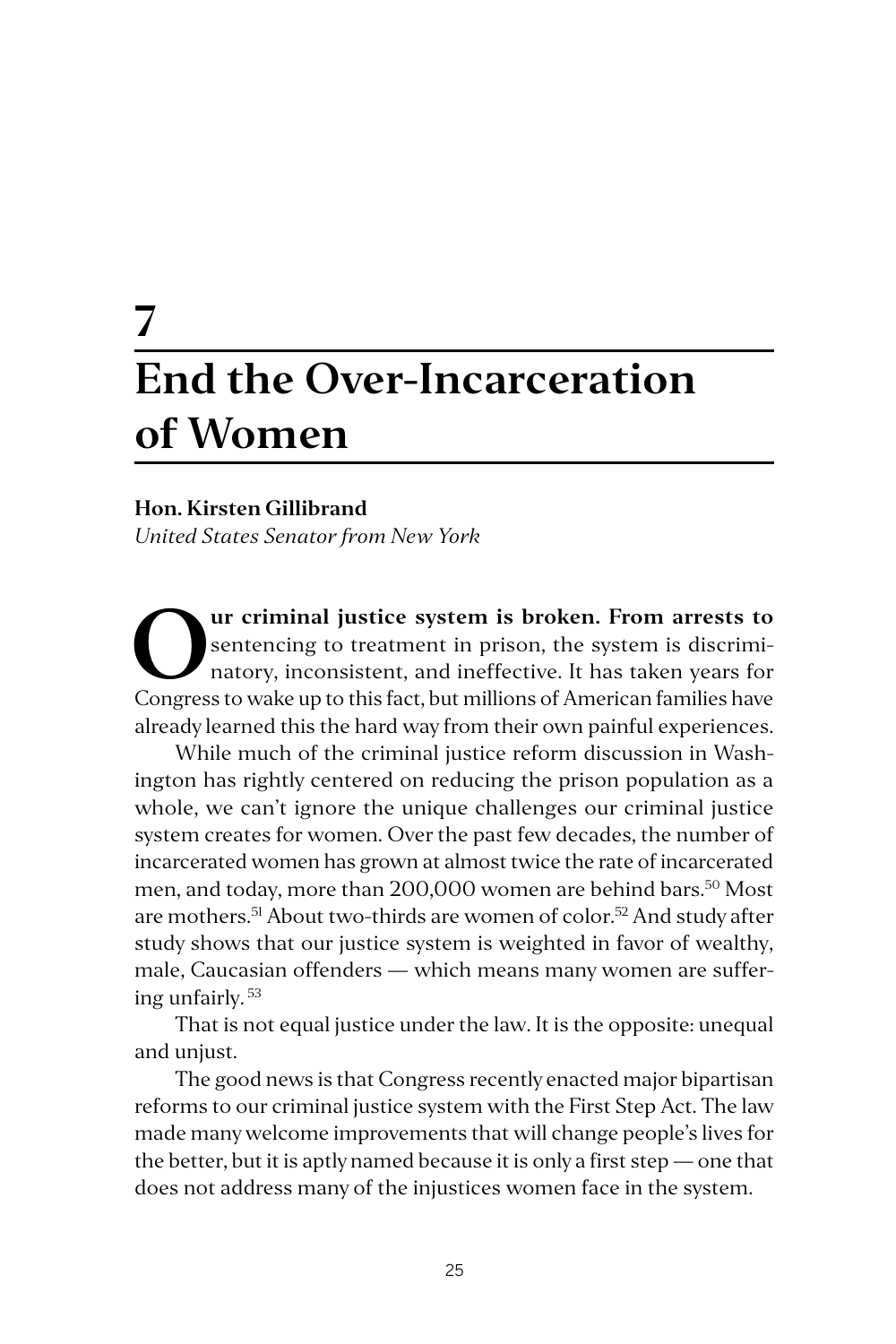# 7

# End the Over-Incarceration of Women

**Hon. Kirsten Gillibrand**
*United States Senator from New York*

**Our criminal justice system is broken. From arrests to** sentencing to treatment in prison, the system is discriminatory, inconsistent, and ineffective. It has taken years for Congress to wake up to this fact, but millions of American families have already learned this the hard way from their own painful experiences.

While much of the criminal justice reform discussion in Washington has rightly centered on reducing the prison population as a whole, we can't ignore the unique challenges our criminal justice system creates for women. Over the past few decades, the number of incarcerated women has grown at almost twice the rate of incarcerated men, and today, more than 200,000 women are behind bars.[50] Most are mothers.[51] About two-thirds are women of color.[52] And study after study shows that our justice system is weighted in favor of wealthy, male, Caucasian offenders — which means many women are suffering unfairly.[53]

That is not equal justice under the law. It is the opposite: unequal and unjust.

The good news is that Congress recently enacted major bipartisan reforms to our criminal justice system with the First Step Act. The law made many welcome improvements that will change people's lives for the better, but it is aptly named because it is only a first step — one that does not address many of the injustices women face in the system.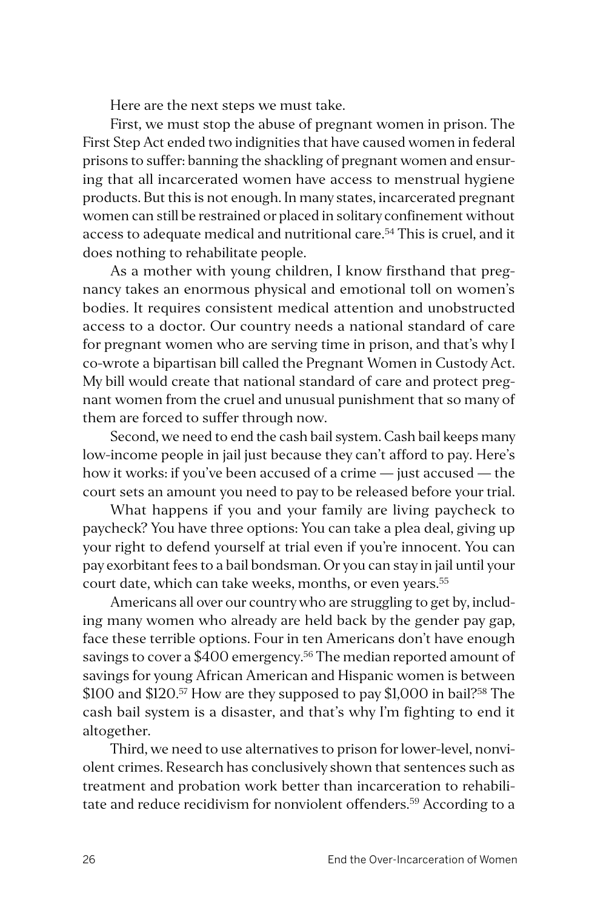Here are the next steps we must take.

First, we must stop the abuse of pregnant women in prison. The First Step Act ended two indignities that have caused women in federal prisons to suffer: banning the shackling of pregnant women and ensuring that all incarcerated women have access to menstrual hygiene products. But this is not enough. In many states, incarcerated pregnant women can still be restrained or placed in solitary confinement without access to adequate medical and nutritional care.[54] This is cruel, and it does nothing to rehabilitate people.

As a mother with young children, I know firsthand that pregnancy takes an enormous physical and emotional toll on women's bodies. It requires consistent medical attention and unobstructed access to a doctor. Our country needs a national standard of care for pregnant women who are serving time in prison, and that's why I co-wrote a bipartisan bill called the Pregnant Women in Custody Act. My bill would create that national standard of care and protect pregnant women from the cruel and unusual punishment that so many of them are forced to suffer through now.

Second, we need to end the cash bail system. Cash bail keeps many low-income people in jail just because they can't afford to pay. Here's how it works: if you've been accused of a crime — just accused — the court sets an amount you need to pay to be released before your trial.

What happens if you and your family are living paycheck to paycheck? You have three options: You can take a plea deal, giving up your right to defend yourself at trial even if you're innocent. You can pay exorbitant fees to a bail bondsman. Or you can stay in jail until your court date, which can take weeks, months, or even years.[55]

Americans all over our country who are struggling to get by, including many women who already are held back by the gender pay gap, face these terrible options. Four in ten Americans don't have enough savings to cover a $400 emergency.[56] The median reported amount of savings for young African American and Hispanic women is between $100 and $120.[57] How are they supposed to pay $1,000 in bail?[58] The cash bail system is a disaster, and that's why I'm fighting to end it altogether.

Third, we need to use alternatives to prison for lower-level, nonviolent crimes. Research has conclusively shown that sentences such as treatment and probation work better than incarceration to rehabilitate and reduce recidivism for nonviolent offenders.[59] According to a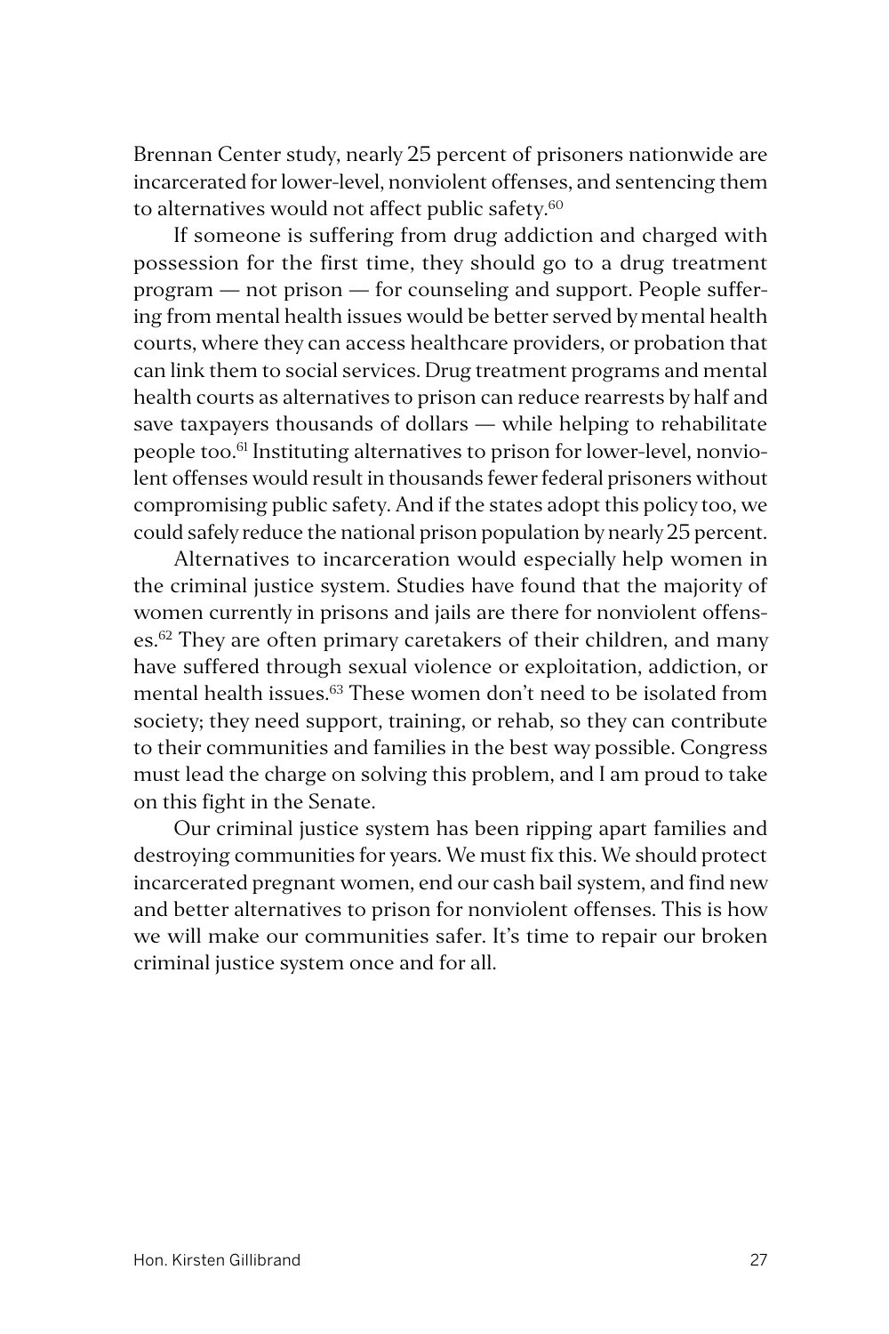Brennan Center study, nearly 25 percent of prisoners nationwide are incarcerated for lower-level, nonviolent offenses, and sentencing them to alternatives would not affect public safety.[60]

If someone is suffering from drug addiction and charged with possession for the first time, they should go to a drug treatment program — not prison — for counseling and support. People suffering from mental health issues would be better served by mental health courts, where they can access healthcare providers, or probation that can link them to social services. Drug treatment programs and mental health courts as alternatives to prison can reduce rearrests by half and save taxpayers thousands of dollars — while helping to rehabilitate people too.[61] Instituting alternatives to prison for lower-level, nonviolent offenses would result in thousands fewer federal prisoners without compromising public safety. And if the states adopt this policy too, we could safely reduce the national prison population by nearly 25 percent.

Alternatives to incarceration would especially help women in the criminal justice system. Studies have found that the majority of women currently in prisons and jails are there for nonviolent offenses.[62] They are often primary caretakers of their children, and many have suffered through sexual violence or exploitation, addiction, or mental health issues.[63] These women don't need to be isolated from society; they need support, training, or rehab, so they can contribute to their communities and families in the best way possible. Congress must lead the charge on solving this problem, and I am proud to take on this fight in the Senate.

Our criminal justice system has been ripping apart families and destroying communities for years. We must fix this. We should protect incarcerated pregnant women, end our cash bail system, and find new and better alternatives to prison for nonviolent offenses. This is how we will make our communities safer. It's time to repair our broken criminal justice system once and for all.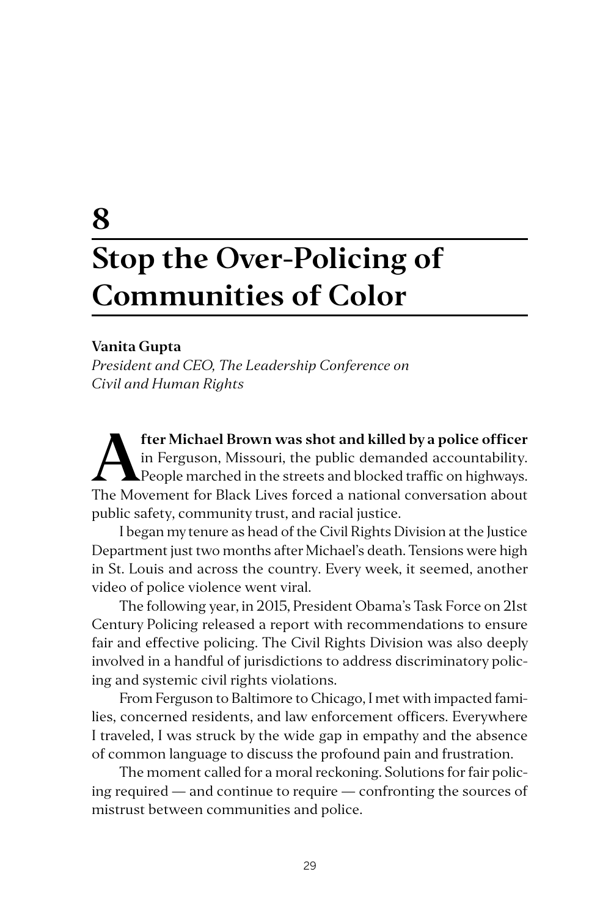# 8

# Stop the Over-Policing of Communities of Color

**Vanita Gupta**

*President and CEO, The Leadership Conference on Civil and Human Rights*

**After Michael Brown was shot and killed by a police officer** in Ferguson, Missouri, the public demanded accountability. People marched in the streets and blocked traffic on highways. The Movement for Black Lives forced a national conversation about public safety, community trust, and racial justice.

I began my tenure as head of the Civil Rights Division at the Justice Department just two months after Michael's death. Tensions were high in St. Louis and across the country. Every week, it seemed, another video of police violence went viral.

The following year, in 2015, President Obama's Task Force on 21st Century Policing released a report with recommendations to ensure fair and effective policing. The Civil Rights Division was also deeply involved in a handful of jurisdictions to address discriminatory policing and systemic civil rights violations.

From Ferguson to Baltimore to Chicago, I met with impacted families, concerned residents, and law enforcement officers. Everywhere I traveled, I was struck by the wide gap in empathy and the absence of common language to discuss the profound pain and frustration.

The moment called for a moral reckoning. Solutions for fair policing required — and continue to require — confronting the sources of mistrust between communities and police.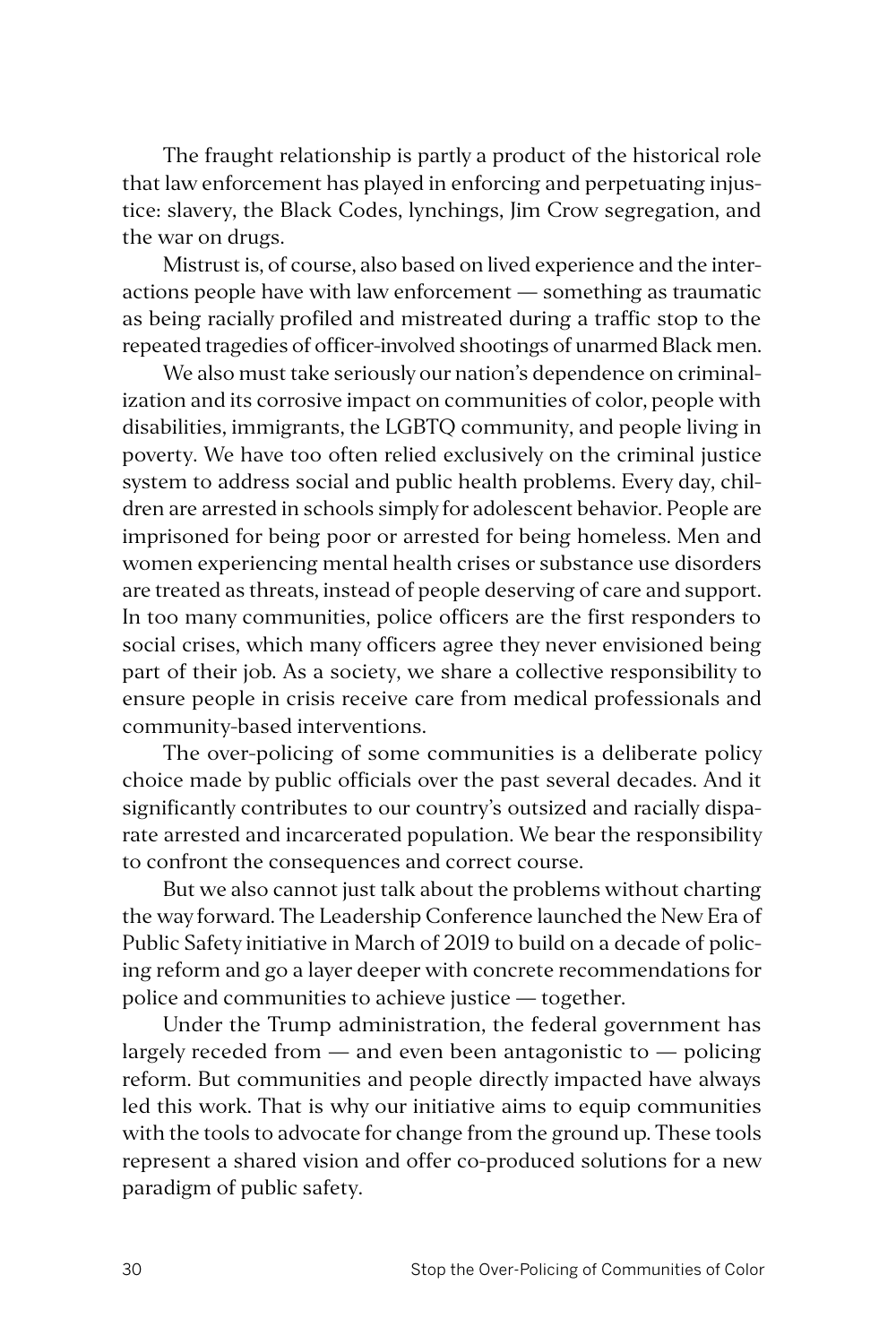The fraught relationship is partly a product of the historical role that law enforcement has played in enforcing and perpetuating injustice: slavery, the Black Codes, lynchings, Jim Crow segregation, and the war on drugs.

Mistrust is, of course, also based on lived experience and the interactions people have with law enforcement — something as traumatic as being racially profiled and mistreated during a traffic stop to the repeated tragedies of officer-involved shootings of unarmed Black men.

We also must take seriously our nation's dependence on criminalization and its corrosive impact on communities of color, people with disabilities, immigrants, the LGBTQ community, and people living in poverty. We have too often relied exclusively on the criminal justice system to address social and public health problems. Every day, children are arrested in schools simply for adolescent behavior. People are imprisoned for being poor or arrested for being homeless. Men and women experiencing mental health crises or substance use disorders are treated as threats, instead of people deserving of care and support. In too many communities, police officers are the first responders to social crises, which many officers agree they never envisioned being part of their job. As a society, we share a collective responsibility to ensure people in crisis receive care from medical professionals and community-based interventions.

The over-policing of some communities is a deliberate policy choice made by public officials over the past several decades. And it significantly contributes to our country's outsized and racially disparate arrested and incarcerated population. We bear the responsibility to confront the consequences and correct course.

But we also cannot just talk about the problems without charting the way forward. The Leadership Conference launched the New Era of Public Safety initiative in March of 2019 to build on a decade of policing reform and go a layer deeper with concrete recommendations for police and communities to achieve justice — together.

Under the Trump administration, the federal government has largely receded from — and even been antagonistic to — policing reform. But communities and people directly impacted have always led this work. That is why our initiative aims to equip communities with the tools to advocate for change from the ground up. These tools represent a shared vision and offer co-produced solutions for a new paradigm of public safety.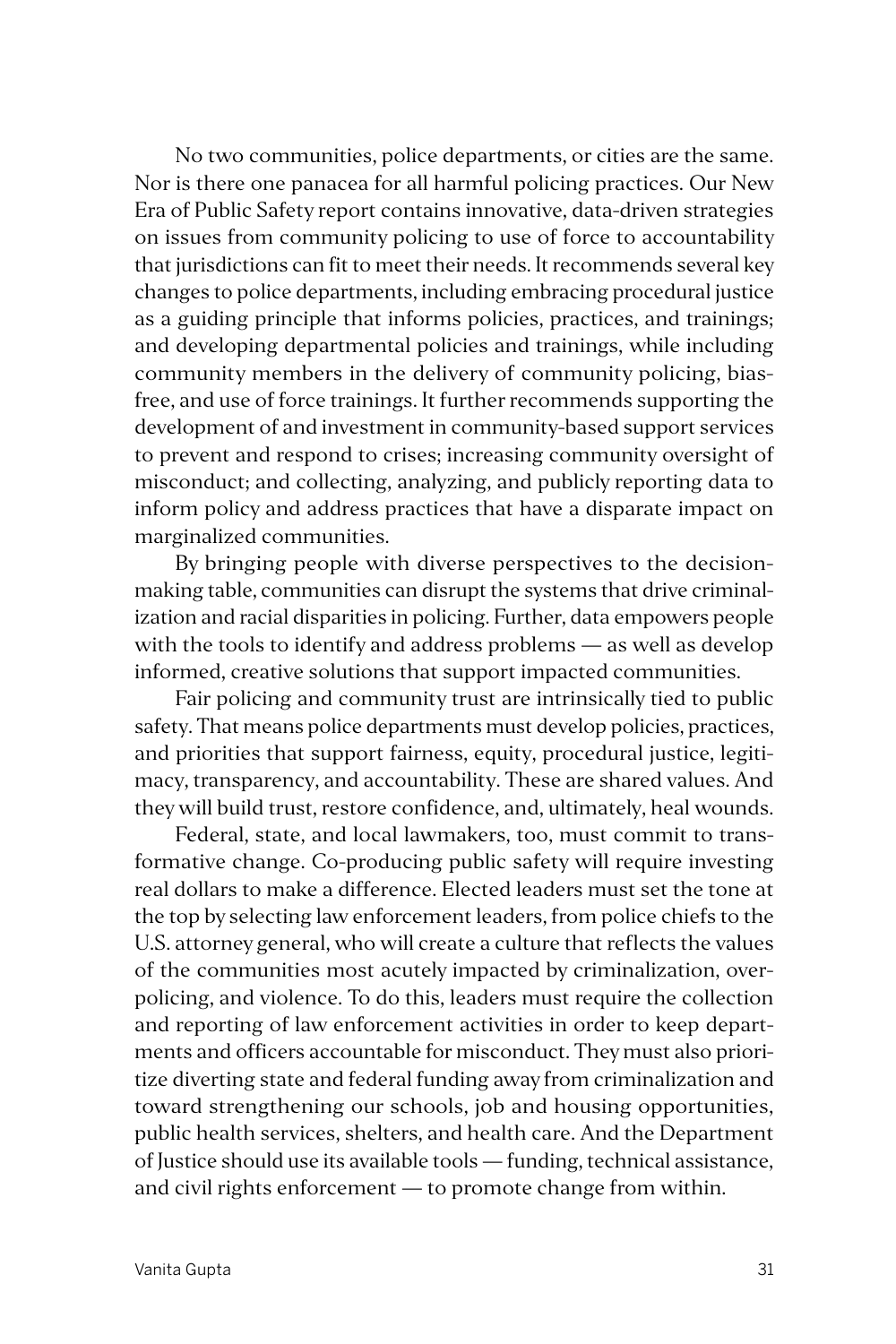No two communities, police departments, or cities are the same. Nor is there one panacea for all harmful policing practices. Our New Era of Public Safety report contains innovative, data-driven strategies on issues from community policing to use of force to accountability that jurisdictions can fit to meet their needs. It recommends several key changes to police departments, including embracing procedural justice as a guiding principle that informs policies, practices, and trainings; and developing departmental policies and trainings, while including community members in the delivery of community policing, bias-free, and use of force trainings. It further recommends supporting the development of and investment in community-based support services to prevent and respond to crises; increasing community oversight of misconduct; and collecting, analyzing, and publicly reporting data to inform policy and address practices that have a disparate impact on marginalized communities.

By bringing people with diverse perspectives to the decision-making table, communities can disrupt the systems that drive criminalization and racial disparities in policing. Further, data empowers people with the tools to identify and address problems — as well as develop informed, creative solutions that support impacted communities.

Fair policing and community trust are intrinsically tied to public safety. That means police departments must develop policies, practices, and priorities that support fairness, equity, procedural justice, legitimacy, transparency, and accountability. These are shared values. And they will build trust, restore confidence, and, ultimately, heal wounds.

Federal, state, and local lawmakers, too, must commit to transformative change. Co-producing public safety will require investing real dollars to make a difference. Elected leaders must set the tone at the top by selecting law enforcement leaders, from police chiefs to the U.S. attorney general, who will create a culture that reflects the values of the communities most acutely impacted by criminalization, over-policing, and violence. To do this, leaders must require the collection and reporting of law enforcement activities in order to keep departments and officers accountable for misconduct. They must also prioritize diverting state and federal funding away from criminalization and toward strengthening our schools, job and housing opportunities, public health services, shelters, and health care. And the Department of Justice should use its available tools — funding, technical assistance, and civil rights enforcement — to promote change from within.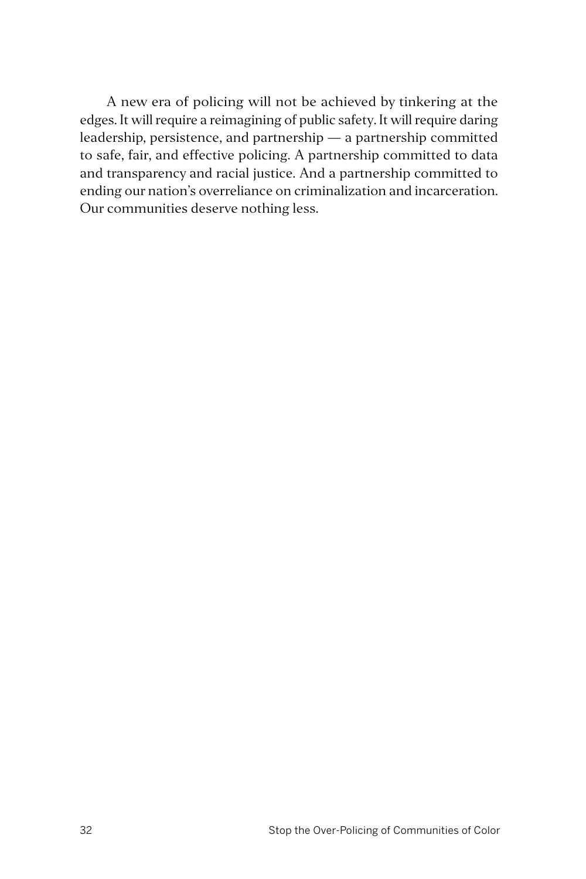A new era of policing will not be achieved by tinkering at the edges. It will require a reimagining of public safety. It will require daring leadership, persistence, and partnership — a partnership committed to safe, fair, and effective policing. A partnership committed to data and transparency and racial justice. And a partnership committed to ending our nation's overreliance on criminalization and incarceration. Our communities deserve nothing less.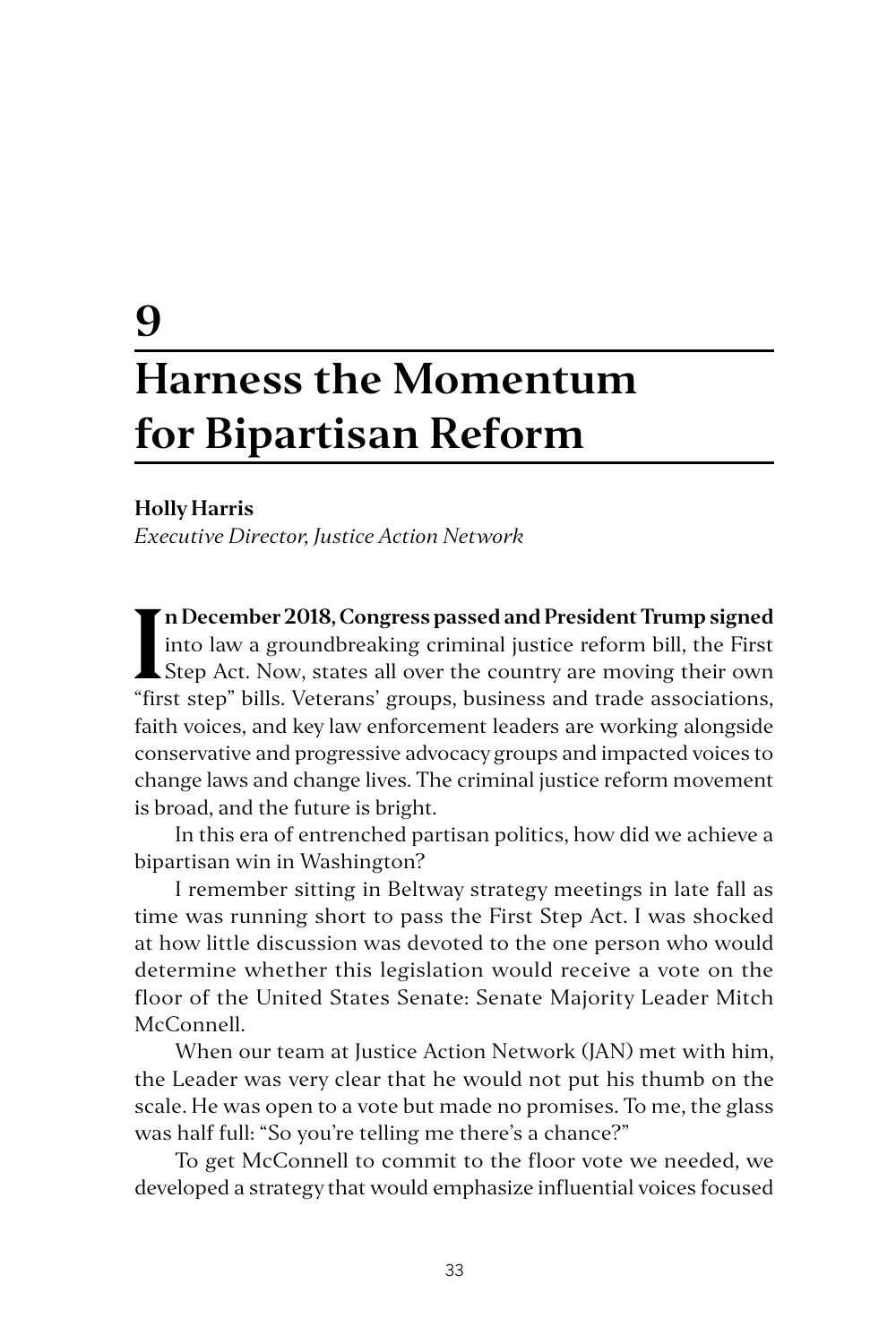# 9

# Harness the Momentum for Bipartisan Reform

**Holly Harris**
*Executive Director, Justice Action Network*

**In December 2018, Congress passed and President Trump signed** into law a groundbreaking criminal justice reform bill, the First Step Act. Now, states all over the country are moving their own "first step" bills. Veterans' groups, business and trade associations, faith voices, and key law enforcement leaders are working alongside conservative and progressive advocacy groups and impacted voices to change laws and change lives. The criminal justice reform movement is broad, and the future is bright.

In this era of entrenched partisan politics, how did we achieve a bipartisan win in Washington?

I remember sitting in Beltway strategy meetings in late fall as time was running short to pass the First Step Act. I was shocked at how little discussion was devoted to the one person who would determine whether this legislation would receive a vote on the floor of the United States Senate: Senate Majority Leader Mitch McConnell.

When our team at Justice Action Network (JAN) met with him, the Leader was very clear that he would not put his thumb on the scale. He was open to a vote but made no promises. To me, the glass was half full: "So you're telling me there's a chance?"

To get McConnell to commit to the floor vote we needed, we developed a strategy that would emphasize influential voices focused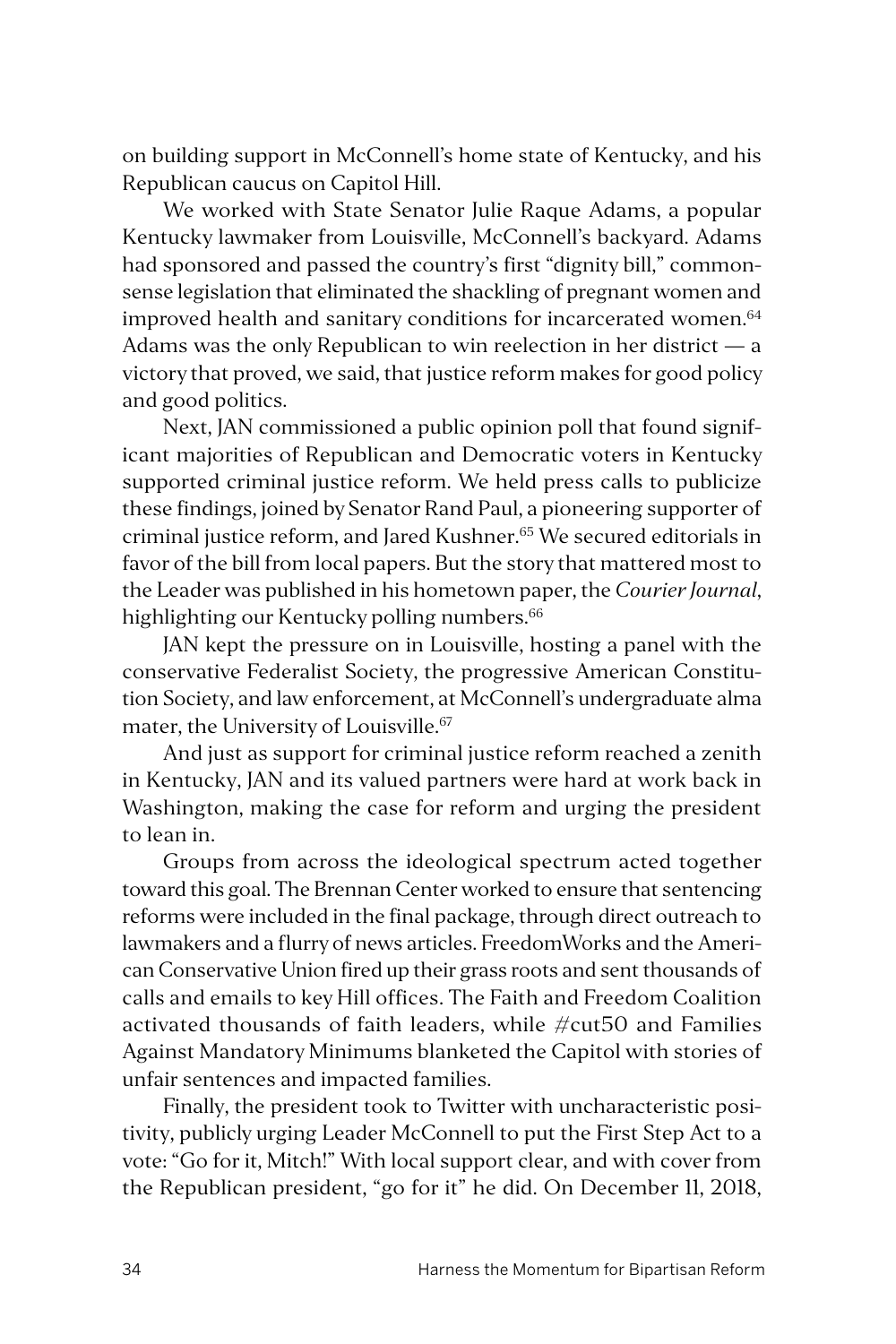on building support in McConnell's home state of Kentucky, and his Republican caucus on Capitol Hill.

We worked with State Senator Julie Raque Adams, a popular Kentucky lawmaker from Louisville, McConnell's backyard. Adams had sponsored and passed the country's first "dignity bill," commonsense legislation that eliminated the shackling of pregnant women and improved health and sanitary conditions for incarcerated women.[64] Adams was the only Republican to win reelection in her district — a victory that proved, we said, that justice reform makes for good policy and good politics.

Next, JAN commissioned a public opinion poll that found significant majorities of Republican and Democratic voters in Kentucky supported criminal justice reform. We held press calls to publicize these findings, joined by Senator Rand Paul, a pioneering supporter of criminal justice reform, and Jared Kushner.[65] We secured editorials in favor of the bill from local papers. But the story that mattered most to the Leader was published in his hometown paper, the *Courier Journal*, highlighting our Kentucky polling numbers.[66]

JAN kept the pressure on in Louisville, hosting a panel with the conservative Federalist Society, the progressive American Constitution Society, and law enforcement, at McConnell's undergraduate alma mater, the University of Louisville.[67]

And just as support for criminal justice reform reached a zenith in Kentucky, JAN and its valued partners were hard at work back in Washington, making the case for reform and urging the president to lean in.

Groups from across the ideological spectrum acted together toward this goal. The Brennan Center worked to ensure that sentencing reforms were included in the final package, through direct outreach to lawmakers and a flurry of news articles. FreedomWorks and the American Conservative Union fired up their grass roots and sent thousands of calls and emails to key Hill offices. The Faith and Freedom Coalition activated thousands of faith leaders, while #cut50 and Families Against Mandatory Minimums blanketed the Capitol with stories of unfair sentences and impacted families.

Finally, the president took to Twitter with uncharacteristic positivity, publicly urging Leader McConnell to put the First Step Act to a vote: "Go for it, Mitch!" With local support clear, and with cover from the Republican president, "go for it" he did. On December 11, 2018,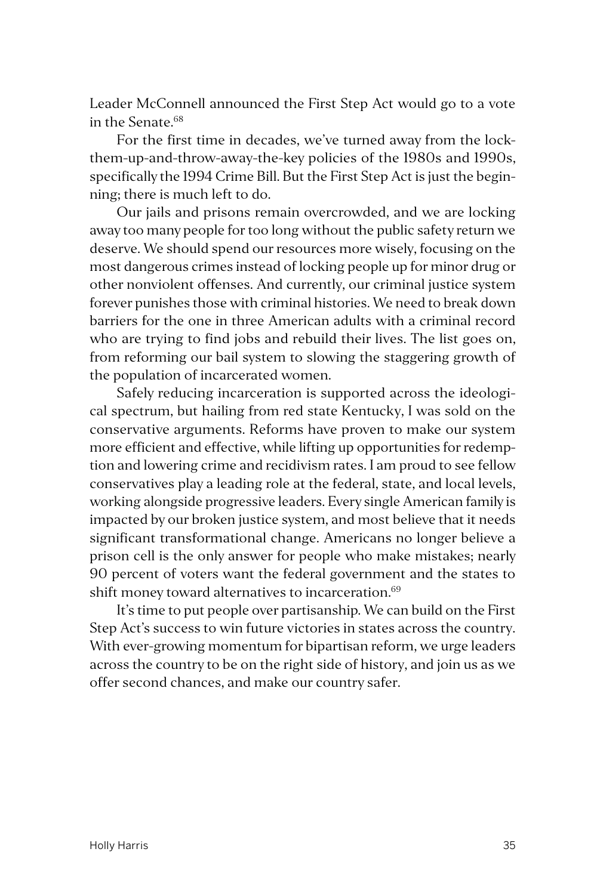Leader McConnell announced the First Step Act would go to a vote in the Senate.[68]

For the first time in decades, we've turned away from the lock-them-up-and-throw-away-the-key policies of the 1980s and 1990s, specifically the 1994 Crime Bill. But the First Step Act is just the beginning; there is much left to do.

Our jails and prisons remain overcrowded, and we are locking away too many people for too long without the public safety return we deserve. We should spend our resources more wisely, focusing on the most dangerous crimes instead of locking people up for minor drug or other nonviolent offenses. And currently, our criminal justice system forever punishes those with criminal histories. We need to break down barriers for the one in three American adults with a criminal record who are trying to find jobs and rebuild their lives. The list goes on, from reforming our bail system to slowing the staggering growth of the population of incarcerated women.

Safely reducing incarceration is supported across the ideological spectrum, but hailing from red state Kentucky, I was sold on the conservative arguments. Reforms have proven to make our system more efficient and effective, while lifting up opportunities for redemption and lowering crime and recidivism rates. I am proud to see fellow conservatives play a leading role at the federal, state, and local levels, working alongside progressive leaders. Every single American family is impacted by our broken justice system, and most believe that it needs significant transformational change. Americans no longer believe a prison cell is the only answer for people who make mistakes; nearly 90 percent of voters want the federal government and the states to shift money toward alternatives to incarceration.[69]

It's time to put people over partisanship. We can build on the First Step Act's success to win future victories in states across the country. With ever-growing momentum for bipartisan reform, we urge leaders across the country to be on the right side of history, and join us as we offer second chances, and make our country safer.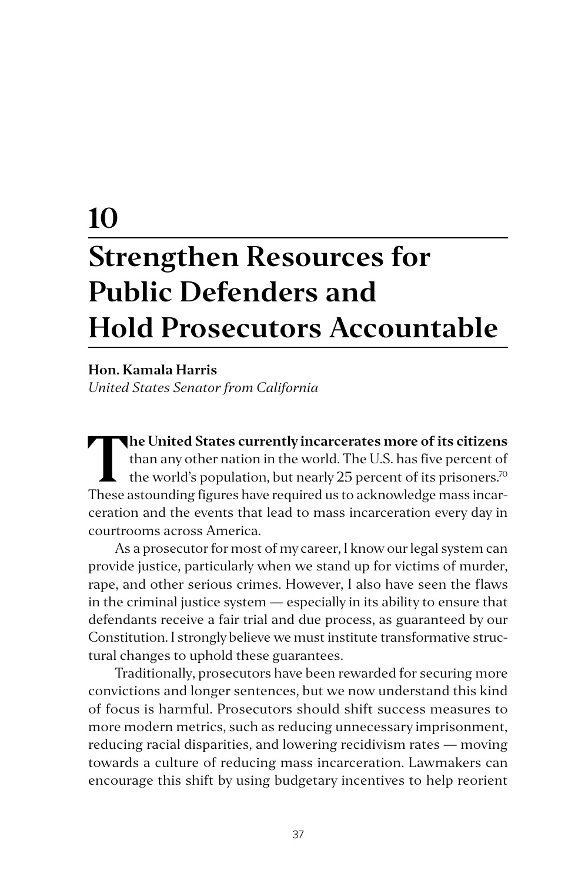# 10

# Strengthen Resources for Public Defenders and Hold Prosecutors Accountable

**Hon. Kamala Harris**
*United States Senator from California*

**The United States currently incarcerates more of its citizens** than any other nation in the world. The U.S. has five percent of the world's population, but nearly 25 percent of its prisoners.[70] These astounding figures have required us to acknowledge mass incarceration and the events that lead to mass incarceration every day in courtrooms across America.

As a prosecutor for most of my career, I know our legal system can provide justice, particularly when we stand up for victims of murder, rape, and other serious crimes. However, I also have seen the flaws in the criminal justice system — especially in its ability to ensure that defendants receive a fair trial and due process, as guaranteed by our Constitution. I strongly believe we must institute transformative structural changes to uphold these guarantees.

Traditionally, prosecutors have been rewarded for securing more convictions and longer sentences, but we now understand this kind of focus is harmful. Prosecutors should shift success measures to more modern metrics, such as reducing unnecessary imprisonment, reducing racial disparities, and lowering recidivism rates — moving towards a culture of reducing mass incarceration. Lawmakers can encourage this shift by using budgetary incentives to help reorient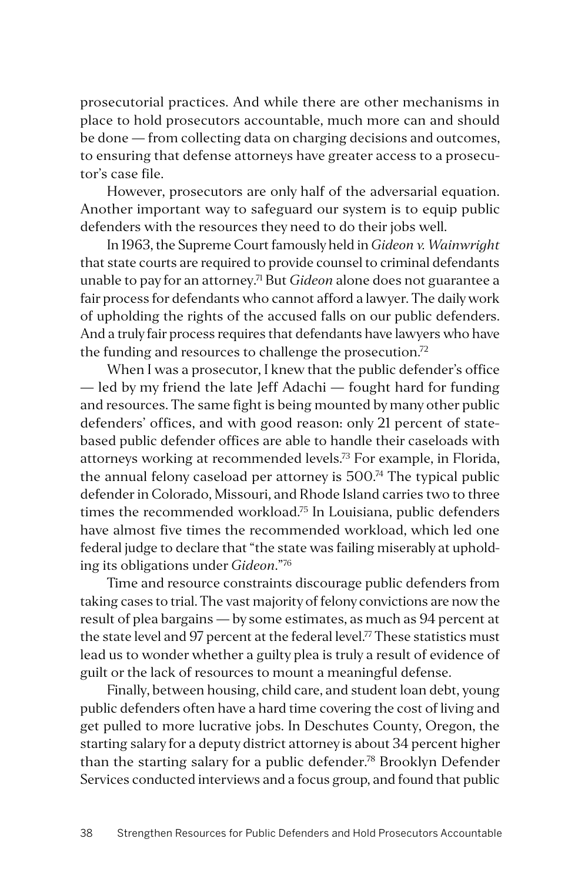prosecutorial practices. And while there are other mechanisms in place to hold prosecutors accountable, much more can and should be done — from collecting data on charging decisions and outcomes, to ensuring that defense attorneys have greater access to a prosecutor's case file.

However, prosecutors are only half of the adversarial equation. Another important way to safeguard our system is to equip public defenders with the resources they need to do their jobs well.

In 1963, the Supreme Court famously held in *Gideon v. Wainwright* that state courts are required to provide counsel to criminal defendants unable to pay for an attorney.[71] But *Gideon* alone does not guarantee a fair process for defendants who cannot afford a lawyer. The daily work of upholding the rights of the accused falls on our public defenders. And a truly fair process requires that defendants have lawyers who have the funding and resources to challenge the prosecution.[72]

When I was a prosecutor, I knew that the public defender's office — led by my friend the late Jeff Adachi — fought hard for funding and resources. The same fight is being mounted by many other public defenders' offices, and with good reason: only 21 percent of state-based public defender offices are able to handle their caseloads with attorneys working at recommended levels.[73] For example, in Florida, the annual felony caseload per attorney is 500.[74] The typical public defender in Colorado, Missouri, and Rhode Island carries two to three times the recommended workload.[75] In Louisiana, public defenders have almost five times the recommended workload, which led one federal judge to declare that "the state was failing miserably at upholding its obligations under *Gideon*."[76]

Time and resource constraints discourage public defenders from taking cases to trial. The vast majority of felony convictions are now the result of plea bargains — by some estimates, as much as 94 percent at the state level and 97 percent at the federal level.[77] These statistics must lead us to wonder whether a guilty plea is truly a result of evidence of guilt or the lack of resources to mount a meaningful defense.

Finally, between housing, child care, and student loan debt, young public defenders often have a hard time covering the cost of living and get pulled to more lucrative jobs. In Deschutes County, Oregon, the starting salary for a deputy district attorney is about 34 percent higher than the starting salary for a public defender.[78] Brooklyn Defender Services conducted interviews and a focus group, and found that public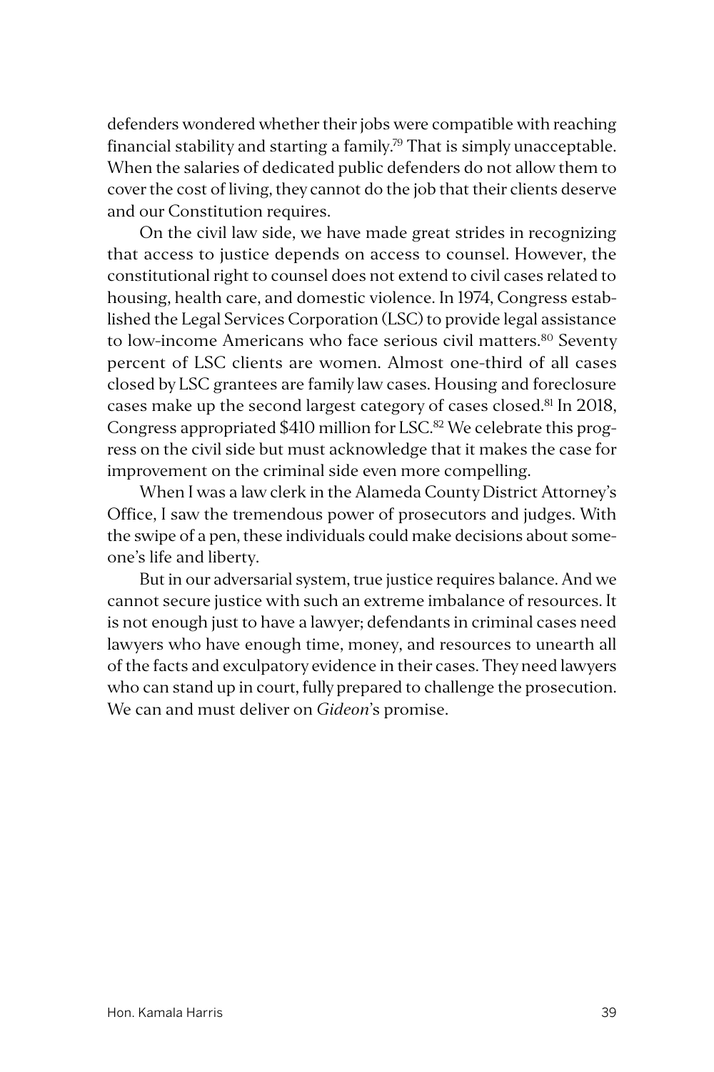defenders wondered whether their jobs were compatible with reaching financial stability and starting a family.[79] That is simply unacceptable. When the salaries of dedicated public defenders do not allow them to cover the cost of living, they cannot do the job that their clients deserve and our Constitution requires.

On the civil law side, we have made great strides in recognizing that access to justice depends on access to counsel. However, the constitutional right to counsel does not extend to civil cases related to housing, health care, and domestic violence. In 1974, Congress established the Legal Services Corporation (LSC) to provide legal assistance to low-income Americans who face serious civil matters.[80] Seventy percent of LSC clients are women. Almost one-third of all cases closed by LSC grantees are family law cases. Housing and foreclosure cases make up the second largest category of cases closed.[81] In 2018, Congress appropriated $410 million for LSC.[82] We celebrate this progress on the civil side but must acknowledge that it makes the case for improvement on the criminal side even more compelling.

When I was a law clerk in the Alameda County District Attorney's Office, I saw the tremendous power of prosecutors and judges. With the swipe of a pen, these individuals could make decisions about someone's life and liberty.

But in our adversarial system, true justice requires balance. And we cannot secure justice with such an extreme imbalance of resources. It is not enough just to have a lawyer; defendants in criminal cases need lawyers who have enough time, money, and resources to unearth all of the facts and exculpatory evidence in their cases. They need lawyers who can stand up in court, fully prepared to challenge the prosecution. We can and must deliver on *Gideon*'s promise.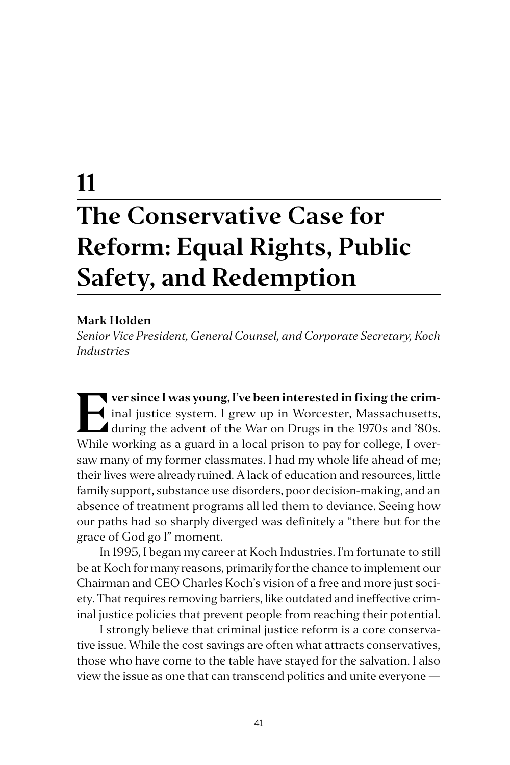# 11

# The Conservative Case for Reform: Equal Rights, Public Safety, and Redemption

**Mark Holden**

*Senior Vice President, General Counsel, and Corporate Secretary, Koch Industries*

**Ever since I was young, I've been interested in fixing the criminal** justice system. I grew up in Worcester, Massachusetts, during the advent of the War on Drugs in the 1970s and '80s. While working as a guard in a local prison to pay for college, I oversaw many of my former classmates. I had my whole life ahead of me; their lives were already ruined. A lack of education and resources, little family support, substance use disorders, poor decision-making, and an absence of treatment programs all led them to deviance. Seeing how our paths had so sharply diverged was definitely a "there but for the grace of God go I" moment.

In 1995, I began my career at Koch Industries. I'm fortunate to still be at Koch for many reasons, primarily for the chance to implement our Chairman and CEO Charles Koch's vision of a free and more just society. That requires removing barriers, like outdated and ineffective criminal justice policies that prevent people from reaching their potential.

I strongly believe that criminal justice reform is a core conservative issue. While the cost savings are often what attracts conservatives, those who have come to the table have stayed for the salvation. I also view the issue as one that can transcend politics and unite everyone —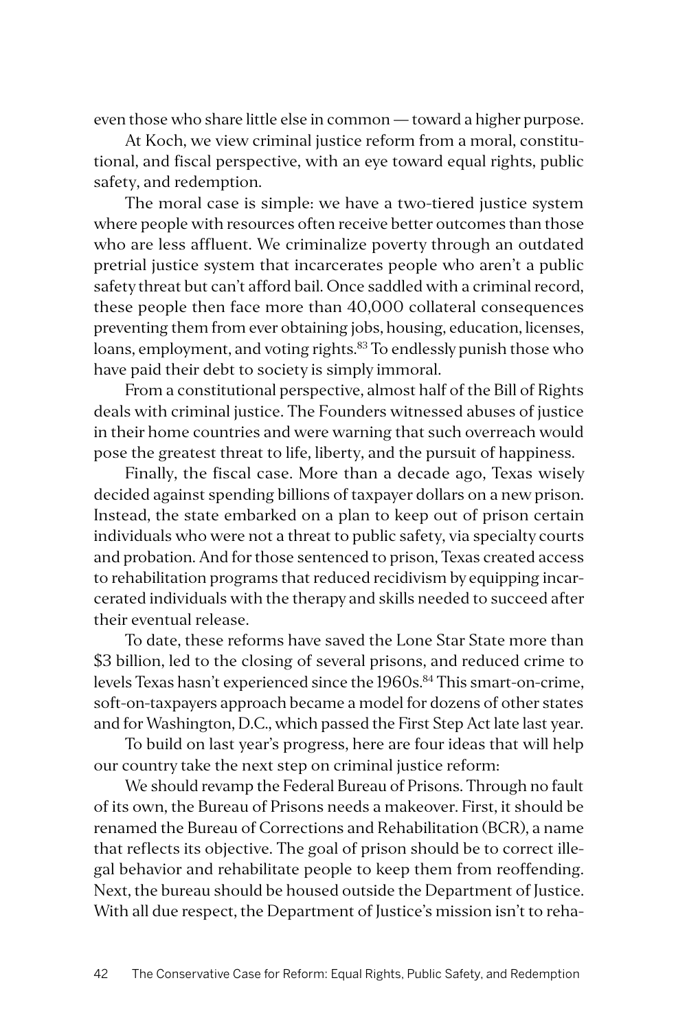even those who share little else in common — toward a higher purpose.

At Koch, we view criminal justice reform from a moral, constitutional, and fiscal perspective, with an eye toward equal rights, public safety, and redemption.

The moral case is simple: we have a two-tiered justice system where people with resources often receive better outcomes than those who are less affluent. We criminalize poverty through an outdated pretrial justice system that incarcerates people who aren't a public safety threat but can't afford bail. Once saddled with a criminal record, these people then face more than 40,000 collateral consequences preventing them from ever obtaining jobs, housing, education, licenses, loans, employment, and voting rights.[83] To endlessly punish those who have paid their debt to society is simply immoral.

From a constitutional perspective, almost half of the Bill of Rights deals with criminal justice. The Founders witnessed abuses of justice in their home countries and were warning that such overreach would pose the greatest threat to life, liberty, and the pursuit of happiness.

Finally, the fiscal case. More than a decade ago, Texas wisely decided against spending billions of taxpayer dollars on a new prison. Instead, the state embarked on a plan to keep out of prison certain individuals who were not a threat to public safety, via specialty courts and probation. And for those sentenced to prison, Texas created access to rehabilitation programs that reduced recidivism by equipping incarcerated individuals with the therapy and skills needed to succeed after their eventual release.

To date, these reforms have saved the Lone Star State more than $3 billion, led to the closing of several prisons, and reduced crime to levels Texas hasn't experienced since the 1960s.[84] This smart-on-crime, soft-on-taxpayers approach became a model for dozens of other states and for Washington, D.C., which passed the First Step Act late last year.

To build on last year's progress, here are four ideas that will help our country take the next step on criminal justice reform:

We should revamp the Federal Bureau of Prisons. Through no fault of its own, the Bureau of Prisons needs a makeover. First, it should be renamed the Bureau of Corrections and Rehabilitation (BCR), a name that reflects its objective. The goal of prison should be to correct illegal behavior and rehabilitate people to keep them from reoffending. Next, the bureau should be housed outside the Department of Justice. With all due respect, the Department of Justice's mission isn't to reha-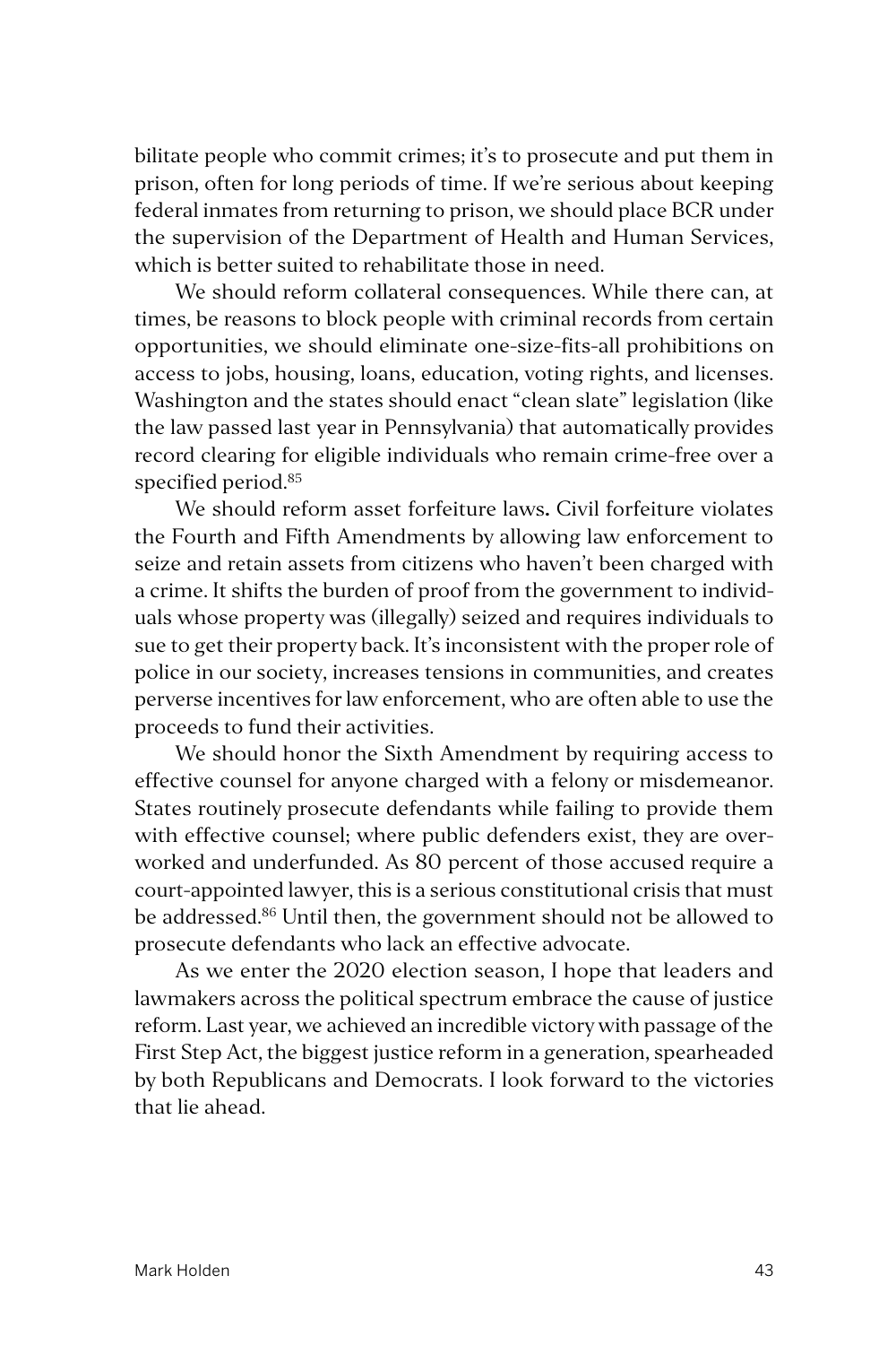bilitate people who commit crimes; it's to prosecute and put them in prison, often for long periods of time. If we're serious about keeping federal inmates from returning to prison, we should place BCR under the supervision of the Department of Health and Human Services, which is better suited to rehabilitate those in need.

We should reform collateral consequences. While there can, at times, be reasons to block people with criminal records from certain opportunities, we should eliminate one-size-fits-all prohibitions on access to jobs, housing, loans, education, voting rights, and licenses. Washington and the states should enact "clean slate" legislation (like the law passed last year in Pennsylvania) that automatically provides record clearing for eligible individuals who remain crime-free over a specified period.[85]

We should reform asset forfeiture laws**.** Civil forfeiture violates the Fourth and Fifth Amendments by allowing law enforcement to seize and retain assets from citizens who haven't been charged with a crime. It shifts the burden of proof from the government to individuals whose property was (illegally) seized and requires individuals to sue to get their property back. It's inconsistent with the proper role of police in our society, increases tensions in communities, and creates perverse incentives for law enforcement, who are often able to use the proceeds to fund their activities.

We should honor the Sixth Amendment by requiring access to effective counsel for anyone charged with a felony or misdemeanor. States routinely prosecute defendants while failing to provide them with effective counsel; where public defenders exist, they are overworked and underfunded. As 80 percent of those accused require a court-appointed lawyer, this is a serious constitutional crisis that must be addressed.[86] Until then, the government should not be allowed to prosecute defendants who lack an effective advocate.

As we enter the 2020 election season, I hope that leaders and lawmakers across the political spectrum embrace the cause of justice reform. Last year, we achieved an incredible victory with passage of the First Step Act, the biggest justice reform in a generation, spearheaded by both Republicans and Democrats. I look forward to the victories that lie ahead.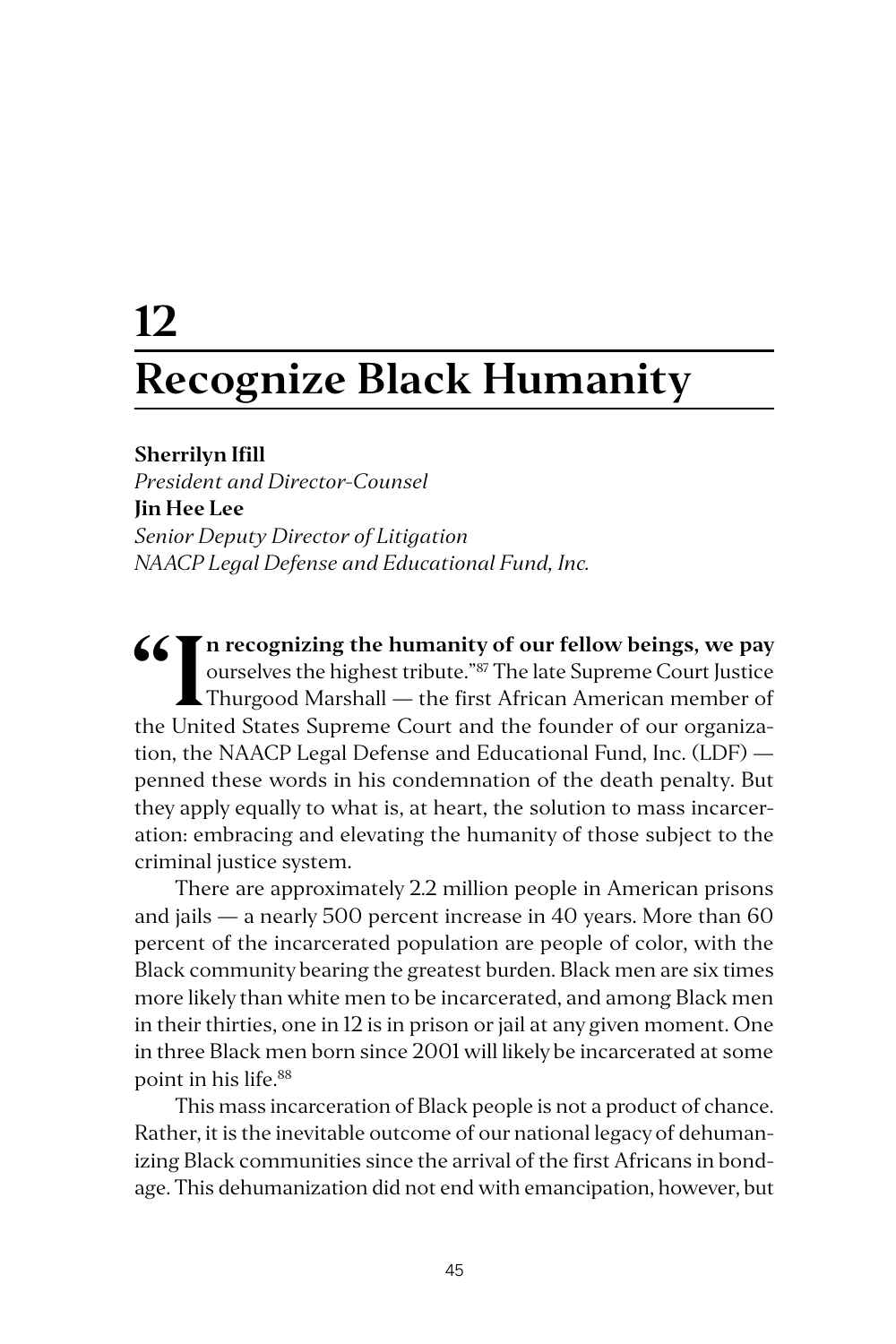# 12

# Recognize Black Humanity

**Sherrilyn Ifill**
*President and Director-Counsel*
**Jin Hee Lee**
*Senior Deputy Director of Litigation*
*NAACP Legal Defense and Educational Fund, Inc.*

"**In recognizing the humanity of our fellow beings, we pay** ourselves the highest tribute."[87] The late Supreme Court Justice Thurgood Marshall — the first African American member of the United States Supreme Court and the founder of our organization, the NAACP Legal Defense and Educational Fund, Inc. (LDF) — penned these words in his condemnation of the death penalty. But they apply equally to what is, at heart, the solution to mass incarceration: embracing and elevating the humanity of those subject to the criminal justice system.

There are approximately 2.2 million people in American prisons and jails — a nearly 500 percent increase in 40 years. More than 60 percent of the incarcerated population are people of color, with the Black community bearing the greatest burden. Black men are six times more likely than white men to be incarcerated, and among Black men in their thirties, one in 12 is in prison or jail at any given moment. One in three Black men born since 2001 will likely be incarcerated at some point in his life.[88]

This mass incarceration of Black people is not a product of chance. Rather, it is the inevitable outcome of our national legacy of dehumanizing Black communities since the arrival of the first Africans in bondage. This dehumanization did not end with emancipation, however, but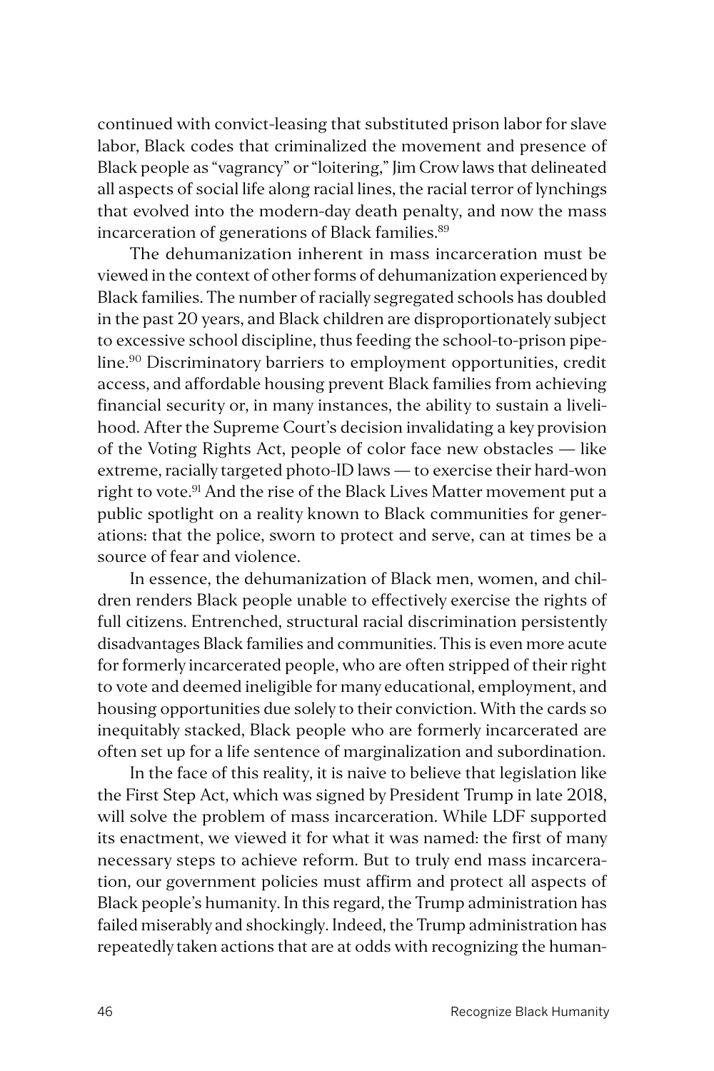continued with convict-leasing that substituted prison labor for slave labor, Black codes that criminalized the movement and presence of Black people as "vagrancy" or "loitering," Jim Crow laws that delineated all aspects of social life along racial lines, the racial terror of lynchings that evolved into the modern-day death penalty, and now the mass incarceration of generations of Black families.[89]

The dehumanization inherent in mass incarceration must be viewed in the context of other forms of dehumanization experienced by Black families. The number of racially segregated schools has doubled in the past 20 years, and Black children are disproportionately subject to excessive school discipline, thus feeding the school-to-prison pipeline.[90] Discriminatory barriers to employment opportunities, credit access, and affordable housing prevent Black families from achieving financial security or, in many instances, the ability to sustain a livelihood. After the Supreme Court's decision invalidating a key provision of the Voting Rights Act, people of color face new obstacles — like extreme, racially targeted photo-ID laws — to exercise their hard-won right to vote.[91] And the rise of the Black Lives Matter movement put a public spotlight on a reality known to Black communities for generations: that the police, sworn to protect and serve, can at times be a source of fear and violence.

In essence, the dehumanization of Black men, women, and children renders Black people unable to effectively exercise the rights of full citizens. Entrenched, structural racial discrimination persistently disadvantages Black families and communities. This is even more acute for formerly incarcerated people, who are often stripped of their right to vote and deemed ineligible for many educational, employment, and housing opportunities due solely to their conviction. With the cards so inequitably stacked, Black people who are formerly incarcerated are often set up for a life sentence of marginalization and subordination.

In the face of this reality, it is naive to believe that legislation like the First Step Act, which was signed by President Trump in late 2018, will solve the problem of mass incarceration. While LDF supported its enactment, we viewed it for what it was named: the first of many necessary steps to achieve reform. But to truly end mass incarceration, our government policies must affirm and protect all aspects of Black people's humanity. In this regard, the Trump administration has failed miserably and shockingly. Indeed, the Trump administration has repeatedly taken actions that are at odds with recognizing the human-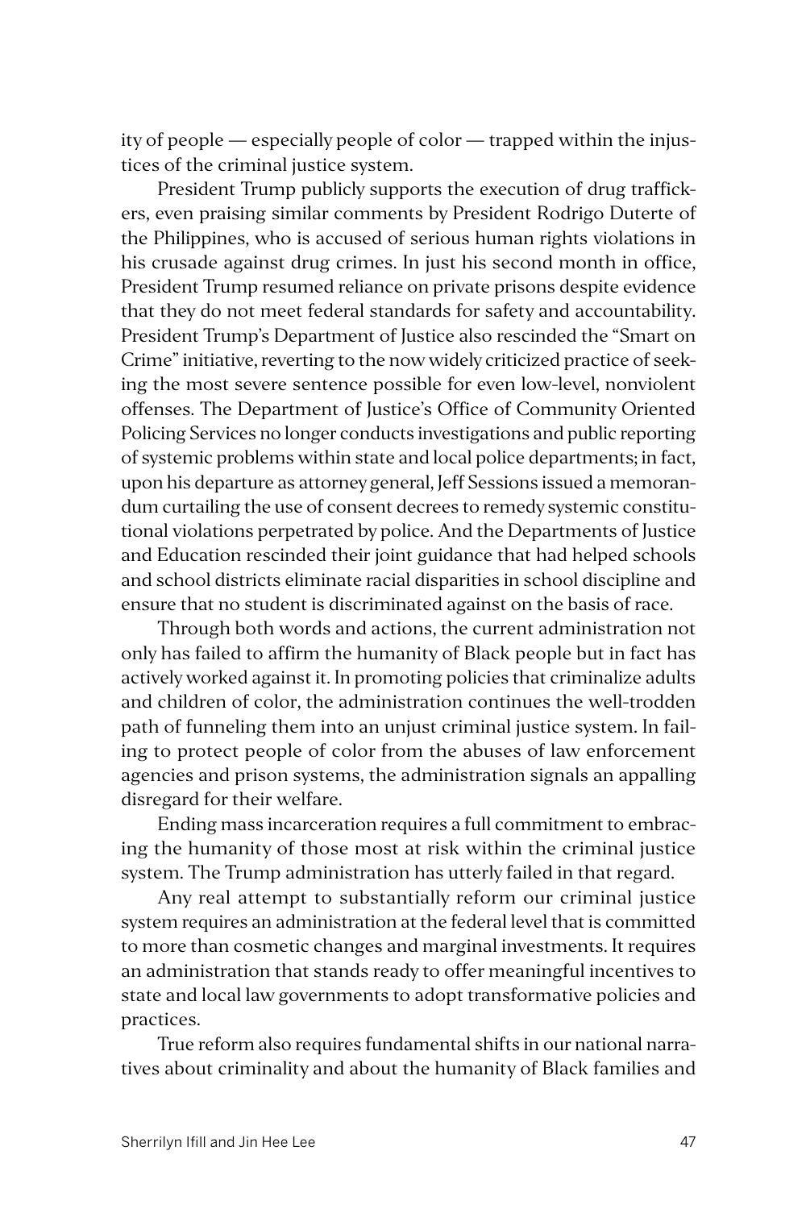ity of people — especially people of color — trapped within the injustices of the criminal justice system.

President Trump publicly supports the execution of drug traffickers, even praising similar comments by President Rodrigo Duterte of the Philippines, who is accused of serious human rights violations in his crusade against drug crimes. In just his second month in office, President Trump resumed reliance on private prisons despite evidence that they do not meet federal standards for safety and accountability. President Trump's Department of Justice also rescinded the "Smart on Crime" initiative, reverting to the now widely criticized practice of seeking the most severe sentence possible for even low-level, nonviolent offenses. The Department of Justice's Office of Community Oriented Policing Services no longer conducts investigations and public reporting of systemic problems within state and local police departments; in fact, upon his departure as attorney general, Jeff Sessions issued a memorandum curtailing the use of consent decrees to remedy systemic constitutional violations perpetrated by police. And the Departments of Justice and Education rescinded their joint guidance that had helped schools and school districts eliminate racial disparities in school discipline and ensure that no student is discriminated against on the basis of race.

Through both words and actions, the current administration not only has failed to affirm the humanity of Black people but in fact has actively worked against it. In promoting policies that criminalize adults and children of color, the administration continues the well-trodden path of funneling them into an unjust criminal justice system. In failing to protect people of color from the abuses of law enforcement agencies and prison systems, the administration signals an appalling disregard for their welfare.

Ending mass incarceration requires a full commitment to embracing the humanity of those most at risk within the criminal justice system. The Trump administration has utterly failed in that regard.

Any real attempt to substantially reform our criminal justice system requires an administration at the federal level that is committed to more than cosmetic changes and marginal investments. It requires an administration that stands ready to offer meaningful incentives to state and local law governments to adopt transformative policies and practices.

True reform also requires fundamental shifts in our national narratives about criminality and about the humanity of Black families and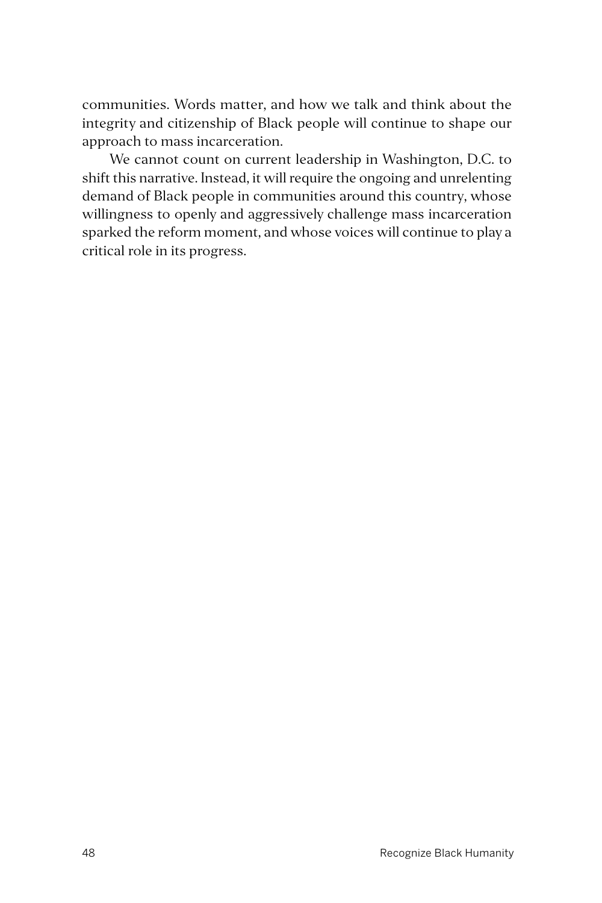communities. Words matter, and how we talk and think about the integrity and citizenship of Black people will continue to shape our approach to mass incarceration.

We cannot count on current leadership in Washington, D.C. to shift this narrative. Instead, it will require the ongoing and unrelenting demand of Black people in communities around this country, whose willingness to openly and aggressively challenge mass incarceration sparked the reform moment, and whose voices will continue to play a critical role in its progress.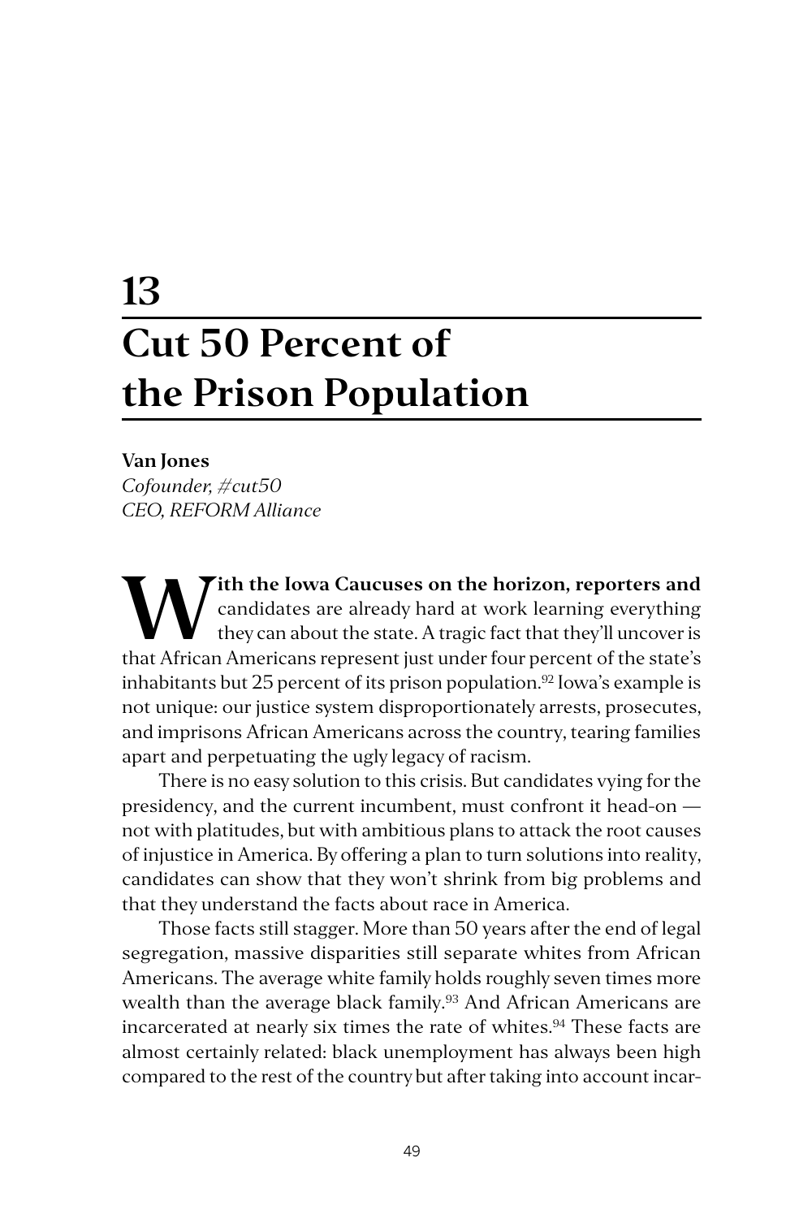# 13 Cut 50 Percent of the Prison Population

**Van Jones**
*Cofounder, #cut50*
*CEO, REFORM Alliance*

**With the Iowa Caucuses on the horizon, reporters and** candidates are already hard at work learning everything they can about the state. A tragic fact that they'll uncover is that African Americans represent just under four percent of the state's inhabitants but 25 percent of its prison population.[92] Iowa's example is not unique: our justice system disproportionately arrests, prosecutes, and imprisons African Americans across the country, tearing families apart and perpetuating the ugly legacy of racism.

There is no easy solution to this crisis. But candidates vying for the presidency, and the current incumbent, must confront it head-on — not with platitudes, but with ambitious plans to attack the root causes of injustice in America. By offering a plan to turn solutions into reality, candidates can show that they won't shrink from big problems and that they understand the facts about race in America.

Those facts still stagger. More than 50 years after the end of legal segregation, massive disparities still separate whites from African Americans. The average white family holds roughly seven times more wealth than the average black family.[93] And African Americans are incarcerated at nearly six times the rate of whites.[94] These facts are almost certainly related: black unemployment has always been high compared to the rest of the country but after taking into account incar-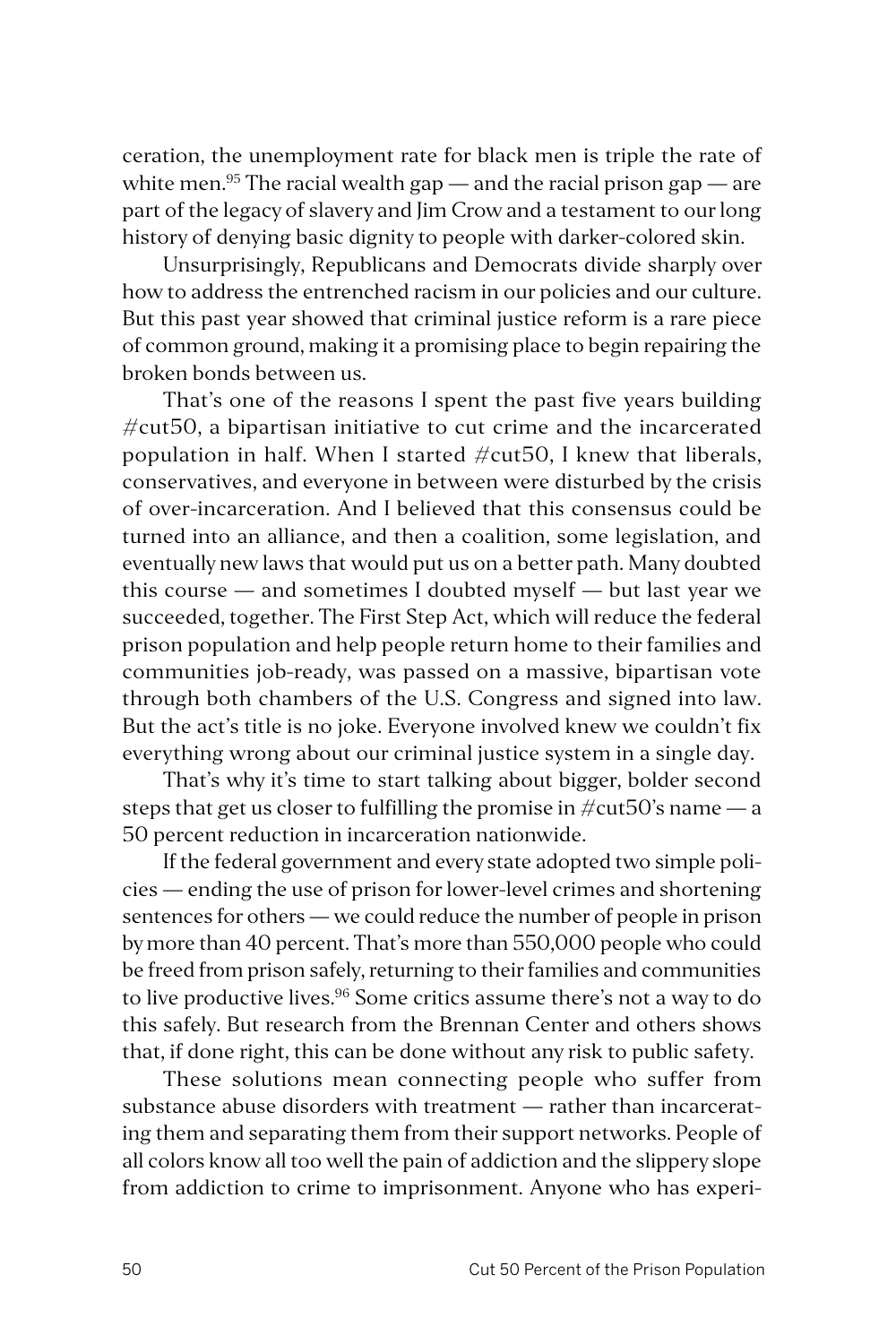ceration, the unemployment rate for black men is triple the rate of white men.[95] The racial wealth gap — and the racial prison gap — are part of the legacy of slavery and Jim Crow and a testament to our long history of denying basic dignity to people with darker-colored skin.

Unsurprisingly, Republicans and Democrats divide sharply over how to address the entrenched racism in our policies and our culture. But this past year showed that criminal justice reform is a rare piece of common ground, making it a promising place to begin repairing the broken bonds between us.

That's one of the reasons I spent the past five years building #cut50, a bipartisan initiative to cut crime and the incarcerated population in half. When I started #cut50, I knew that liberals, conservatives, and everyone in between were disturbed by the crisis of over-incarceration. And I believed that this consensus could be turned into an alliance, and then a coalition, some legislation, and eventually new laws that would put us on a better path. Many doubted this course — and sometimes I doubted myself — but last year we succeeded, together. The First Step Act, which will reduce the federal prison population and help people return home to their families and communities job-ready, was passed on a massive, bipartisan vote through both chambers of the U.S. Congress and signed into law. But the act's title is no joke. Everyone involved knew we couldn't fix everything wrong about our criminal justice system in a single day.

That's why it's time to start talking about bigger, bolder second steps that get us closer to fulfilling the promise in #cut50's name — a 50 percent reduction in incarceration nationwide.

If the federal government and every state adopted two simple policies — ending the use of prison for lower-level crimes and shortening sentences for others — we could reduce the number of people in prison by more than 40 percent. That's more than 550,000 people who could be freed from prison safely, returning to their families and communities to live productive lives.[96] Some critics assume there's not a way to do this safely. But research from the Brennan Center and others shows that, if done right, this can be done without any risk to public safety.

These solutions mean connecting people who suffer from substance abuse disorders with treatment — rather than incarcerating them and separating them from their support networks. People of all colors know all too well the pain of addiction and the slippery slope from addiction to crime to imprisonment. Anyone who has experi-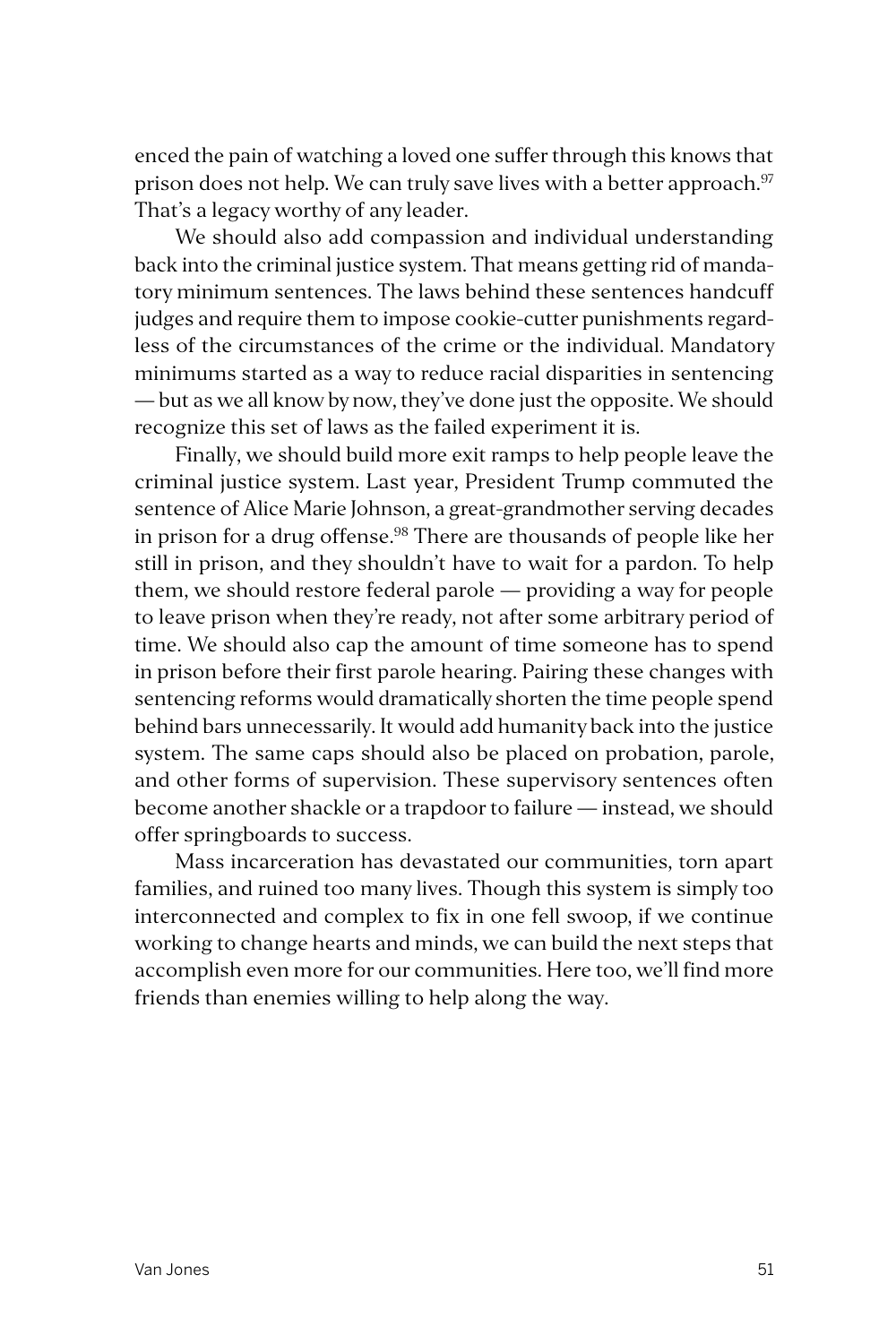enced the pain of watching a loved one suffer through this knows that prison does not help. We can truly save lives with a better approach.[97] That's a legacy worthy of any leader.

We should also add compassion and individual understanding back into the criminal justice system. That means getting rid of mandatory minimum sentences. The laws behind these sentences handcuff judges and require them to impose cookie-cutter punishments regardless of the circumstances of the crime or the individual. Mandatory minimums started as a way to reduce racial disparities in sentencing — but as we all know by now, they've done just the opposite. We should recognize this set of laws as the failed experiment it is.

Finally, we should build more exit ramps to help people leave the criminal justice system. Last year, President Trump commuted the sentence of Alice Marie Johnson, a great-grandmother serving decades in prison for a drug offense.[98] There are thousands of people like her still in prison, and they shouldn't have to wait for a pardon. To help them, we should restore federal parole — providing a way for people to leave prison when they're ready, not after some arbitrary period of time. We should also cap the amount of time someone has to spend in prison before their first parole hearing. Pairing these changes with sentencing reforms would dramatically shorten the time people spend behind bars unnecessarily. It would add humanity back into the justice system. The same caps should also be placed on probation, parole, and other forms of supervision. These supervisory sentences often become another shackle or a trapdoor to failure — instead, we should offer springboards to success.

Mass incarceration has devastated our communities, torn apart families, and ruined too many lives. Though this system is simply too interconnected and complex to fix in one fell swoop, if we continue working to change hearts and minds, we can build the next steps that accomplish even more for our communities. Here too, we'll find more friends than enemies willing to help along the way.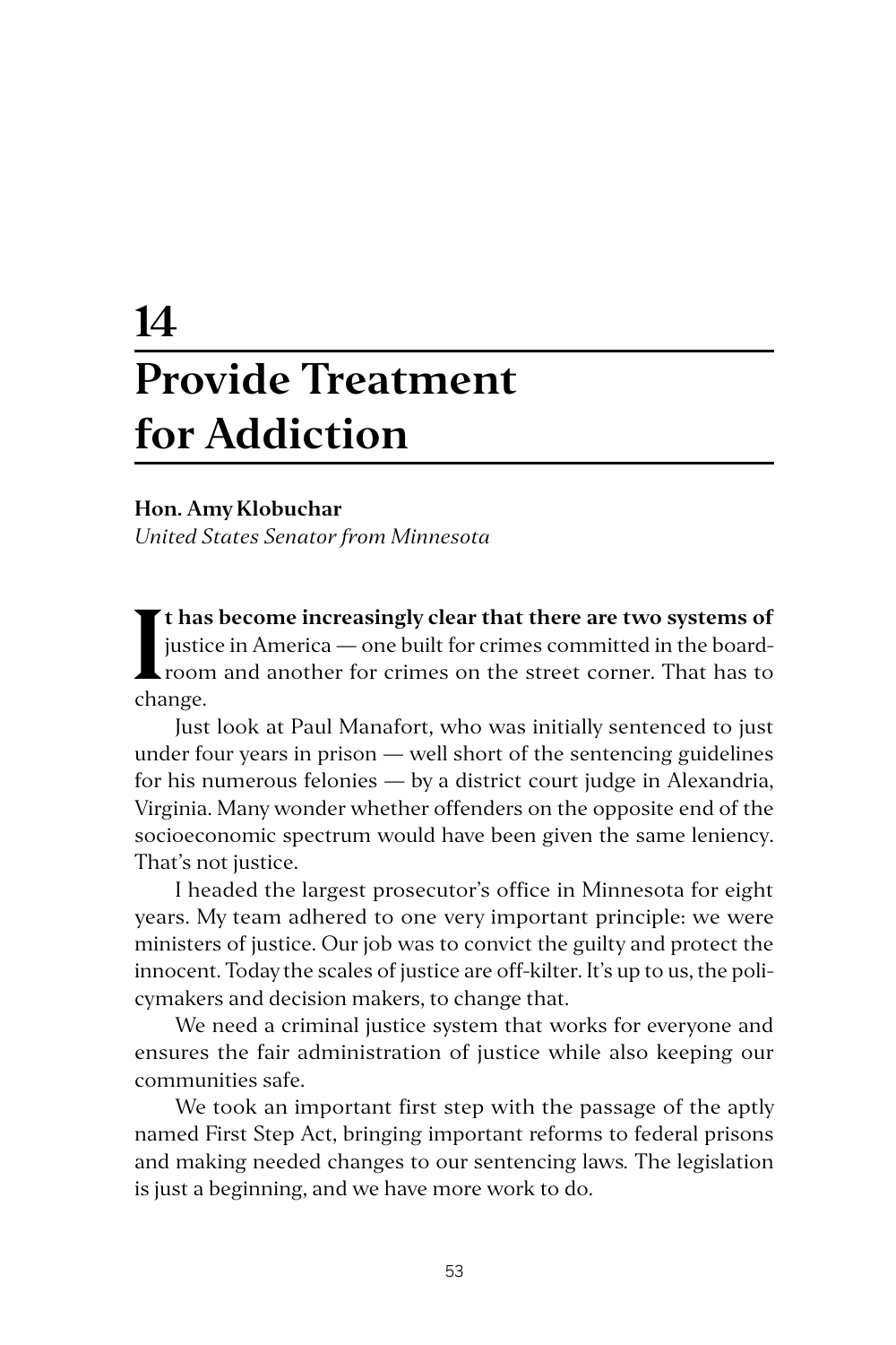# 14
# Provide Treatment for Addiction

**Hon. Amy Klobuchar**
*United States Senator from Minnesota*

**It has become increasingly clear that there are two systems of** justice in America — one built for crimes committed in the boardroom and another for crimes on the street corner. That has to change.

Just look at Paul Manafort, who was initially sentenced to just under four years in prison — well short of the sentencing guidelines for his numerous felonies — by a district court judge in Alexandria, Virginia. Many wonder whether offenders on the opposite end of the socioeconomic spectrum would have been given the same leniency. That's not justice.

I headed the largest prosecutor's office in Minnesota for eight years. My team adhered to one very important principle: we were ministers of justice. Our job was to convict the guilty and protect the innocent. Today the scales of justice are off-kilter. It's up to us, the policymakers and decision makers, to change that.

We need a criminal justice system that works for everyone and ensures the fair administration of justice while also keeping our communities safe.

We took an important first step with the passage of the aptly named First Step Act, bringing important reforms to federal prisons and making needed changes to our sentencing laws. The legislation is just a beginning, and we have more work to do.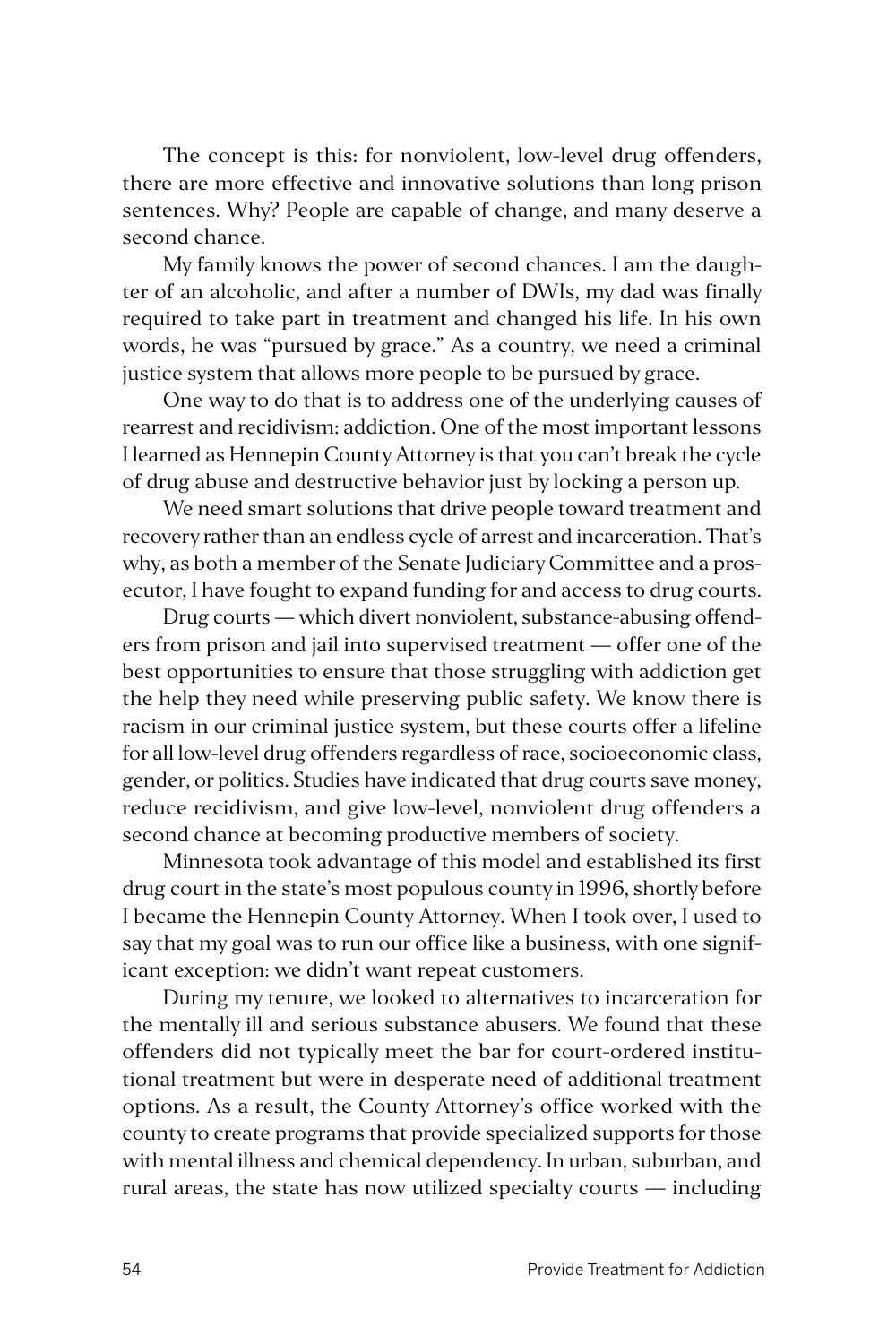The concept is this: for nonviolent, low-level drug offenders, there are more effective and innovative solutions than long prison sentences. Why? People are capable of change, and many deserve a second chance.

My family knows the power of second chances. I am the daughter of an alcoholic, and after a number of DWIs, my dad was finally required to take part in treatment and changed his life. In his own words, he was "pursued by grace." As a country, we need a criminal justice system that allows more people to be pursued by grace.

One way to do that is to address one of the underlying causes of rearrest and recidivism: addiction. One of the most important lessons I learned as Hennepin County Attorney is that you can't break the cycle of drug abuse and destructive behavior just by locking a person up.

We need smart solutions that drive people toward treatment and recovery rather than an endless cycle of arrest and incarceration. That's why, as both a member of the Senate Judiciary Committee and a prosecutor, I have fought to expand funding for and access to drug courts.

Drug courts — which divert nonviolent, substance-abusing offenders from prison and jail into supervised treatment — offer one of the best opportunities to ensure that those struggling with addiction get the help they need while preserving public safety. We know there is racism in our criminal justice system, but these courts offer a lifeline for all low-level drug offenders regardless of race, socioeconomic class, gender, or politics. Studies have indicated that drug courts save money, reduce recidivism, and give low-level, nonviolent drug offenders a second chance at becoming productive members of society.

Minnesota took advantage of this model and established its first drug court in the state's most populous county in 1996, shortly before I became the Hennepin County Attorney. When I took over, I used to say that my goal was to run our office like a business, with one significant exception: we didn't want repeat customers.

During my tenure, we looked to alternatives to incarceration for the mentally ill and serious substance abusers. We found that these offenders did not typically meet the bar for court-ordered institutional treatment but were in desperate need of additional treatment options. As a result, the County Attorney's office worked with the county to create programs that provide specialized supports for those with mental illness and chemical dependency. In urban, suburban, and rural areas, the state has now utilized specialty courts — including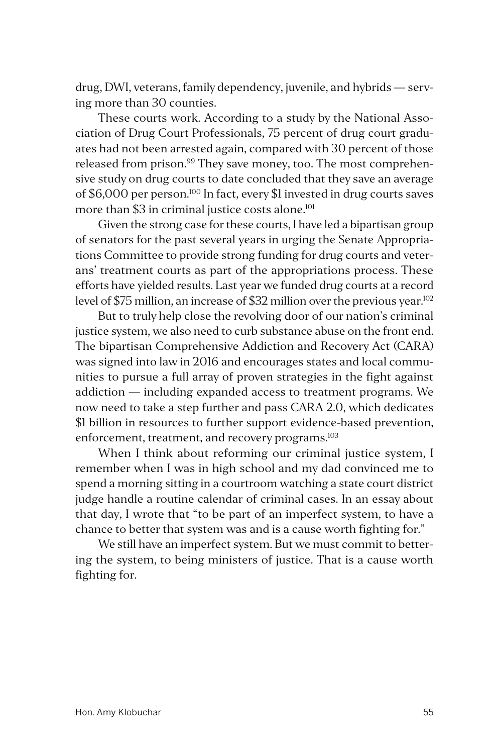drug, DWI, veterans, family dependency, juvenile, and hybrids — serving more than 30 counties.

These courts work. According to a study by the National Association of Drug Court Professionals, 75 percent of drug court graduates had not been arrested again, compared with 30 percent of those released from prison.[99] They save money, too. The most comprehensive study on drug courts to date concluded that they save an average of $6,000 per person.[100] In fact, every $1 invested in drug courts saves more than $3 in criminal justice costs alone.[101]

Given the strong case for these courts, I have led a bipartisan group of senators for the past several years in urging the Senate Appropriations Committee to provide strong funding for drug courts and veterans' treatment courts as part of the appropriations process. These efforts have yielded results. Last year we funded drug courts at a record level of $75 million, an increase of $32 million over the previous year.[102]

But to truly help close the revolving door of our nation's criminal justice system, we also need to curb substance abuse on the front end. The bipartisan Comprehensive Addiction and Recovery Act (CARA) was signed into law in 2016 and encourages states and local communities to pursue a full array of proven strategies in the fight against addiction — including expanded access to treatment programs. We now need to take a step further and pass CARA 2.0, which dedicates $1 billion in resources to further support evidence-based prevention, enforcement, treatment, and recovery programs.[103]

When I think about reforming our criminal justice system, I remember when I was in high school and my dad convinced me to spend a morning sitting in a courtroom watching a state court district judge handle a routine calendar of criminal cases. In an essay about that day, I wrote that "to be part of an imperfect system, to have a chance to better that system was and is a cause worth fighting for."

We still have an imperfect system. But we must commit to bettering the system, to being ministers of justice. That is a cause worth fighting for.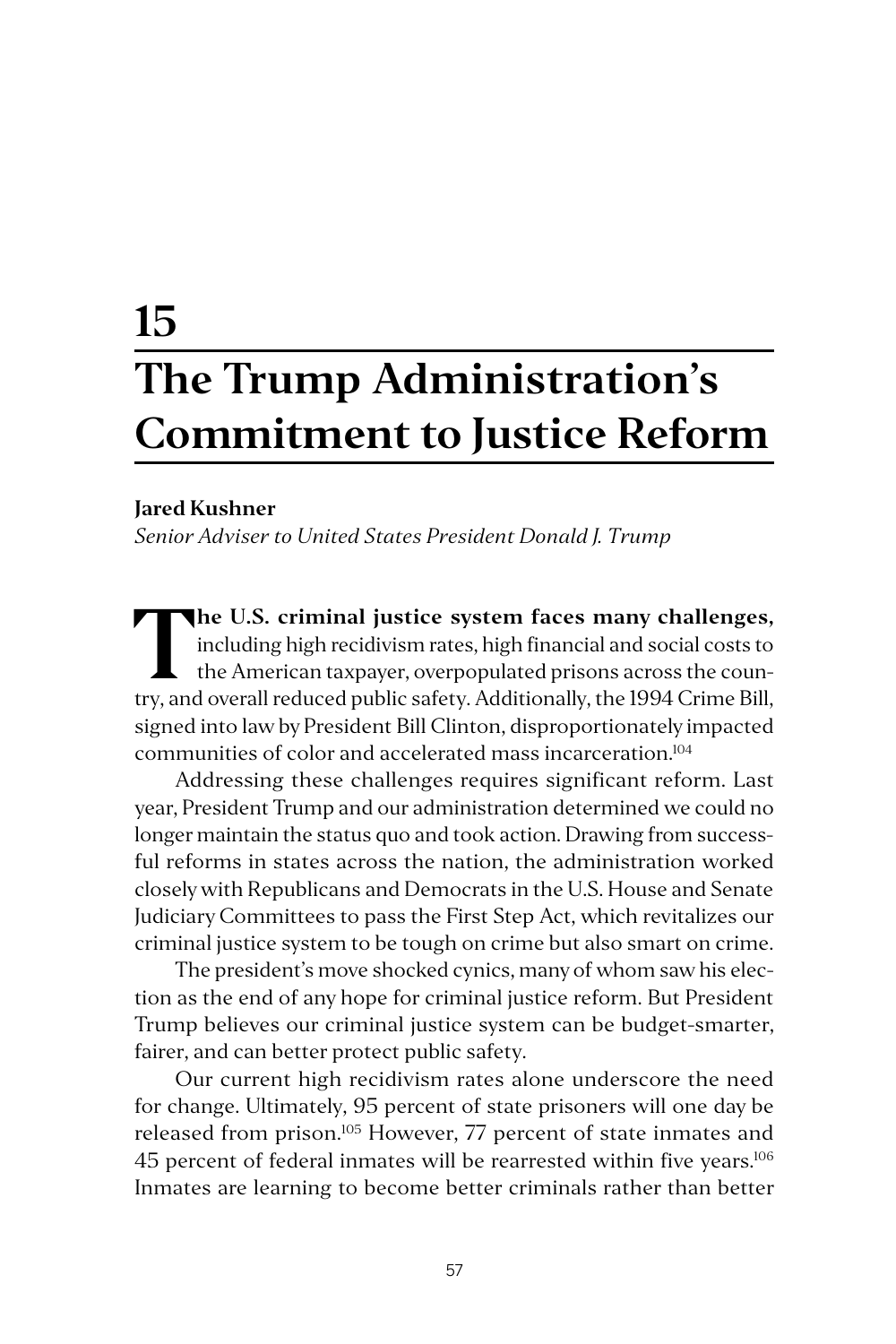# 15 The Trump Administration's Commitment to Justice Reform

**Jared Kushner**
*Senior Adviser to United States President Donald J. Trump*

**The U.S. criminal justice system faces many challenges,** including high recidivism rates, high financial and social costs to the American taxpayer, overpopulated prisons across the country, and overall reduced public safety. Additionally, the 1994 Crime Bill, signed into law by President Bill Clinton, disproportionately impacted communities of color and accelerated mass incarceration.[104]

Addressing these challenges requires significant reform. Last year, President Trump and our administration determined we could no longer maintain the status quo and took action. Drawing from successful reforms in states across the nation, the administration worked closely with Republicans and Democrats in the U.S. House and Senate Judiciary Committees to pass the First Step Act, which revitalizes our criminal justice system to be tough on crime but also smart on crime.

The president's move shocked cynics, many of whom saw his election as the end of any hope for criminal justice reform. But President Trump believes our criminal justice system can be budget-smarter, fairer, and can better protect public safety.

Our current high recidivism rates alone underscore the need for change. Ultimately, 95 percent of state prisoners will one day be released from prison.[105] However, 77 percent of state inmates and 45 percent of federal inmates will be rearrested within five years.[106] Inmates are learning to become better criminals rather than better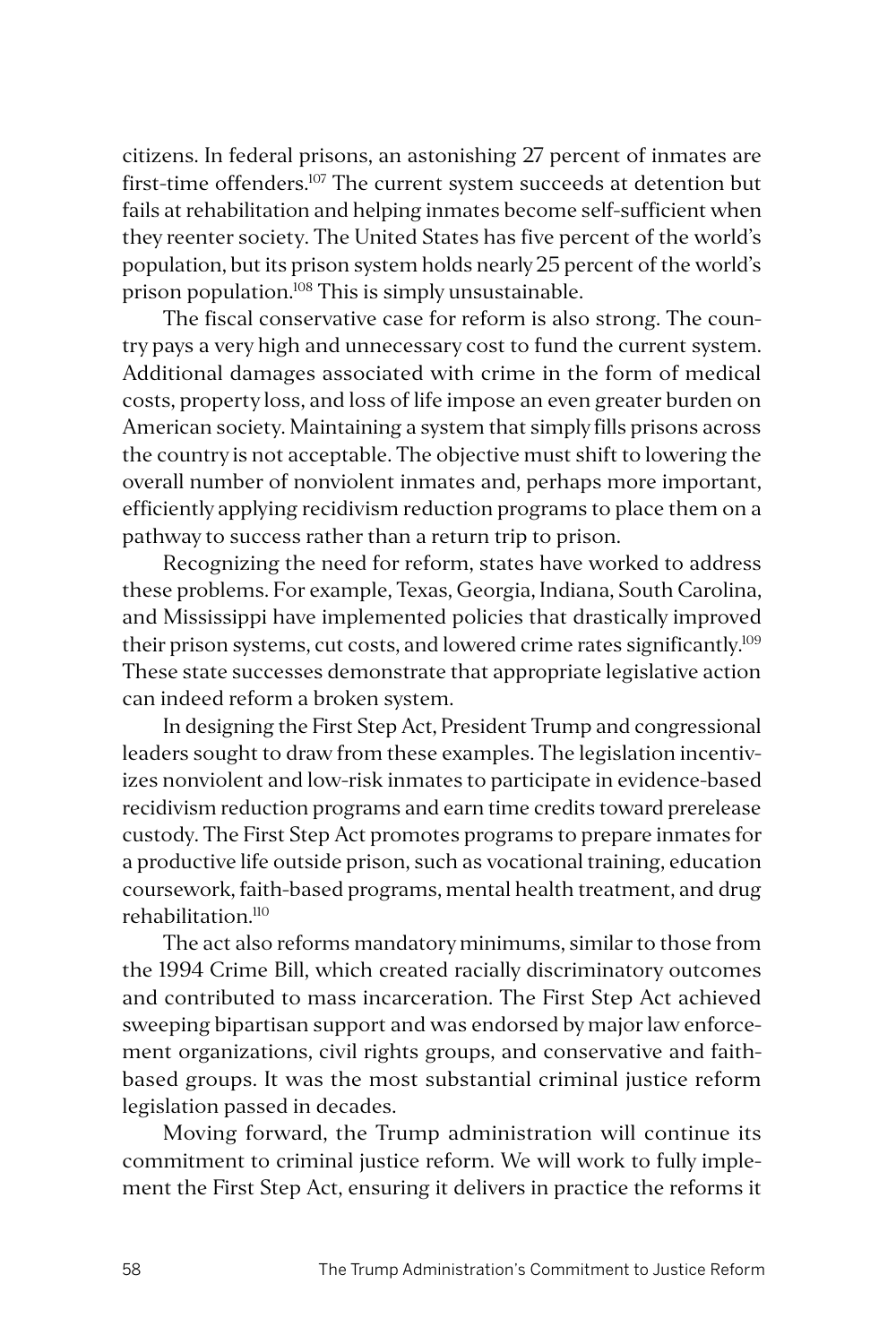citizens. In federal prisons, an astonishing 27 percent of inmates are first-time offenders.[107] The current system succeeds at detention but fails at rehabilitation and helping inmates become self-sufficient when they reenter society. The United States has five percent of the world's population, but its prison system holds nearly 25 percent of the world's prison population.[108] This is simply unsustainable.

The fiscal conservative case for reform is also strong. The country pays a very high and unnecessary cost to fund the current system. Additional damages associated with crime in the form of medical costs, property loss, and loss of life impose an even greater burden on American society. Maintaining a system that simply fills prisons across the country is not acceptable. The objective must shift to lowering the overall number of nonviolent inmates and, perhaps more important, efficiently applying recidivism reduction programs to place them on a pathway to success rather than a return trip to prison.

Recognizing the need for reform, states have worked to address these problems. For example, Texas, Georgia, Indiana, South Carolina, and Mississippi have implemented policies that drastically improved their prison systems, cut costs, and lowered crime rates significantly.[109] These state successes demonstrate that appropriate legislative action can indeed reform a broken system.

In designing the First Step Act, President Trump and congressional leaders sought to draw from these examples. The legislation incentivizes nonviolent and low-risk inmates to participate in evidence-based recidivism reduction programs and earn time credits toward prerelease custody. The First Step Act promotes programs to prepare inmates for a productive life outside prison, such as vocational training, education coursework, faith-based programs, mental health treatment, and drug rehabilitation.[110]

The act also reforms mandatory minimums, similar to those from the 1994 Crime Bill, which created racially discriminatory outcomes and contributed to mass incarceration. The First Step Act achieved sweeping bipartisan support and was endorsed by major law enforcement organizations, civil rights groups, and conservative and faith-based groups. It was the most substantial criminal justice reform legislation passed in decades.

Moving forward, the Trump administration will continue its commitment to criminal justice reform. We will work to fully implement the First Step Act, ensuring it delivers in practice the reforms it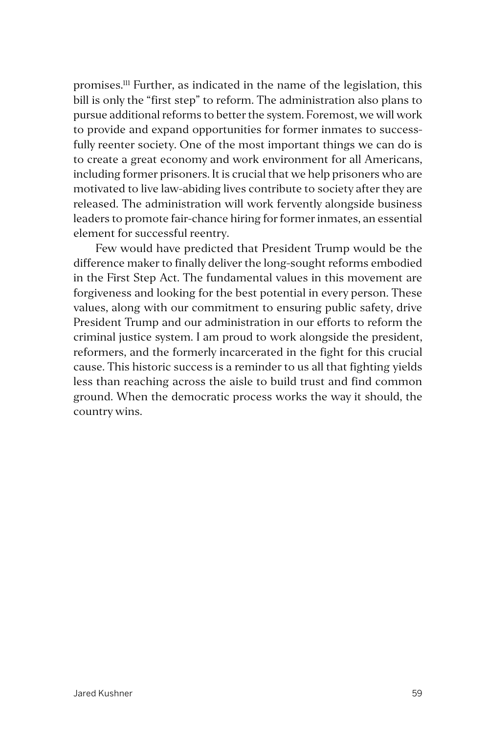promises.[111] Further, as indicated in the name of the legislation, this bill is only the "first step" to reform. The administration also plans to pursue additional reforms to better the system. Foremost, we will work to provide and expand opportunities for former inmates to successfully reenter society. One of the most important things we can do is to create a great economy and work environment for all Americans, including former prisoners. It is crucial that we help prisoners who are motivated to live law-abiding lives contribute to society after they are released. The administration will work fervently alongside business leaders to promote fair-chance hiring for former inmates, an essential element for successful reentry.

Few would have predicted that President Trump would be the difference maker to finally deliver the long-sought reforms embodied in the First Step Act. The fundamental values in this movement are forgiveness and looking for the best potential in every person. These values, along with our commitment to ensuring public safety, drive President Trump and our administration in our efforts to reform the criminal justice system. I am proud to work alongside the president, reformers, and the formerly incarcerated in the fight for this crucial cause. This historic success is a reminder to us all that fighting yields less than reaching across the aisle to build trust and find common ground. When the democratic process works the way it should, the country wins.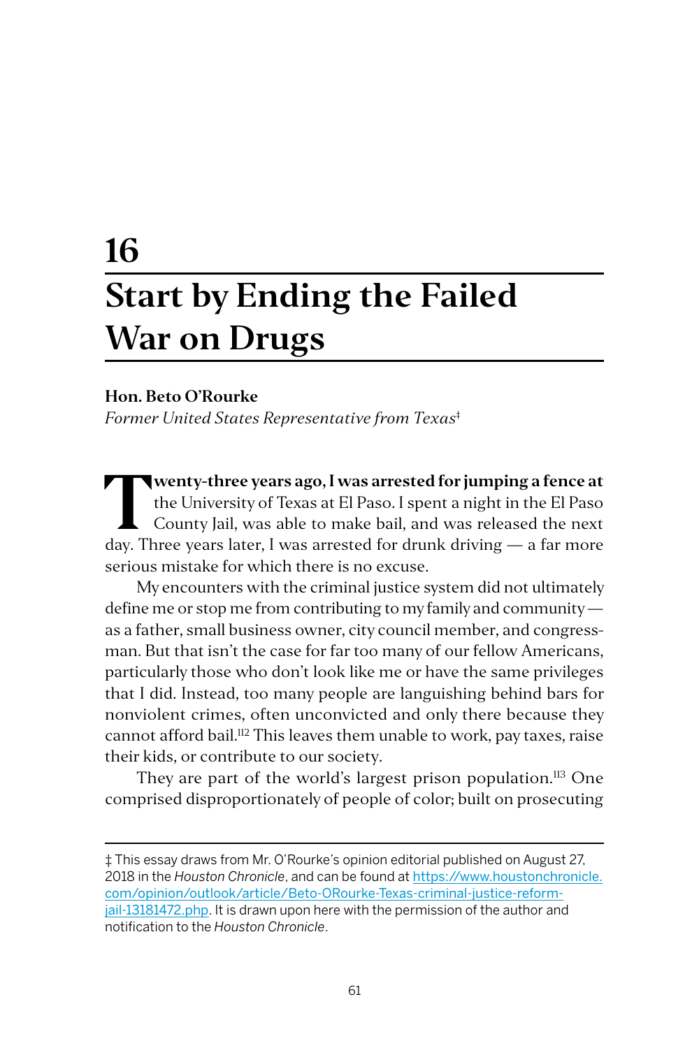# 16

# Start by Ending the Failed War on Drugs

**Hon. Beto O'Rourke**
*Former United States Representative from Texas*‡

**Twenty-three years ago, I was arrested for jumping a fence at** the University of Texas at El Paso. I spent a night in the El Paso County Jail, was able to make bail, and was released the next day. Three years later, I was arrested for drunk driving — a far more serious mistake for which there is no excuse.

My encounters with the criminal justice system did not ultimately define me or stop me from contributing to my family and community — as a father, small business owner, city council member, and congressman. But that isn't the case for far too many of our fellow Americans, particularly those who don't look like me or have the same privileges that I did. Instead, too many people are languishing behind bars for nonviolent crimes, often unconvicted and only there because they cannot afford bail.[112] This leaves them unable to work, pay taxes, raise their kids, or contribute to our society.

They are part of the world's largest prison population.[113] One comprised disproportionately of people of color; built on prosecuting

---

‡ This essay draws from Mr. O'Rourke's opinion editorial published on August 27, 2018 in the *Houston Chronicle*, and can be found at https://www.houstonchronicle.com/opinion/outlook/article/Beto-ORourke-Texas-criminal-justice-reform-jail-13181472.php. It is drawn upon here with the permission of the author and notification to the *Houston Chronicle*.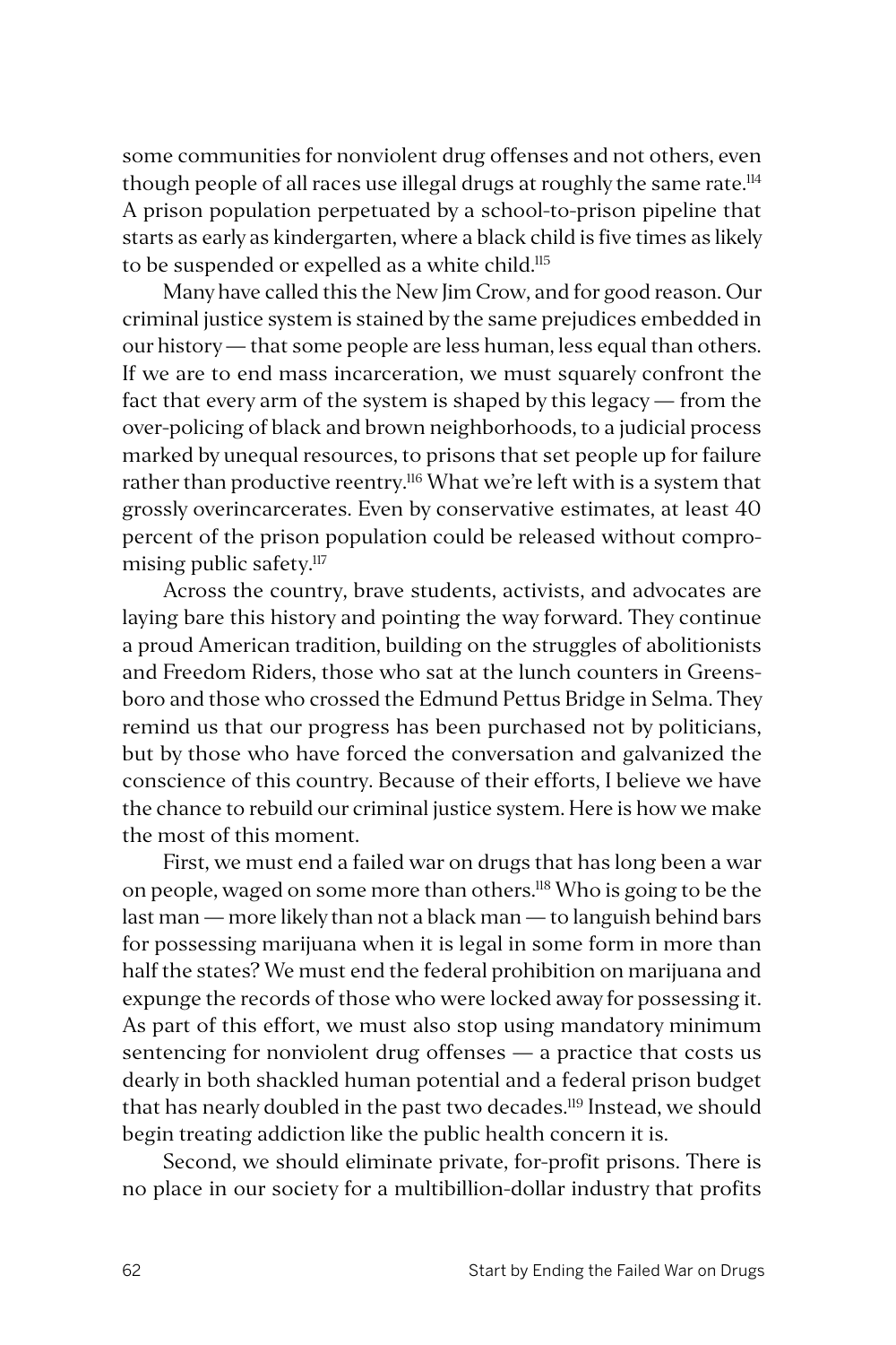some communities for nonviolent drug offenses and not others, even though people of all races use illegal drugs at roughly the same rate.[114] A prison population perpetuated by a school-to-prison pipeline that starts as early as kindergarten, where a black child is five times as likely to be suspended or expelled as a white child.[115]

Many have called this the New Jim Crow, and for good reason. Our criminal justice system is stained by the same prejudices embedded in our history — that some people are less human, less equal than others. If we are to end mass incarceration, we must squarely confront the fact that every arm of the system is shaped by this legacy — from the over-policing of black and brown neighborhoods, to a judicial process marked by unequal resources, to prisons that set people up for failure rather than productive reentry.[116] What we're left with is a system that grossly overincarcerates. Even by conservative estimates, at least 40 percent of the prison population could be released without compromising public safety.[117]

Across the country, brave students, activists, and advocates are laying bare this history and pointing the way forward. They continue a proud American tradition, building on the struggles of abolitionists and Freedom Riders, those who sat at the lunch counters in Greensboro and those who crossed the Edmund Pettus Bridge in Selma. They remind us that our progress has been purchased not by politicians, but by those who have forced the conversation and galvanized the conscience of this country. Because of their efforts, I believe we have the chance to rebuild our criminal justice system. Here is how we make the most of this moment.

First, we must end a failed war on drugs that has long been a war on people, waged on some more than others.[118] Who is going to be the last man — more likely than not a black man — to languish behind bars for possessing marijuana when it is legal in some form in more than half the states? We must end the federal prohibition on marijuana and expunge the records of those who were locked away for possessing it. As part of this effort, we must also stop using mandatory minimum sentencing for nonviolent drug offenses — a practice that costs us dearly in both shackled human potential and a federal prison budget that has nearly doubled in the past two decades.[119] Instead, we should begin treating addiction like the public health concern it is.

Second, we should eliminate private, for-profit prisons. There is no place in our society for a multibillion-dollar industry that profits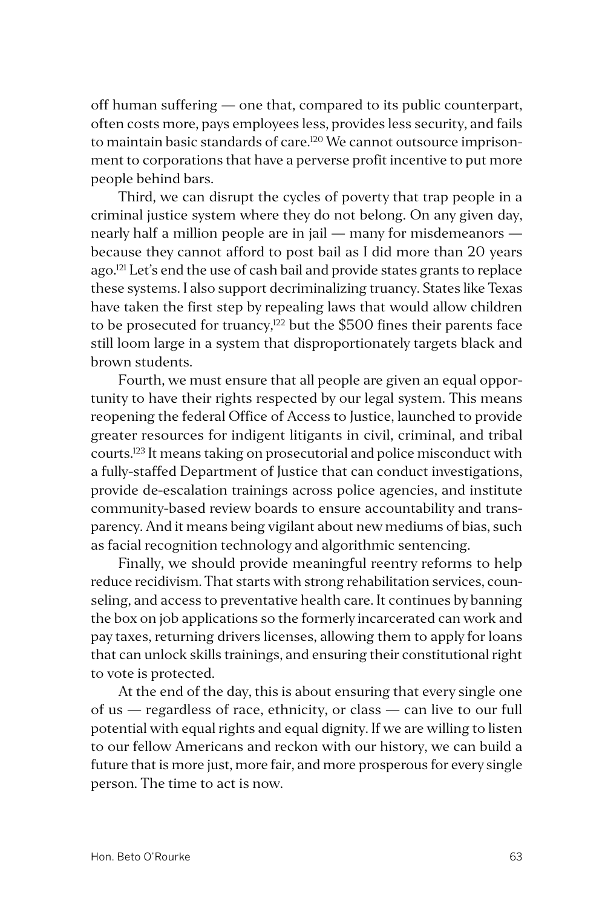off human suffering — one that, compared to its public counterpart, often costs more, pays employees less, provides less security, and fails to maintain basic standards of care.[120] We cannot outsource imprisonment to corporations that have a perverse profit incentive to put more people behind bars.

Third, we can disrupt the cycles of poverty that trap people in a criminal justice system where they do not belong. On any given day, nearly half a million people are in jail — many for misdemeanors — because they cannot afford to post bail as I did more than 20 years ago.[121] Let's end the use of cash bail and provide states grants to replace these systems. I also support decriminalizing truancy. States like Texas have taken the first step by repealing laws that would allow children to be prosecuted for truancy,[122] but the $500 fines their parents face still loom large in a system that disproportionately targets black and brown students.

Fourth, we must ensure that all people are given an equal opportunity to have their rights respected by our legal system. This means reopening the federal Office of Access to Justice, launched to provide greater resources for indigent litigants in civil, criminal, and tribal courts.[123] It means taking on prosecutorial and police misconduct with a fully-staffed Department of Justice that can conduct investigations, provide de-escalation trainings across police agencies, and institute community-based review boards to ensure accountability and transparency. And it means being vigilant about new mediums of bias, such as facial recognition technology and algorithmic sentencing.

Finally, we should provide meaningful reentry reforms to help reduce recidivism. That starts with strong rehabilitation services, counseling, and access to preventative health care. It continues by banning the box on job applications so the formerly incarcerated can work and pay taxes, returning drivers licenses, allowing them to apply for loans that can unlock skills trainings, and ensuring their constitutional right to vote is protected.

At the end of the day, this is about ensuring that every single one of us — regardless of race, ethnicity, or class — can live to our full potential with equal rights and equal dignity. If we are willing to listen to our fellow Americans and reckon with our history, we can build a future that is more just, more fair, and more prosperous for every single person. The time to act is now.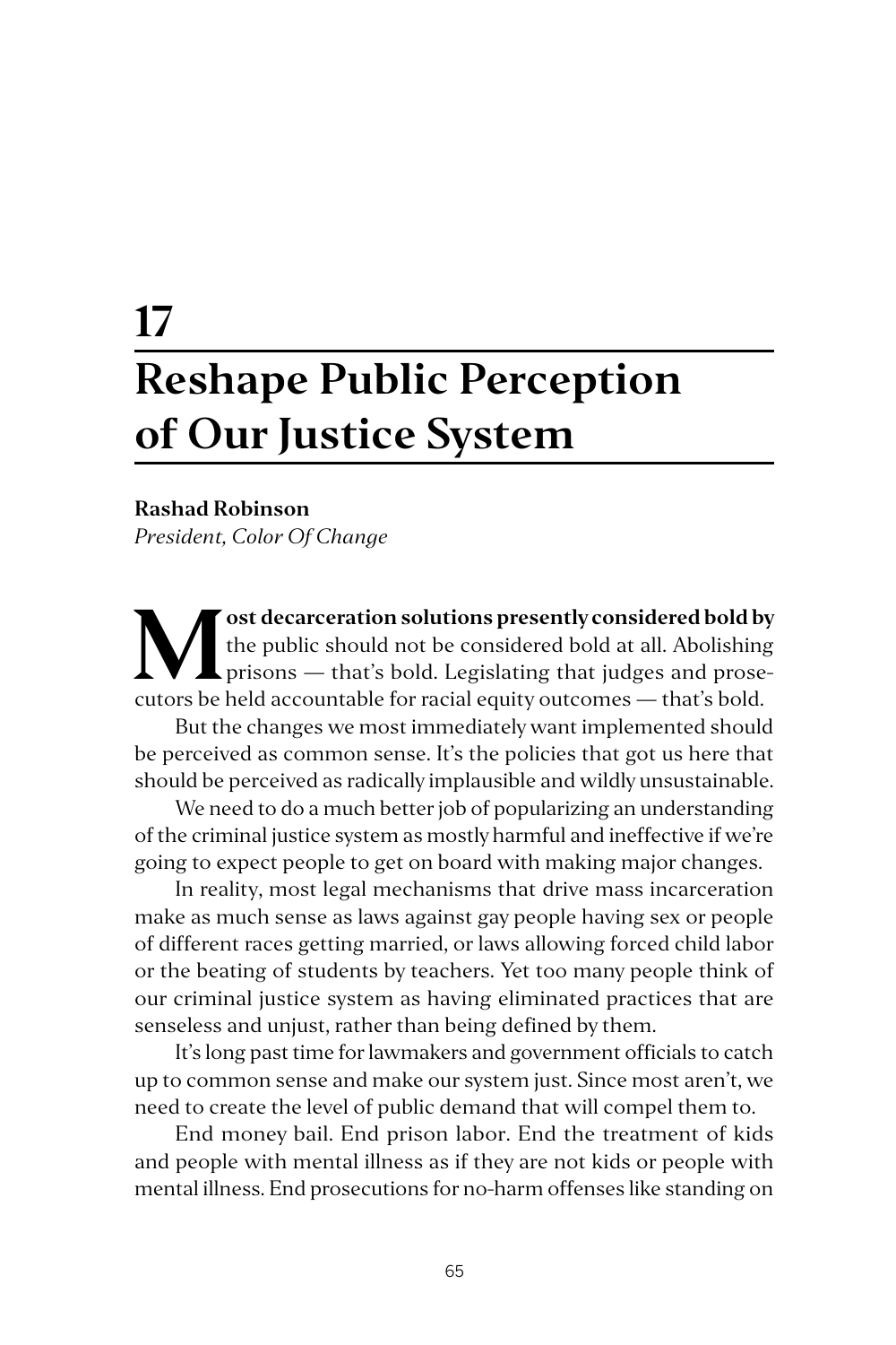# 17

# Reshape Public Perception of Our Justice System

**Rashad Robinson**
*President, Color Of Change*

**Most decarceration solutions presently considered bold by** the public should not be considered bold at all. Abolishing prisons — that's bold. Legislating that judges and prosecutors be held accountable for racial equity outcomes — that's bold.

But the changes we most immediately want implemented should be perceived as common sense. It's the policies that got us here that should be perceived as radically implausible and wildly unsustainable.

We need to do a much better job of popularizing an understanding of the criminal justice system as mostly harmful and ineffective if we're going to expect people to get on board with making major changes.

In reality, most legal mechanisms that drive mass incarceration make as much sense as laws against gay people having sex or people of different races getting married, or laws allowing forced child labor or the beating of students by teachers. Yet too many people think of our criminal justice system as having eliminated practices that are senseless and unjust, rather than being defined by them.

It's long past time for lawmakers and government officials to catch up to common sense and make our system just. Since most aren't, we need to create the level of public demand that will compel them to.

End money bail. End prison labor. End the treatment of kids and people with mental illness as if they are not kids or people with mental illness. End prosecutions for no-harm offenses like standing on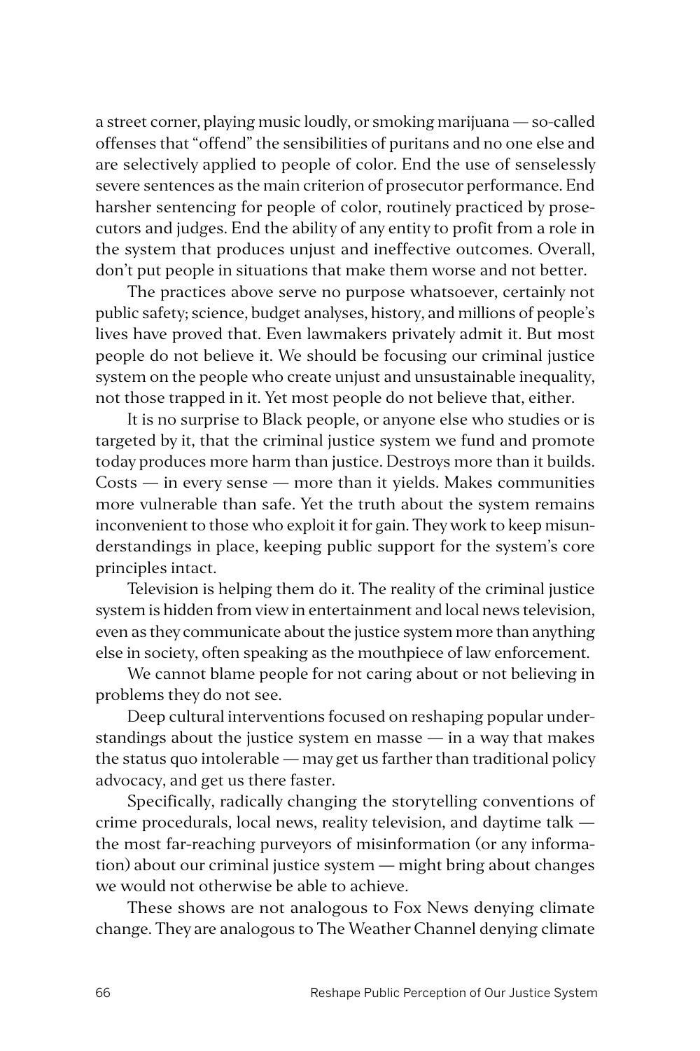a street corner, playing music loudly, or smoking marijuana — so-called offenses that "offend" the sensibilities of puritans and no one else and are selectively applied to people of color. End the use of senselessly severe sentences as the main criterion of prosecutor performance. End harsher sentencing for people of color, routinely practiced by prosecutors and judges. End the ability of any entity to profit from a role in the system that produces unjust and ineffective outcomes. Overall, don't put people in situations that make them worse and not better.

The practices above serve no purpose whatsoever, certainly not public safety; science, budget analyses, history, and millions of people's lives have proved that. Even lawmakers privately admit it. But most people do not believe it. We should be focusing our criminal justice system on the people who create unjust and unsustainable inequality, not those trapped in it. Yet most people do not believe that, either.

It is no surprise to Black people, or anyone else who studies or is targeted by it, that the criminal justice system we fund and promote today produces more harm than justice. Destroys more than it builds. Costs — in every sense — more than it yields. Makes communities more vulnerable than safe. Yet the truth about the system remains inconvenient to those who exploit it for gain. They work to keep misunderstandings in place, keeping public support for the system's core principles intact.

Television is helping them do it. The reality of the criminal justice system is hidden from view in entertainment and local news television, even as they communicate about the justice system more than anything else in society, often speaking as the mouthpiece of law enforcement.

We cannot blame people for not caring about or not believing in problems they do not see.

Deep cultural interventions focused on reshaping popular understandings about the justice system en masse — in a way that makes the status quo intolerable — may get us farther than traditional policy advocacy, and get us there faster.

Specifically, radically changing the storytelling conventions of crime procedurals, local news, reality television, and daytime talk — the most far-reaching purveyors of misinformation (or any information) about our criminal justice system — might bring about changes we would not otherwise be able to achieve.

These shows are not analogous to Fox News denying climate change. They are analogous to The Weather Channel denying climate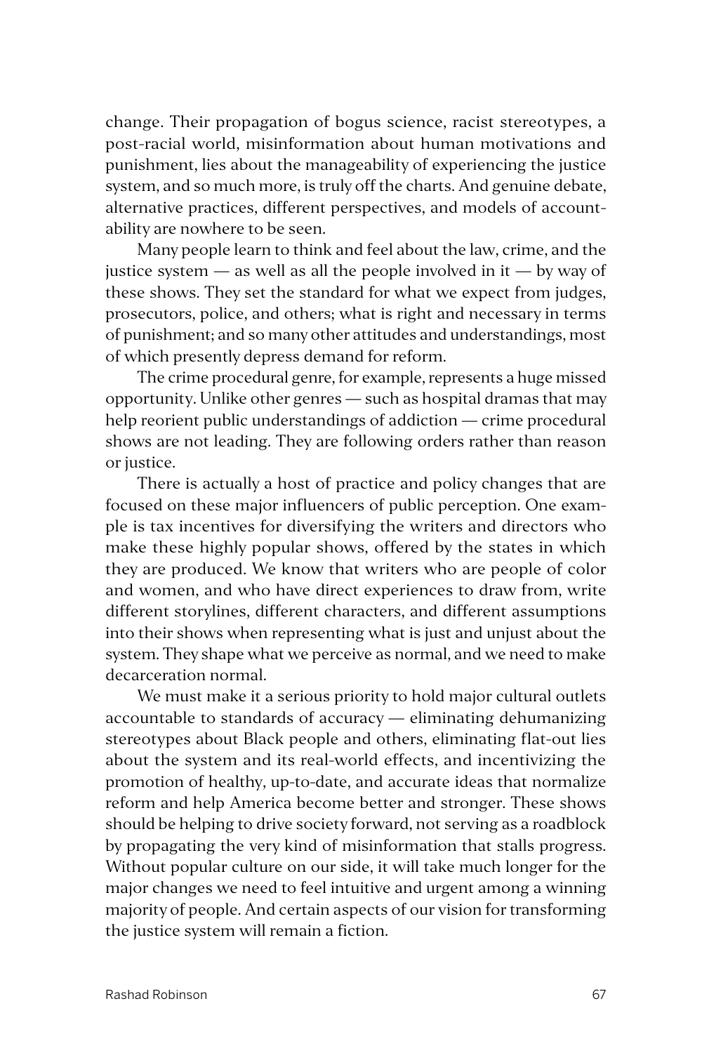change. Their propagation of bogus science, racist stereotypes, a post-racial world, misinformation about human motivations and punishment, lies about the manageability of experiencing the justice system, and so much more, is truly off the charts. And genuine debate, alternative practices, different perspectives, and models of accountability are nowhere to be seen.

Many people learn to think and feel about the law, crime, and the justice system — as well as all the people involved in it — by way of these shows. They set the standard for what we expect from judges, prosecutors, police, and others; what is right and necessary in terms of punishment; and so many other attitudes and understandings, most of which presently depress demand for reform.

The crime procedural genre, for example, represents a huge missed opportunity. Unlike other genres — such as hospital dramas that may help reorient public understandings of addiction — crime procedural shows are not leading. They are following orders rather than reason or justice.

There is actually a host of practice and policy changes that are focused on these major influencers of public perception. One example is tax incentives for diversifying the writers and directors who make these highly popular shows, offered by the states in which they are produced. We know that writers who are people of color and women, and who have direct experiences to draw from, write different storylines, different characters, and different assumptions into their shows when representing what is just and unjust about the system. They shape what we perceive as normal, and we need to make decarceration normal.

We must make it a serious priority to hold major cultural outlets accountable to standards of accuracy — eliminating dehumanizing stereotypes about Black people and others, eliminating flat-out lies about the system and its real-world effects, and incentivizing the promotion of healthy, up-to-date, and accurate ideas that normalize reform and help America become better and stronger. These shows should be helping to drive society forward, not serving as a roadblock by propagating the very kind of misinformation that stalls progress. Without popular culture on our side, it will take much longer for the major changes we need to feel intuitive and urgent among a winning majority of people. And certain aspects of our vision for transforming the justice system will remain a fiction.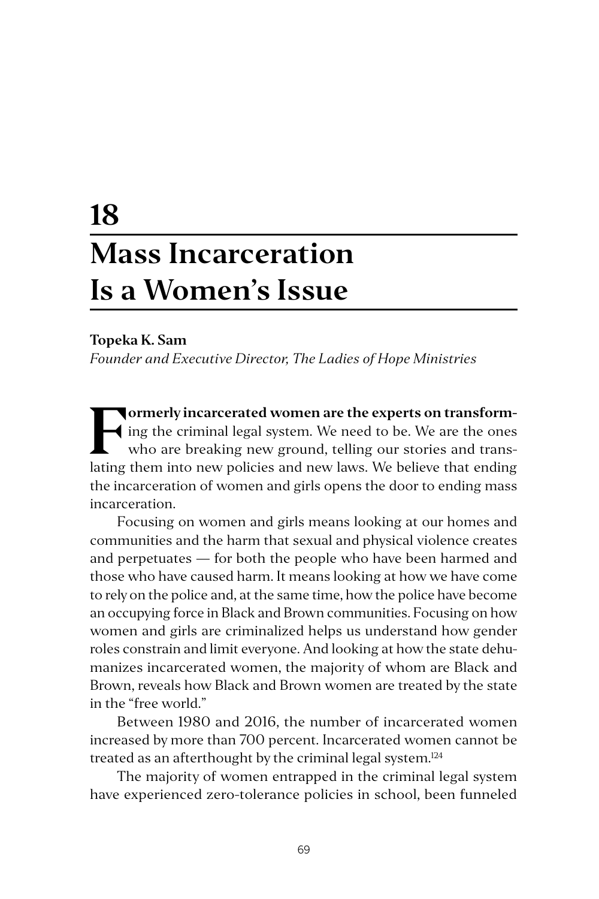# 18 Mass Incarceration Is a Women's Issue

**Topeka K. Sam**

*Founder and Executive Director, The Ladies of Hope Ministries*

**Formerly incarcerated women are the experts on transforming** the criminal legal system. We need to be. We are the ones who are breaking new ground, telling our stories and translating them into new policies and new laws. We believe that ending the incarceration of women and girls opens the door to ending mass incarceration.

Focusing on women and girls means looking at our homes and communities and the harm that sexual and physical violence creates and perpetuates — for both the people who have been harmed and those who have caused harm. It means looking at how we have come to rely on the police and, at the same time, how the police have become an occupying force in Black and Brown communities. Focusing on how women and girls are criminalized helps us understand how gender roles constrain and limit everyone. And looking at how the state dehumanizes incarcerated women, the majority of whom are Black and Brown, reveals how Black and Brown women are treated by the state in the "free world."

Between 1980 and 2016, the number of incarcerated women increased by more than 700 percent. Incarcerated women cannot be treated as an afterthought by the criminal legal system.[124]

The majority of women entrapped in the criminal legal system have experienced zero-tolerance policies in school, been funneled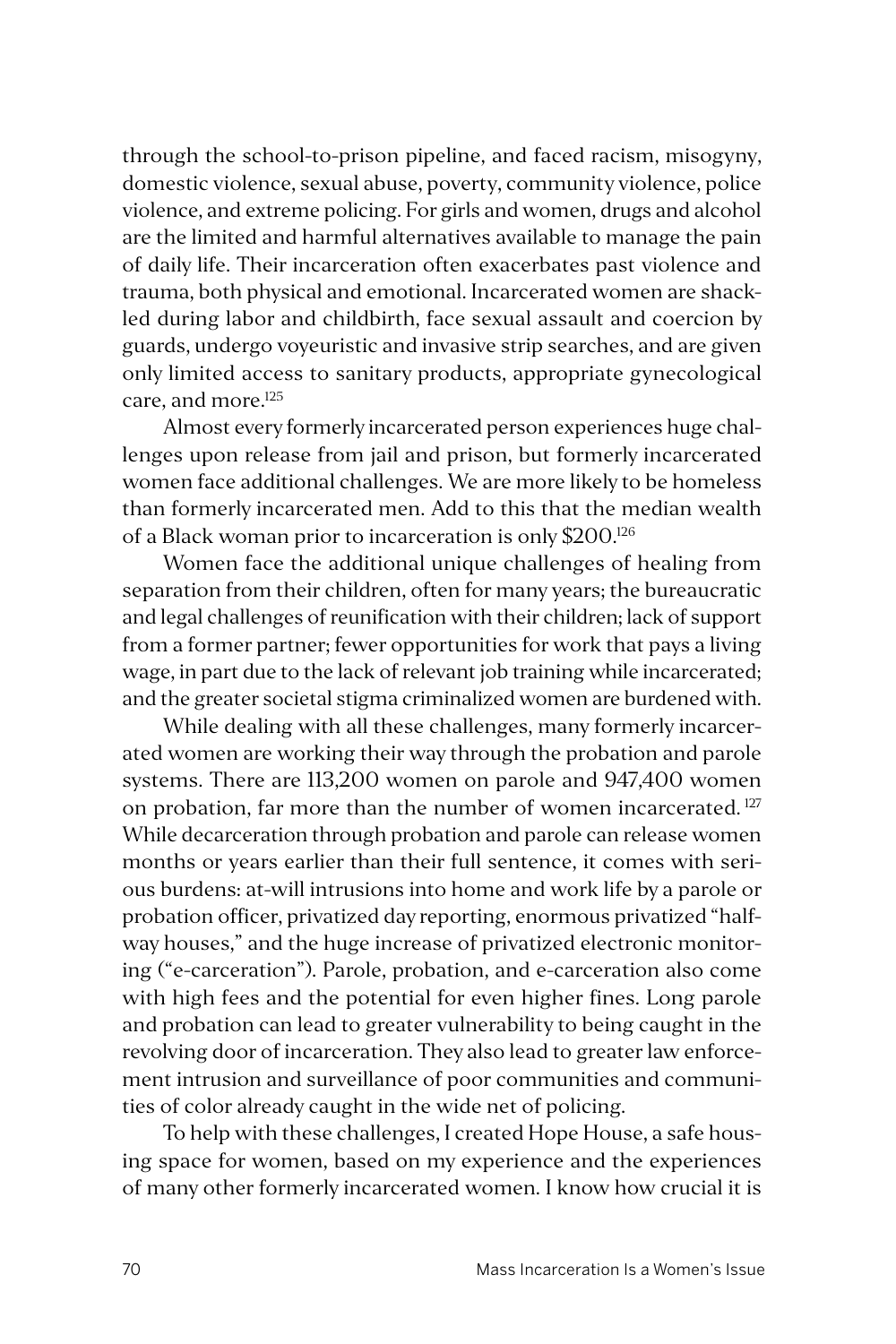through the school-to-prison pipeline, and faced racism, misogyny, domestic violence, sexual abuse, poverty, community violence, police violence, and extreme policing. For girls and women, drugs and alcohol are the limited and harmful alternatives available to manage the pain of daily life. Their incarceration often exacerbates past violence and trauma, both physical and emotional. Incarcerated women are shackled during labor and childbirth, face sexual assault and coercion by guards, undergo voyeuristic and invasive strip searches, and are given only limited access to sanitary products, appropriate gynecological care, and more.[125]

Almost every formerly incarcerated person experiences huge challenges upon release from jail and prison, but formerly incarcerated women face additional challenges. We are more likely to be homeless than formerly incarcerated men. Add to this that the median wealth of a Black woman prior to incarceration is only $200.[126]

Women face the additional unique challenges of healing from separation from their children, often for many years; the bureaucratic and legal challenges of reunification with their children; lack of support from a former partner; fewer opportunities for work that pays a living wage, in part due to the lack of relevant job training while incarcerated; and the greater societal stigma criminalized women are burdened with.

While dealing with all these challenges, many formerly incarcerated women are working their way through the probation and parole systems. There are 113,200 women on parole and 947,400 women on probation, far more than the number of women incarcerated. [127] While decarceration through probation and parole can release women months or years earlier than their full sentence, it comes with serious burdens: at-will intrusions into home and work life by a parole or probation officer, privatized day reporting, enormous privatized "halfway houses," and the huge increase of privatized electronic monitoring ("e-carceration"). Parole, probation, and e-carceration also come with high fees and the potential for even higher fines. Long parole and probation can lead to greater vulnerability to being caught in the revolving door of incarceration. They also lead to greater law enforcement intrusion and surveillance of poor communities and communities of color already caught in the wide net of policing.

To help with these challenges, I created Hope House, a safe housing space for women, based on my experience and the experiences of many other formerly incarcerated women. I know how crucial it is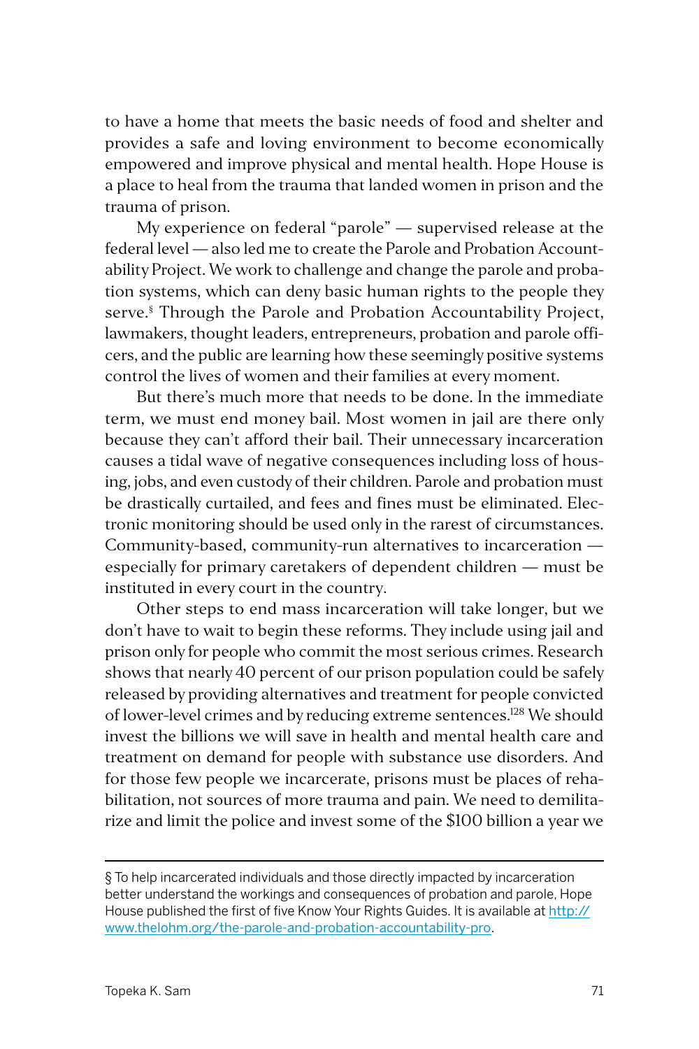to have a home that meets the basic needs of food and shelter and provides a safe and loving environment to become economically empowered and improve physical and mental health. Hope House is a place to heal from the trauma that landed women in prison and the trauma of prison.

My experience on federal "parole" — supervised release at the federal level — also led me to create the Parole and Probation Accountability Project. We work to challenge and change the parole and probation systems, which can deny basic human rights to the people they serve.[§] Through the Parole and Probation Accountability Project, lawmakers, thought leaders, entrepreneurs, probation and parole officers, and the public are learning how these seemingly positive systems control the lives of women and their families at every moment.

But there's much more that needs to be done. In the immediate term, we must end money bail. Most women in jail are there only because they can't afford their bail. Their unnecessary incarceration causes a tidal wave of negative consequences including loss of housing, jobs, and even custody of their children. Parole and probation must be drastically curtailed, and fees and fines must be eliminated. Electronic monitoring should be used only in the rarest of circumstances. Community-based, community-run alternatives to incarceration — especially for primary caretakers of dependent children — must be instituted in every court in the country.

Other steps to end mass incarceration will take longer, but we don't have to wait to begin these reforms. They include using jail and prison only for people who commit the most serious crimes. Research shows that nearly 40 percent of our prison population could be safely released by providing alternatives and treatment for people convicted of lower-level crimes and by reducing extreme sentences.[128] We should invest the billions we will save in health and mental health care and treatment on demand for people with substance use disorders. And for those few people we incarcerate, prisons must be places of rehabilitation, not sources of more trauma and pain. We need to demilitarize and limit the police and invest some of the $100 billion a year we

---

§ To help incarcerated individuals and those directly impacted by incarceration better understand the workings and consequences of probation and parole, Hope House published the first of five Know Your Rights Guides. It is available at [http://www.thelohm.org/the-parole-and-probation-accountability-pro](http://www.thelohm.org/the-parole-and-probation-accountability-pro).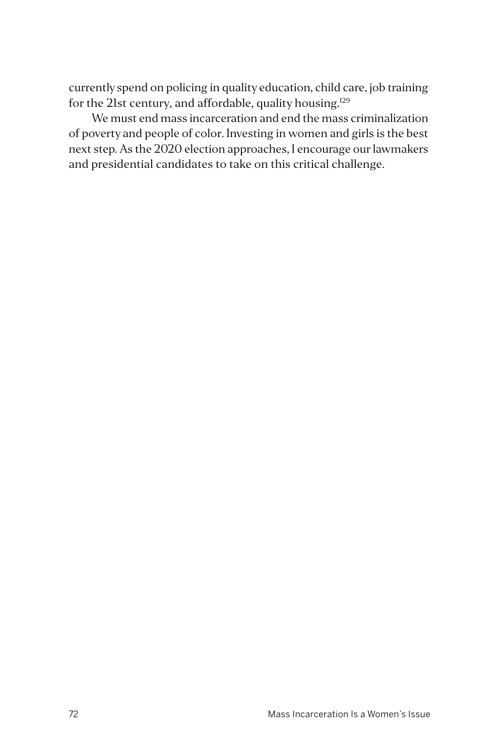currently spend on policing in quality education, child care, job training for the 21st century, and affordable, quality housing.[129]

We must end mass incarceration and end the mass criminalization of poverty and people of color. Investing in women and girls is the best next step. As the 2020 election approaches, I encourage our lawmakers and presidential candidates to take on this critical challenge.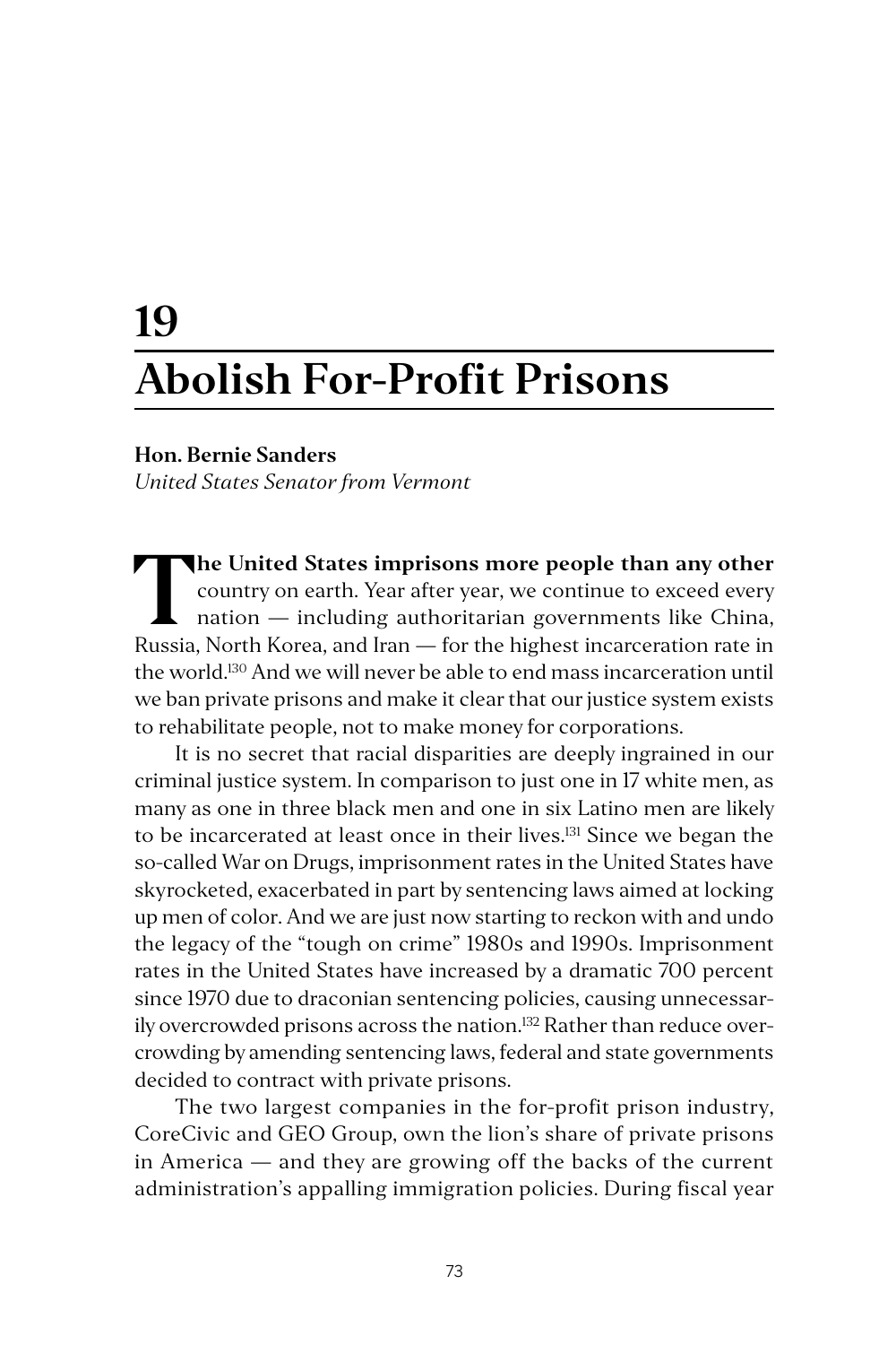# 19

# Abolish For-Profit Prisons

**Hon. Bernie Sanders**
*United States Senator from Vermont*

**The United States imprisons more people than any other** country on earth. Year after year, we continue to exceed every nation — including authoritarian governments like China, Russia, North Korea, and Iran — for the highest incarceration rate in the world.[130] And we will never be able to end mass incarceration until we ban private prisons and make it clear that our justice system exists to rehabilitate people, not to make money for corporations.

It is no secret that racial disparities are deeply ingrained in our criminal justice system. In comparison to just one in 17 white men, as many as one in three black men and one in six Latino men are likely to be incarcerated at least once in their lives.[131] Since we began the so-called War on Drugs, imprisonment rates in the United States have skyrocketed, exacerbated in part by sentencing laws aimed at locking up men of color. And we are just now starting to reckon with and undo the legacy of the "tough on crime" 1980s and 1990s. Imprisonment rates in the United States have increased by a dramatic 700 percent since 1970 due to draconian sentencing policies, causing unnecessarily overcrowded prisons across the nation.[132] Rather than reduce overcrowding by amending sentencing laws, federal and state governments decided to contract with private prisons.

The two largest companies in the for-profit prison industry, CoreCivic and GEO Group, own the lion's share of private prisons in America — and they are growing off the backs of the current administration's appalling immigration policies. During fiscal year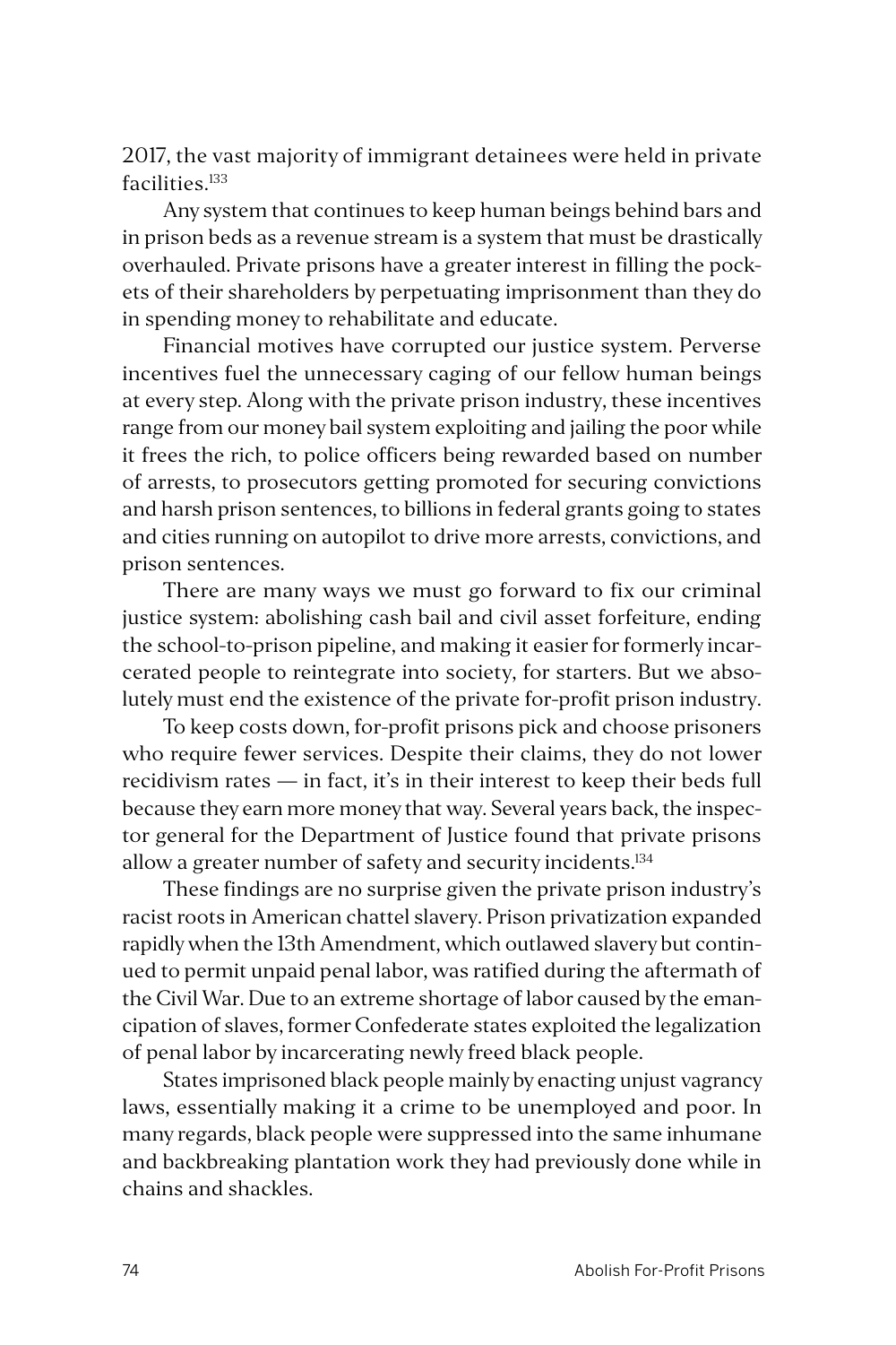2017, the vast majority of immigrant detainees were held in private facilities.[133]

Any system that continues to keep human beings behind bars and in prison beds as a revenue stream is a system that must be drastically overhauled. Private prisons have a greater interest in filling the pockets of their shareholders by perpetuating imprisonment than they do in spending money to rehabilitate and educate.

Financial motives have corrupted our justice system. Perverse incentives fuel the unnecessary caging of our fellow human beings at every step. Along with the private prison industry, these incentives range from our money bail system exploiting and jailing the poor while it frees the rich, to police officers being rewarded based on number of arrests, to prosecutors getting promoted for securing convictions and harsh prison sentences, to billions in federal grants going to states and cities running on autopilot to drive more arrests, convictions, and prison sentences.

There are many ways we must go forward to fix our criminal justice system: abolishing cash bail and civil asset forfeiture, ending the school-to-prison pipeline, and making it easier for formerly incarcerated people to reintegrate into society, for starters. But we absolutely must end the existence of the private for-profit prison industry.

To keep costs down, for-profit prisons pick and choose prisoners who require fewer services. Despite their claims, they do not lower recidivism rates — in fact, it's in their interest to keep their beds full because they earn more money that way. Several years back, the inspector general for the Department of Justice found that private prisons allow a greater number of safety and security incidents.[134]

These findings are no surprise given the private prison industry's racist roots in American chattel slavery. Prison privatization expanded rapidly when the 13th Amendment, which outlawed slavery but continued to permit unpaid penal labor, was ratified during the aftermath of the Civil War. Due to an extreme shortage of labor caused by the emancipation of slaves, former Confederate states exploited the legalization of penal labor by incarcerating newly freed black people.

States imprisoned black people mainly by enacting unjust vagrancy laws, essentially making it a crime to be unemployed and poor. In many regards, black people were suppressed into the same inhumane and backbreaking plantation work they had previously done while in chains and shackles.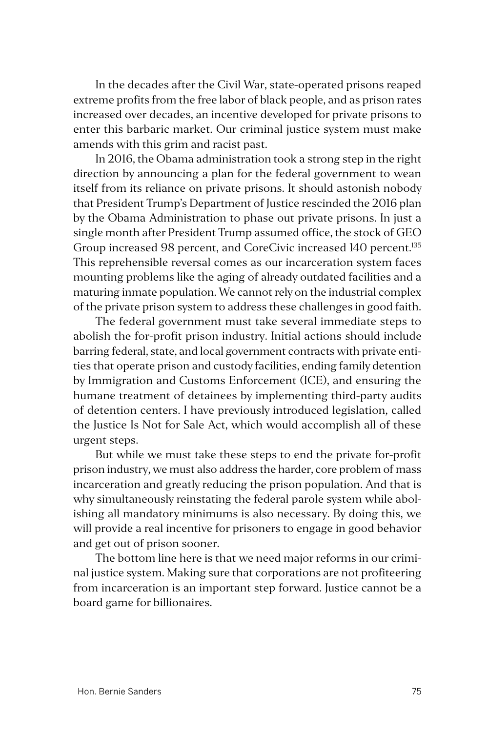In the decades after the Civil War, state-operated prisons reaped extreme profits from the free labor of black people, and as prison rates increased over decades, an incentive developed for private prisons to enter this barbaric market. Our criminal justice system must make amends with this grim and racist past.

In 2016, the Obama administration took a strong step in the right direction by announcing a plan for the federal government to wean itself from its reliance on private prisons. It should astonish nobody that President Trump's Department of Justice rescinded the 2016 plan by the Obama Administration to phase out private prisons. In just a single month after President Trump assumed office, the stock of GEO Group increased 98 percent, and CoreCivic increased 140 percent.[135] This reprehensible reversal comes as our incarceration system faces mounting problems like the aging of already outdated facilities and a maturing inmate population. We cannot rely on the industrial complex of the private prison system to address these challenges in good faith.

The federal government must take several immediate steps to abolish the for-profit prison industry. Initial actions should include barring federal, state, and local government contracts with private entities that operate prison and custody facilities, ending family detention by Immigration and Customs Enforcement (ICE), and ensuring the humane treatment of detainees by implementing third-party audits of detention centers. I have previously introduced legislation, called the Justice Is Not for Sale Act, which would accomplish all of these urgent steps.

But while we must take these steps to end the private for-profit prison industry, we must also address the harder, core problem of mass incarceration and greatly reducing the prison population. And that is why simultaneously reinstating the federal parole system while abolishing all mandatory minimums is also necessary. By doing this, we will provide a real incentive for prisoners to engage in good behavior and get out of prison sooner.

The bottom line here is that we need major reforms in our criminal justice system. Making sure that corporations are not profiteering from incarceration is an important step forward. Justice cannot be a board game for billionaires.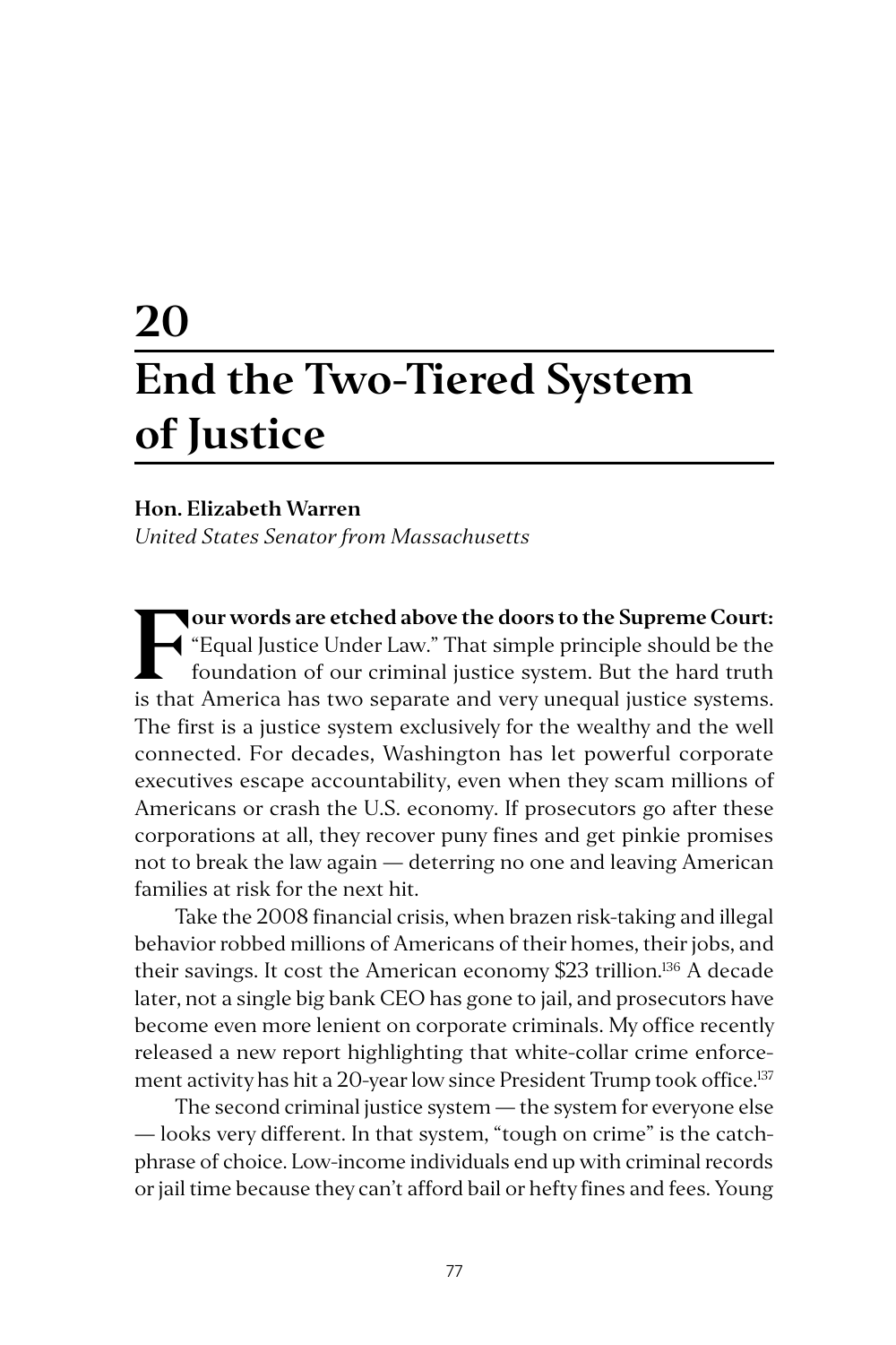# 20 End the Two-Tiered System of Justice

**Hon. Elizabeth Warren**
*United States Senator from Massachusetts*

**Four words are etched above the doors to the Supreme Court:** "Equal Justice Under Law." That simple principle should be the foundation of our criminal justice system. But the hard truth is that America has two separate and very unequal justice systems. The first is a justice system exclusively for the wealthy and the well connected. For decades, Washington has let powerful corporate executives escape accountability, even when they scam millions of Americans or crash the U.S. economy. If prosecutors go after these corporations at all, they recover puny fines and get pinkie promises not to break the law again — deterring no one and leaving American families at risk for the next hit.

Take the 2008 financial crisis, when brazen risk-taking and illegal behavior robbed millions of Americans of their homes, their jobs, and their savings. It cost the American economy $23 trillion.[136] A decade later, not a single big bank CEO has gone to jail, and prosecutors have become even more lenient on corporate criminals. My office recently released a new report highlighting that white-collar crime enforcement activity has hit a 20-year low since President Trump took office.[137]

The second criminal justice system — the system for everyone else — looks very different. In that system, "tough on crime" is the catchphrase of choice. Low-income individuals end up with criminal records or jail time because they can't afford bail or hefty fines and fees. Young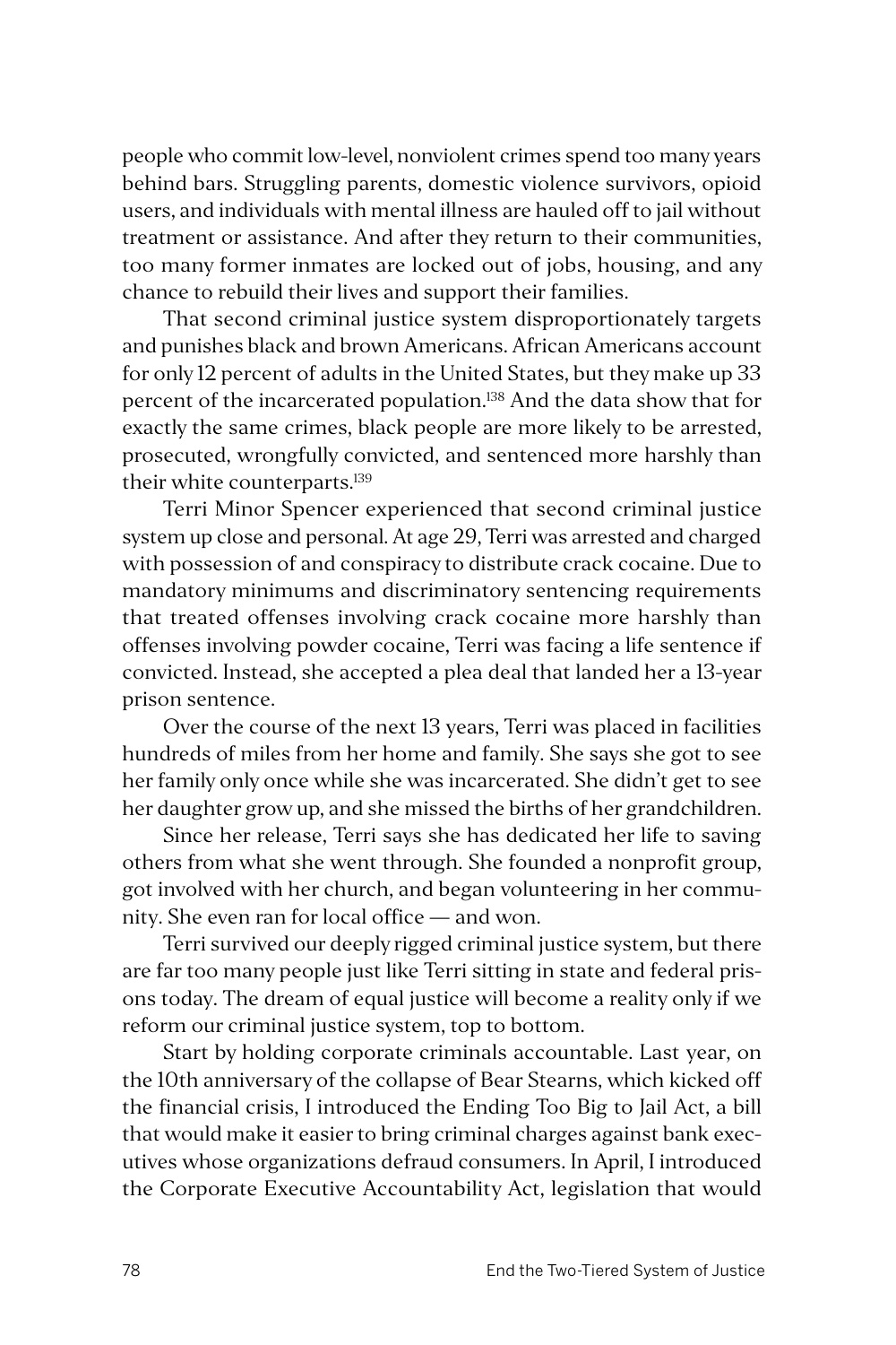people who commit low-level, nonviolent crimes spend too many years behind bars. Struggling parents, domestic violence survivors, opioid users, and individuals with mental illness are hauled off to jail without treatment or assistance. And after they return to their communities, too many former inmates are locked out of jobs, housing, and any chance to rebuild their lives and support their families.

That second criminal justice system disproportionately targets and punishes black and brown Americans. African Americans account for only 12 percent of adults in the United States, but they make up 33 percent of the incarcerated population.[138] And the data show that for exactly the same crimes, black people are more likely to be arrested, prosecuted, wrongfully convicted, and sentenced more harshly than their white counterparts.[139]

Terri Minor Spencer experienced that second criminal justice system up close and personal. At age 29, Terri was arrested and charged with possession of and conspiracy to distribute crack cocaine. Due to mandatory minimums and discriminatory sentencing requirements that treated offenses involving crack cocaine more harshly than offenses involving powder cocaine, Terri was facing a life sentence if convicted. Instead, she accepted a plea deal that landed her a 13-year prison sentence.

Over the course of the next 13 years, Terri was placed in facilities hundreds of miles from her home and family. She says she got to see her family only once while she was incarcerated. She didn't get to see her daughter grow up, and she missed the births of her grandchildren.

Since her release, Terri says she has dedicated her life to saving others from what she went through. She founded a nonprofit group, got involved with her church, and began volunteering in her community. She even ran for local office — and won.

Terri survived our deeply rigged criminal justice system, but there are far too many people just like Terri sitting in state and federal prisons today. The dream of equal justice will become a reality only if we reform our criminal justice system, top to bottom.

Start by holding corporate criminals accountable. Last year, on the 10th anniversary of the collapse of Bear Stearns, which kicked off the financial crisis, I introduced the Ending Too Big to Jail Act, a bill that would make it easier to bring criminal charges against bank executives whose organizations defraud consumers. In April, I introduced the Corporate Executive Accountability Act, legislation that would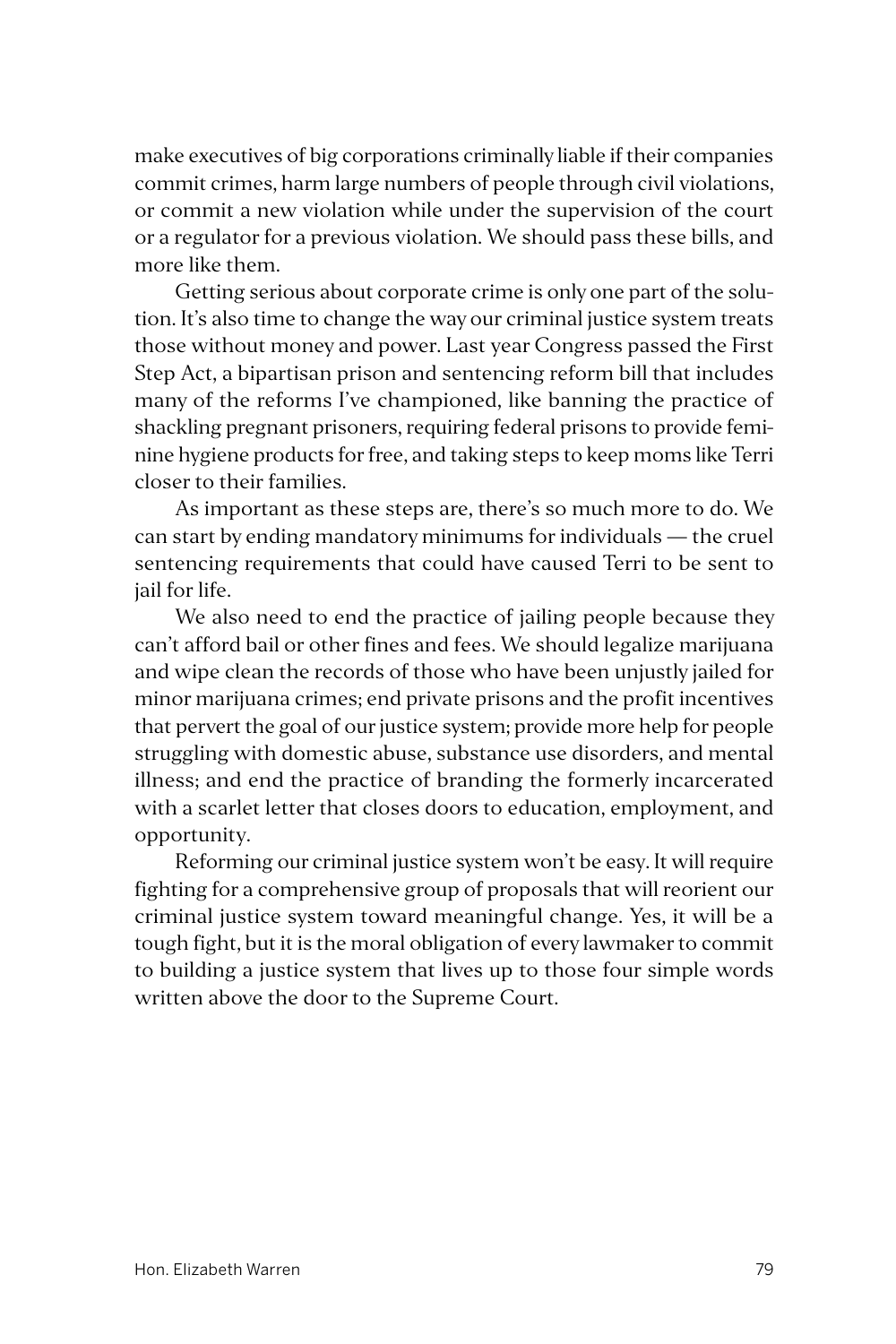make executives of big corporations criminally liable if their companies commit crimes, harm large numbers of people through civil violations, or commit a new violation while under the supervision of the court or a regulator for a previous violation. We should pass these bills, and more like them.

Getting serious about corporate crime is only one part of the solution. It's also time to change the way our criminal justice system treats those without money and power. Last year Congress passed the First Step Act, a bipartisan prison and sentencing reform bill that includes many of the reforms I've championed, like banning the practice of shackling pregnant prisoners, requiring federal prisons to provide feminine hygiene products for free, and taking steps to keep moms like Terri closer to their families.

As important as these steps are, there's so much more to do. We can start by ending mandatory minimums for individuals — the cruel sentencing requirements that could have caused Terri to be sent to jail for life.

We also need to end the practice of jailing people because they can't afford bail or other fines and fees. We should legalize marijuana and wipe clean the records of those who have been unjustly jailed for minor marijuana crimes; end private prisons and the profit incentives that pervert the goal of our justice system; provide more help for people struggling with domestic abuse, substance use disorders, and mental illness; and end the practice of branding the formerly incarcerated with a scarlet letter that closes doors to education, employment, and opportunity.

Reforming our criminal justice system won't be easy. It will require fighting for a comprehensive group of proposals that will reorient our criminal justice system toward meaningful change. Yes, it will be a tough fight, but it is the moral obligation of every lawmaker to commit to building a justice system that lives up to those four simple words written above the door to the Supreme Court.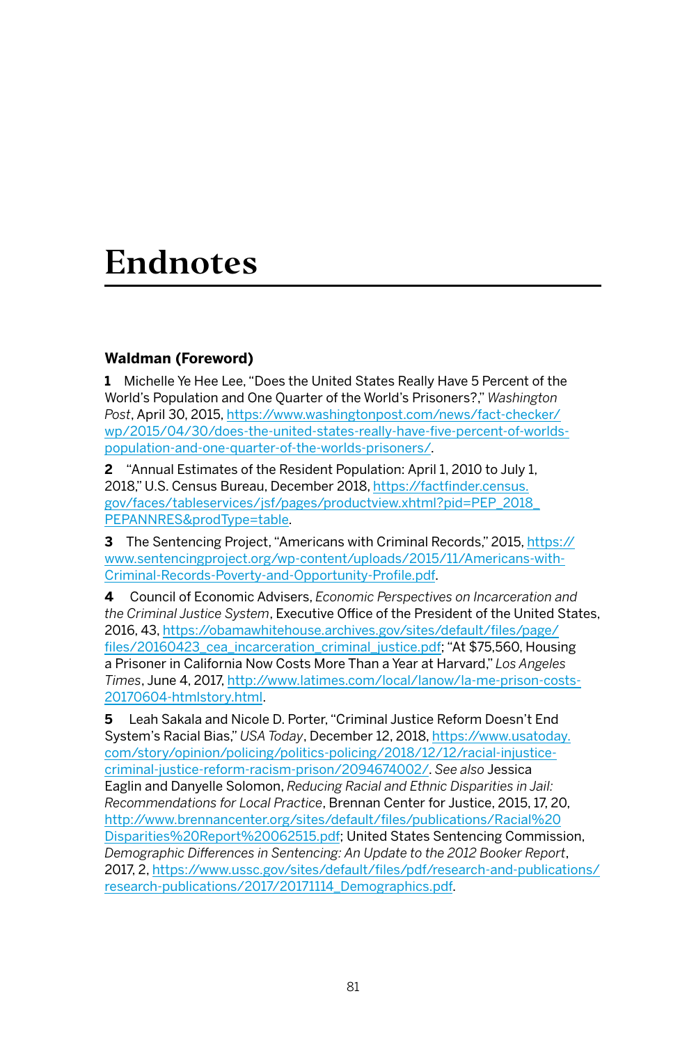# Endnotes

### Waldman (Foreword)

**1** Michelle Ye Hee Lee, "Does the United States Really Have 5 Percent of the World's Population and One Quarter of the World's Prisoners?," *Washington Post*, April 30, 2015, https://www.washingtonpost.com/news/fact-checker/wp/2015/04/30/does-the-united-states-really-have-five-percent-of-worlds-population-and-one-quarter-of-the-worlds-prisoners/.

**2** "Annual Estimates of the Resident Population: April 1, 2010 to July 1, 2018," U.S. Census Bureau, December 2018, https://factfinder.census.gov/faces/tableservices/jsf/pages/productview.xhtml?pid=PEP_2018_PEPANNRES&prodType=table.

**3** The Sentencing Project, "Americans with Criminal Records," 2015, https://www.sentencingproject.org/wp-content/uploads/2015/11/Americans-with-Criminal-Records-Poverty-and-Opportunity-Profile.pdf.

**4** Council of Economic Advisers, *Economic Perspectives on Incarceration and the Criminal Justice System*, Executive Office of the President of the United States, 2016, 43, https://obamawhitehouse.archives.gov/sites/default/files/page/files/20160423_cea_incarceration_criminal_justice.pdf; "At $75,560, Housing a Prisoner in California Now Costs More Than a Year at Harvard," *Los Angeles Times*, June 4, 2017, http://www.latimes.com/local/lanow/la-me-prison-costs-20170604-htmlstory.html.

**5** Leah Sakala and Nicole D. Porter, "Criminal Justice Reform Doesn't End System's Racial Bias," *USA Today*, December 12, 2018, https://www.usatoday.com/story/opinion/policing/politics-policing/2018/12/12/racial-injustice-criminal-justice-reform-racism-prison/2094674002/. *See also* Jessica Eaglin and Danyelle Solomon, *Reducing Racial and Ethnic Disparities in Jail: Recommendations for Local Practice*, Brennan Center for Justice, 2015, 17, 20, http://www.brennancenter.org/sites/default/files/publications/Racial%20Disparities%20Report%20062515.pdf; United States Sentencing Commission, *Demographic Differences in Sentencing: An Update to the 2012 Booker Report*, 2017, 2, https://www.ussc.gov/sites/default/files/pdf/research-and-publications/research-publications/2017/20171114_Demographics.pdf.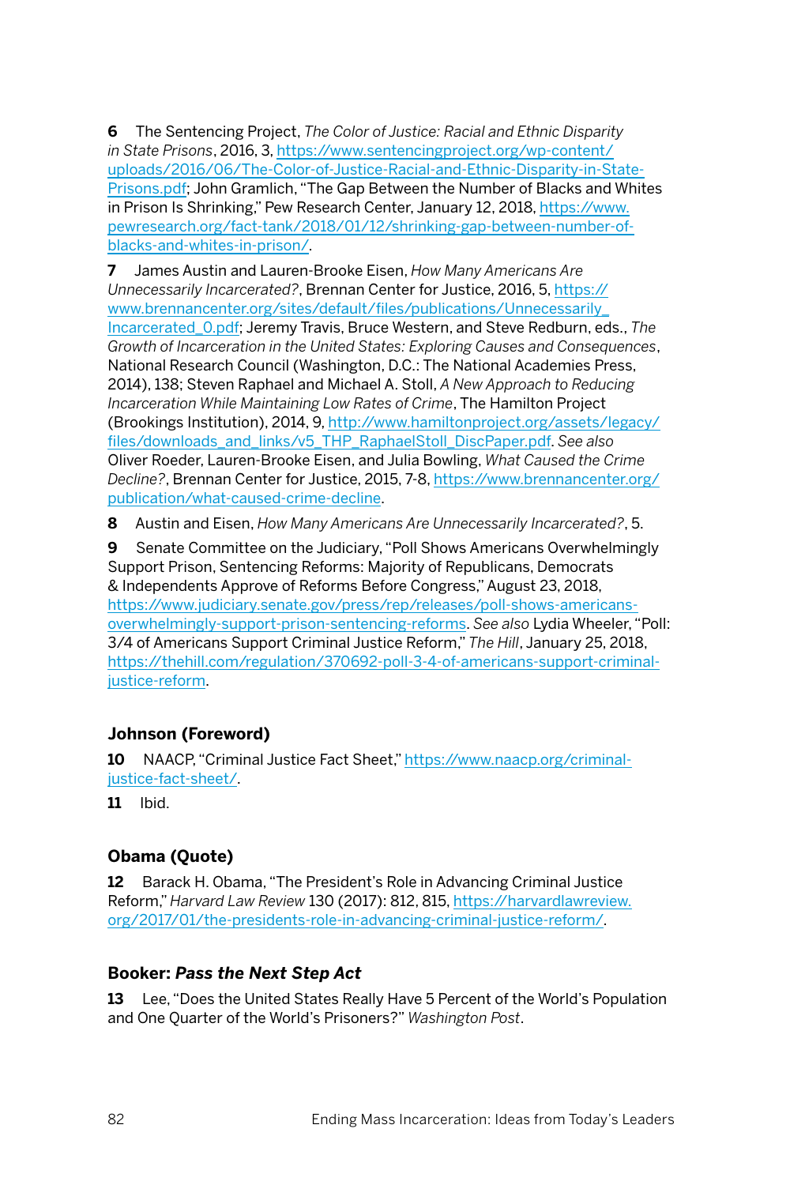**6** The Sentencing Project, *The Color of Justice: Racial and Ethnic Disparity in State Prisons*, 2016, 3, https://www.sentencingproject.org/wp-content/uploads/2016/06/The-Color-of-Justice-Racial-and-Ethnic-Disparity-in-State-Prisons.pdf; John Gramlich, "The Gap Between the Number of Blacks and Whites in Prison Is Shrinking," Pew Research Center, January 12, 2018, https://www.pewresearch.org/fact-tank/2018/01/12/shrinking-gap-between-number-of-blacks-and-whites-in-prison/.

**7** James Austin and Lauren-Brooke Eisen, *How Many Americans Are Unnecessarily Incarcerated?*, Brennan Center for Justice, 2016, 5, https://www.brennancenter.org/sites/default/files/publications/Unnecessarily_Incarcerated_0.pdf; Jeremy Travis, Bruce Western, and Steve Redburn, eds., *The Growth of Incarceration in the United States: Exploring Causes and Consequences*, National Research Council (Washington, D.C.: The National Academies Press, 2014), 138; Steven Raphael and Michael A. Stoll, *A New Approach to Reducing Incarceration While Maintaining Low Rates of Crime*, The Hamilton Project (Brookings Institution), 2014, 9, http://www.hamiltonproject.org/assets/legacy/files/downloads_and_links/v5_THP_RaphaelStoll_DiscPaper.pdf. *See also* Oliver Roeder, Lauren-Brooke Eisen, and Julia Bowling, *What Caused the Crime Decline?*, Brennan Center for Justice, 2015, 7-8, https://www.brennancenter.org/publication/what-caused-crime-decline.

**8** Austin and Eisen, *How Many Americans Are Unnecessarily Incarcerated?*, 5.

**9** Senate Committee on the Judiciary, "Poll Shows Americans Overwhelmingly Support Prison, Sentencing Reforms: Majority of Republicans, Democrats & Independents Approve of Reforms Before Congress," August 23, 2018, https://www.judiciary.senate.gov/press/rep/releases/poll-shows-americans-overwhelmingly-support-prison-sentencing-reforms. *See also* Lydia Wheeler, "Poll: 3/4 of Americans Support Criminal Justice Reform," *The Hill*, January 25, 2018, https://thehill.com/regulation/370692-poll-3-4-of-americans-support-criminal-justice-reform.

### Johnson (Foreword)

**10** NAACP, "Criminal Justice Fact Sheet," https://www.naacp.org/criminal-justice-fact-sheet/.

**11** Ibid.

### Obama (Quote)

**12** Barack H. Obama, "The President's Role in Advancing Criminal Justice Reform," *Harvard Law Review* 130 (2017): 812, 815, https://harvardlawreview.org/2017/01/the-presidents-role-in-advancing-criminal-justice-reform/.

### Booker: *Pass the Next Step Act*

**13** Lee, "Does the United States Really Have 5 Percent of the World's Population and One Quarter of the World's Prisoners?" *Washington Post*.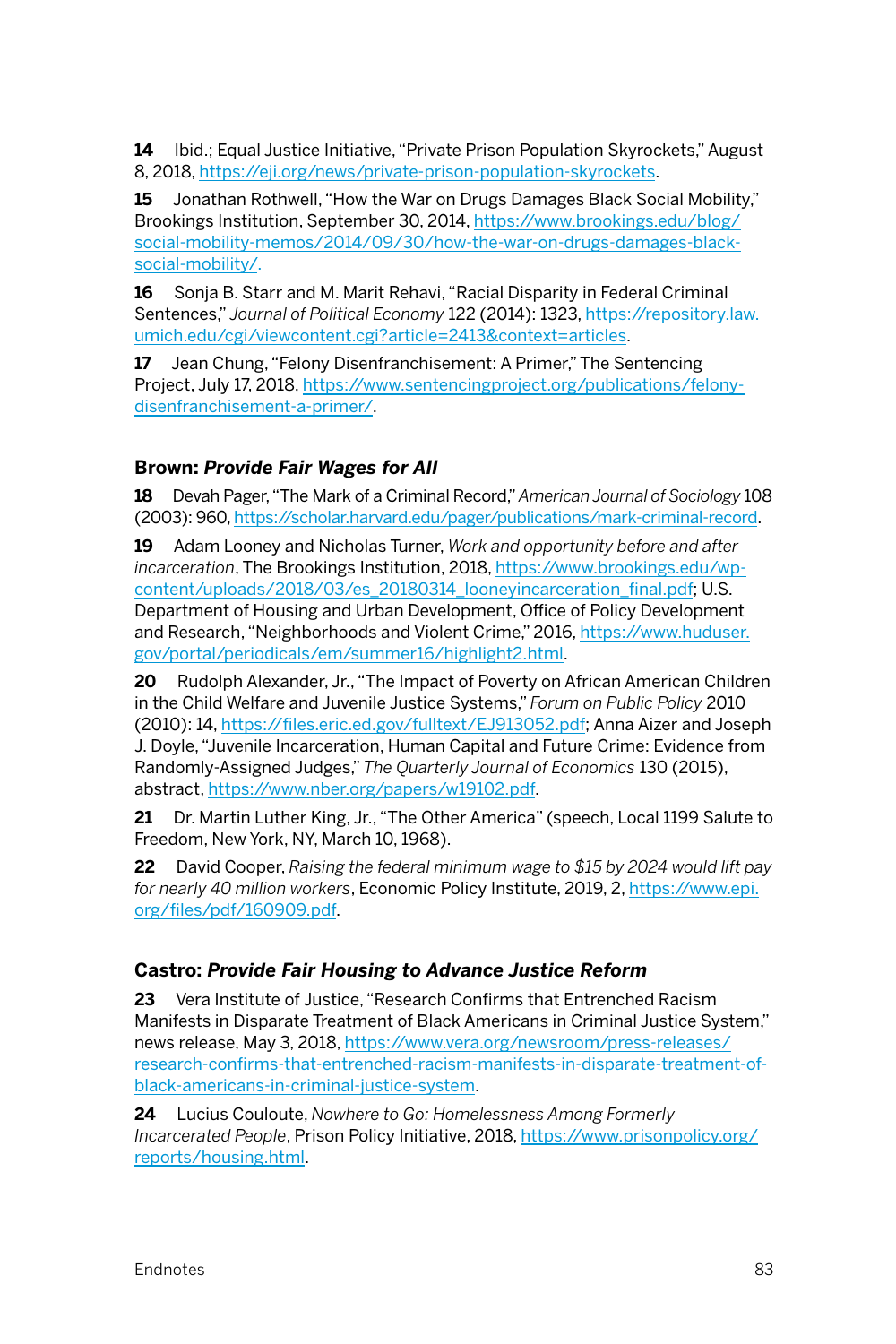**14** Ibid.; Equal Justice Initiative, "Private Prison Population Skyrockets," August 8, 2018, https://eji.org/news/private-prison-population-skyrockets.

**15** Jonathan Rothwell, "How the War on Drugs Damages Black Social Mobility," Brookings Institution, September 30, 2014, https://www.brookings.edu/blog/social-mobility-memos/2014/09/30/how-the-war-on-drugs-damages-black-social-mobility/.

**16** Sonja B. Starr and M. Marit Rehavi, "Racial Disparity in Federal Criminal Sentences," *Journal of Political Economy* 122 (2014): 1323, https://repository.law.umich.edu/cgi/viewcontent.cgi?article=2413&context=articles.

**17** Jean Chung, "Felony Disenfranchisement: A Primer," The Sentencing Project, July 17, 2018, https://www.sentencingproject.org/publications/felony-disenfranchisement-a-primer/.

### Brown: *Provide Fair Wages for All*

**18** Devah Pager, "The Mark of a Criminal Record," *American Journal of Sociology* 108 (2003): 960, https://scholar.harvard.edu/pager/publications/mark-criminal-record.

**19** Adam Looney and Nicholas Turner, *Work and opportunity before and after incarceration*, The Brookings Institution, 2018, https://www.brookings.edu/wp-content/uploads/2018/03/es_20180314_looneyincarceration_final.pdf; U.S. Department of Housing and Urban Development, Office of Policy Development and Research, "Neighborhoods and Violent Crime," 2016, https://www.huduser.gov/portal/periodicals/em/summer16/highlight2.html.

**20** Rudolph Alexander, Jr., "The Impact of Poverty on African American Children in the Child Welfare and Juvenile Justice Systems," *Forum on Public Policy* 2010 (2010): 14, https://files.eric.ed.gov/fulltext/EJ913052.pdf; Anna Aizer and Joseph J. Doyle, "Juvenile Incarceration, Human Capital and Future Crime: Evidence from Randomly-Assigned Judges," *The Quarterly Journal of Economics* 130 (2015), abstract, https://www.nber.org/papers/w19102.pdf.

**21** Dr. Martin Luther King, Jr., "The Other America" (speech, Local 1199 Salute to Freedom, New York, NY, March 10, 1968).

**22** David Cooper, *Raising the federal minimum wage to $15 by 2024 would lift pay for nearly 40 million workers*, Economic Policy Institute, 2019, 2, https://www.epi.org/files/pdf/160909.pdf.

### Castro: *Provide Fair Housing to Advance Justice Reform*

**23** Vera Institute of Justice, "Research Confirms that Entrenched Racism Manifests in Disparate Treatment of Black Americans in Criminal Justice System," news release, May 3, 2018, https://www.vera.org/newsroom/press-releases/research-confirms-that-entrenched-racism-manifests-in-disparate-treatment-of-black-americans-in-criminal-justice-system.

**24** Lucius Couloute, *Nowhere to Go: Homelessness Among Formerly Incarcerated People*, Prison Policy Initiative, 2018, https://www.prisonpolicy.org/reports/housing.html.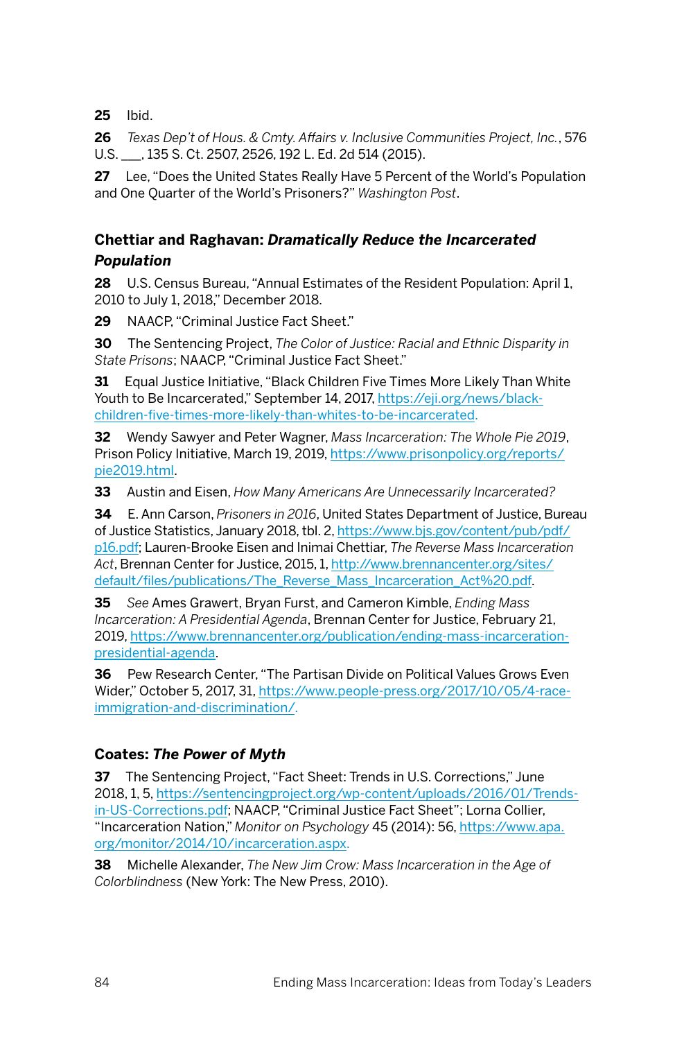**25** Ibid.

**26** *Texas Dep't of Hous. & Cmty. Affairs v. Inclusive Communities Project, Inc.*, 576 U.S. ___, 135 S. Ct. 2507, 2526, 192 L. Ed. 2d 514 (2015).

**27** Lee, "Does the United States Really Have 5 Percent of the World's Population and One Quarter of the World's Prisoners?" *Washington Post*.

### Chettiar and Raghavan: *Dramatically Reduce the Incarcerated Population*

**28** U.S. Census Bureau, "Annual Estimates of the Resident Population: April 1, 2010 to July 1, 2018," December 2018.

**29** NAACP, "Criminal Justice Fact Sheet."

**30** The Sentencing Project, *The Color of Justice: Racial and Ethnic Disparity in State Prisons*; NAACP, "Criminal Justice Fact Sheet."

**31** Equal Justice Initiative, "Black Children Five Times More Likely Than White Youth to Be Incarcerated," September 14, 2017, https://eji.org/news/black-children-five-times-more-likely-than-whites-to-be-incarcerated.

**32** Wendy Sawyer and Peter Wagner, *Mass Incarceration: The Whole Pie 2019*, Prison Policy Initiative, March 19, 2019, https://www.prisonpolicy.org/reports/pie2019.html.

**33** Austin and Eisen, *How Many Americans Are Unnecessarily Incarcerated?*

**34** E. Ann Carson, *Prisoners in 2016*, United States Department of Justice, Bureau of Justice Statistics, January 2018, tbl. 2, https://www.bjs.gov/content/pub/pdf/p16.pdf; Lauren-Brooke Eisen and Inimai Chettiar, *The Reverse Mass Incarceration Act*, Brennan Center for Justice, 2015, 1, http://www.brennancenter.org/sites/default/files/publications/The_Reverse_Mass_Incarceration_Act%20.pdf.

**35** *See* Ames Grawert, Bryan Furst, and Cameron Kimble, *Ending Mass Incarceration: A Presidential Agenda*, Brennan Center for Justice, February 21, 2019, https://www.brennancenter.org/publication/ending-mass-incarceration-presidential-agenda.

**36** Pew Research Center, "The Partisan Divide on Political Values Grows Even Wider," October 5, 2017, 31, https://www.people-press.org/2017/10/05/4-race-immigration-and-discrimination/.

### Coates: *The Power of Myth*

**37** The Sentencing Project, "Fact Sheet: Trends in U.S. Corrections," June 2018, 1, 5, https://sentencingproject.org/wp-content/uploads/2016/01/Trends-in-US-Corrections.pdf; NAACP, "Criminal Justice Fact Sheet"; Lorna Collier, "Incarceration Nation," *Monitor on Psychology* 45 (2014): 56, https://www.apa.org/monitor/2014/10/incarceration.aspx.

**38** Michelle Alexander, *The New Jim Crow: Mass Incarceration in the Age of Colorblindness* (New York: The New Press, 2010).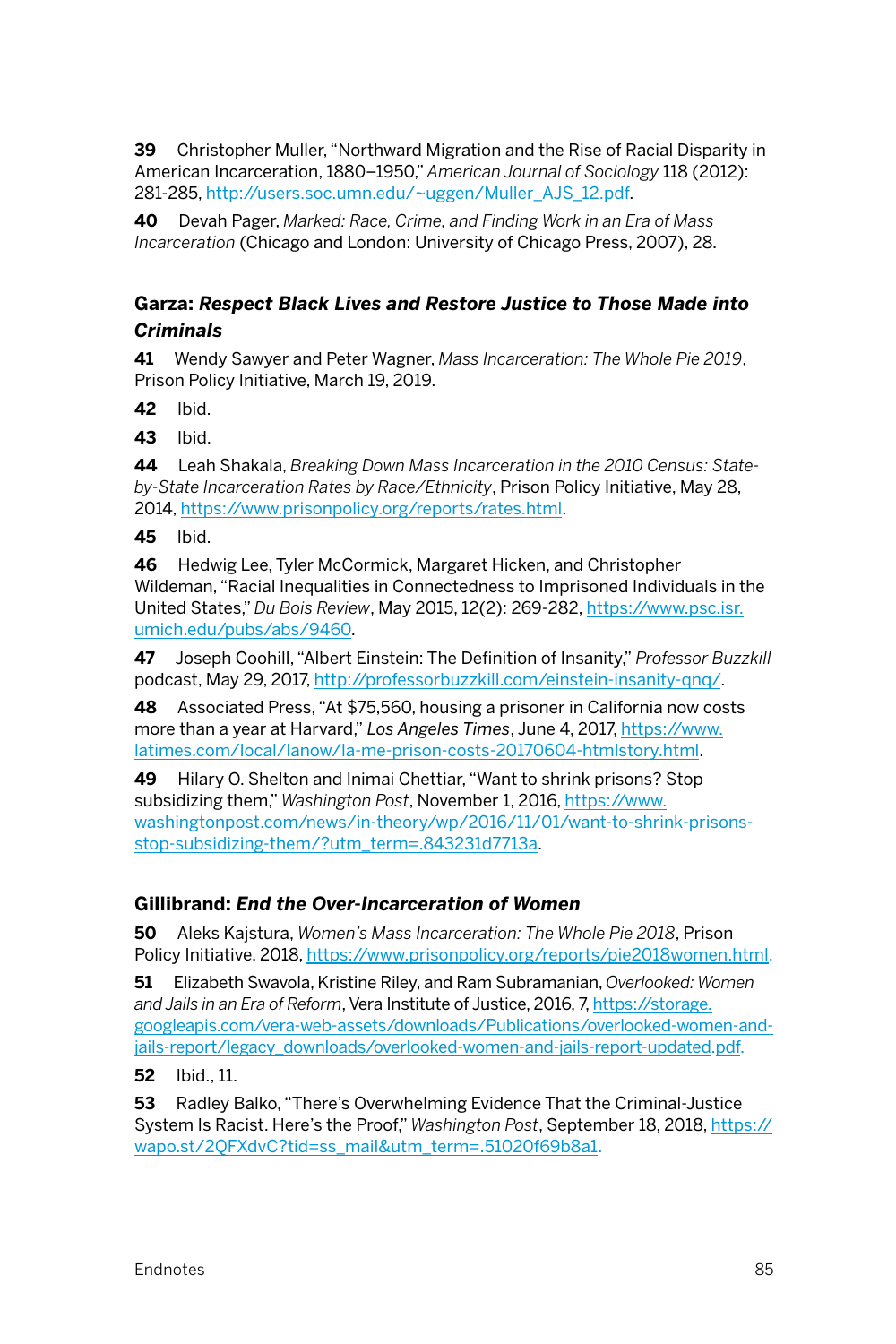**39** Christopher Muller, "Northward Migration and the Rise of Racial Disparity in American Incarceration, 1880–1950," *American Journal of Sociology* 118 (2012): 281-285, http://users.soc.umn.edu/~uggen/Muller_AJS_12.pdf.

**40** Devah Pager, *Marked: Race, Crime, and Finding Work in an Era of Mass Incarceration* (Chicago and London: University of Chicago Press, 2007), 28.

### Garza: *Respect Black Lives and Restore Justice to Those Made into Criminals*

**41** Wendy Sawyer and Peter Wagner, *Mass Incarceration: The Whole Pie 2019*, Prison Policy Initiative, March 19, 2019.

**42** Ibid.

**43** Ibid.

**44** Leah Shakala, *Breaking Down Mass Incarceration in the 2010 Census: State-by-State Incarceration Rates by Race/Ethnicity*, Prison Policy Initiative, May 28, 2014, https://www.prisonpolicy.org/reports/rates.html.

**45** Ibid.

**46** Hedwig Lee, Tyler McCormick, Margaret Hicken, and Christopher Wildeman, "Racial Inequalities in Connectedness to Imprisoned Individuals in the United States," *Du Bois Review*, May 2015, 12(2): 269-282, https://www.psc.isr.umich.edu/pubs/abs/9460.

**47** Joseph Coohill, "Albert Einstein: The Definition of Insanity," *Professor Buzzkill* podcast, May 29, 2017, http://professorbuzzkill.com/einstein-insanity-qnq/.

**48** Associated Press, "At $75,560, housing a prisoner in California now costs more than a year at Harvard," *Los Angeles Times*, June 4, 2017, https://www.latimes.com/local/lanow/la-me-prison-costs-20170604-htmlstory.html.

**49** Hilary O. Shelton and Inimai Chettiar, "Want to shrink prisons? Stop subsidizing them," *Washington Post*, November 1, 2016, https://www.washingtonpost.com/news/in-theory/wp/2016/11/01/want-to-shrink-prisons-stop-subsidizing-them/?utm_term=.843231d7713a.

### Gillibrand: *End the Over-Incarceration of Women*

**50** Aleks Kajstura, *Women's Mass Incarceration: The Whole Pie 2018*, Prison Policy Initiative, 2018, https://www.prisonpolicy.org/reports/pie2018women.html.

**51** Elizabeth Swavola, Kristine Riley, and Ram Subramanian, *Overlooked: Women and Jails in an Era of Reform*, Vera Institute of Justice, 2016, 7, https://storage.googleapis.com/vera-web-assets/downloads/Publications/overlooked-women-and-jails-report/legacy_downloads/overlooked-women-and-jails-report-updated.pdf.

**52** Ibid., 11.

**53** Radley Balko, "There's Overwhelming Evidence That the Criminal-Justice System Is Racist. Here's the Proof," *Washington Post*, September 18, 2018, https://wapo.st/2QFXdvC?tid=ss_mail&utm_term=.51020f69b8a1.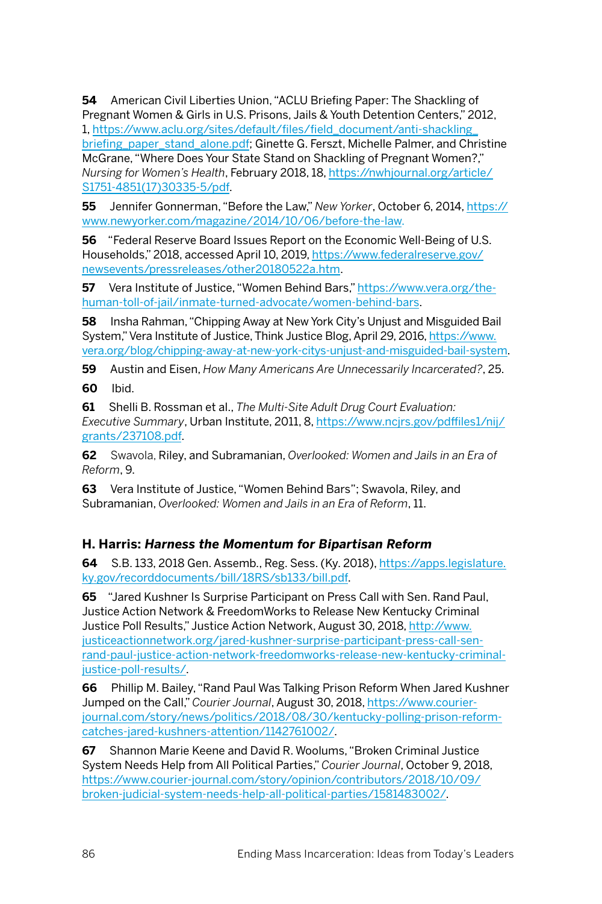**54** American Civil Liberties Union, "ACLU Briefing Paper: The Shackling of Pregnant Women & Girls in U.S. Prisons, Jails & Youth Detention Centers," 2012, 1, https://www.aclu.org/sites/default/files/field_document/anti-shackling_briefing_paper_stand_alone.pdf; Ginette G. Ferszt, Michelle Palmer, and Christine McGrane, "Where Does Your State Stand on Shackling of Pregnant Women?," *Nursing for Women's Health*, February 2018, 18, https://nwhjournal.org/article/S1751-4851(17)30335-5/pdf.

**55** Jennifer Gonnerman, "Before the Law," *New Yorker*, October 6, 2014, https://www.newyorker.com/magazine/2014/10/06/before-the-law.

**56** "Federal Reserve Board Issues Report on the Economic Well-Being of U.S. Households," 2018, accessed April 10, 2019, https://www.federalreserve.gov/newsevents/pressreleases/other20180522a.htm.

**57** Vera Institute of Justice, "Women Behind Bars," https://www.vera.org/the-human-toll-of-jail/inmate-turned-advocate/women-behind-bars.

**58** Insha Rahman, "Chipping Away at New York City's Unjust and Misguided Bail System," Vera Institute of Justice, Think Justice Blog, April 29, 2016, https://www.vera.org/blog/chipping-away-at-new-york-citys-unjust-and-misguided-bail-system.

**59** Austin and Eisen, *How Many Americans Are Unnecessarily Incarcerated?*, 25.

**60** Ibid.

**61** Shelli B. Rossman et al., *The Multi-Site Adult Drug Court Evaluation: Executive Summary*, Urban Institute, 2011, 8, https://www.ncjrs.gov/pdffiles1/nij/grants/237108.pdf.

**62** Swavola, Riley, and Subramanian, *Overlooked: Women and Jails in an Era of Reform*, 9.

**63** Vera Institute of Justice, "Women Behind Bars"; Swavola, Riley, and Subramanian, *Overlooked: Women and Jails in an Era of Reform*, 11.

### H. Harris: *Harness the Momentum for Bipartisan Reform*

**64** S.B. 133, 2018 Gen. Assemb., Reg. Sess. (Ky. 2018), https://apps.legislature.ky.gov/recorddocuments/bill/18RS/sb133/bill.pdf.

**65** "Jared Kushner Is Surprise Participant on Press Call with Sen. Rand Paul, Justice Action Network & FreedomWorks to Release New Kentucky Criminal Justice Poll Results," Justice Action Network, August 30, 2018, http://www.justiceactionnetwork.org/jared-kushner-surprise-participant-press-call-sen-rand-paul-justice-action-network-freedomworks-release-new-kentucky-criminal-justice-poll-results/.

**66** Phillip M. Bailey, "Rand Paul Was Talking Prison Reform When Jared Kushner Jumped on the Call," *Courier Journal*, August 30, 2018, https://www.courier-journal.com/story/news/politics/2018/08/30/kentucky-polling-prison-reform-catches-jared-kushners-attention/1142761002/.

**67** Shannon Marie Keene and David R. Woolums, "Broken Criminal Justice System Needs Help from All Political Parties," *Courier Journal*, October 9, 2018, https://www.courier-journal.com/story/opinion/contributors/2018/10/09/broken-judicial-system-needs-help-all-political-parties/1581483002/.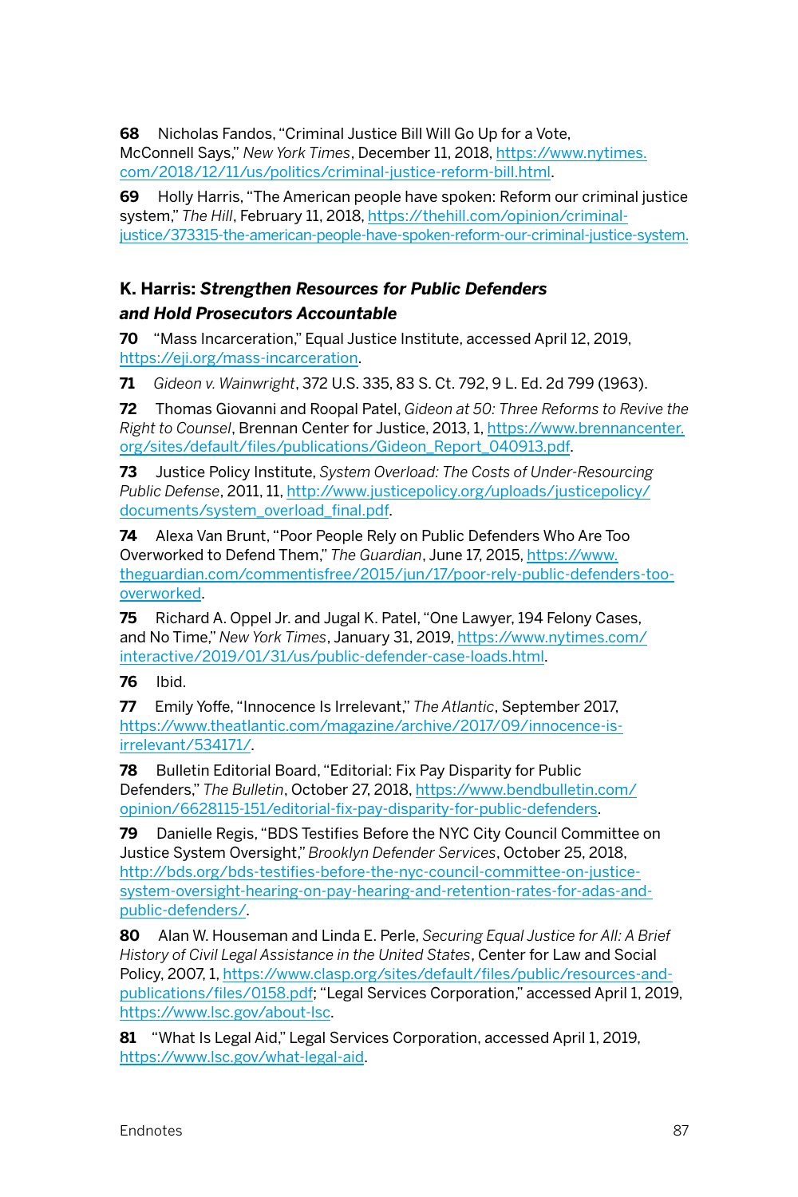**68** Nicholas Fandos, "Criminal Justice Bill Will Go Up for a Vote, McConnell Says," *New York Times*, December 11, 2018, https://www.nytimes.com/2018/12/11/us/politics/criminal-justice-reform-bill.html.

**69** Holly Harris, "The American people have spoken: Reform our criminal justice system," *The Hill*, February 11, 2018, https://thehill.com/opinion/criminal-justice/373315-the-american-people-have-spoken-reform-our-criminal-justice-system.

### K. Harris: *Strengthen Resources for Public Defenders and Hold Prosecutors Accountable*

**70** "Mass Incarceration," Equal Justice Institute, accessed April 12, 2019, https://eji.org/mass-incarceration.

**71** *Gideon v. Wainwright*, 372 U.S. 335, 83 S. Ct. 792, 9 L. Ed. 2d 799 (1963).

**72** Thomas Giovanni and Roopal Patel, *Gideon at 50: Three Reforms to Revive the Right to Counsel*, Brennan Center for Justice, 2013, 1, https://www.brennancenter.org/sites/default/files/publications/Gideon_Report_040913.pdf.

**73** Justice Policy Institute, *System Overload: The Costs of Under-Resourcing Public Defense*, 2011, 11, http://www.justicepolicy.org/uploads/justicepolicy/documents/system_overload_final.pdf.

**74** Alexa Van Brunt, "Poor People Rely on Public Defenders Who Are Too Overworked to Defend Them," *The Guardian*, June 17, 2015, https://www.theguardian.com/commentisfree/2015/jun/17/poor-rely-public-defenders-too-overworked.

**75** Richard A. Oppel Jr. and Jugal K. Patel, "One Lawyer, 194 Felony Cases, and No Time," *New York Times*, January 31, 2019, https://www.nytimes.com/interactive/2019/01/31/us/public-defender-case-loads.html.

**76** Ibid.

**77** Emily Yoffe, "Innocence Is Irrelevant," *The Atlantic*, September 2017, https://www.theatlantic.com/magazine/archive/2017/09/innocence-is-irrelevant/534171/.

**78** Bulletin Editorial Board, "Editorial: Fix Pay Disparity for Public Defenders," *The Bulletin*, October 27, 2018, https://www.bendbulletin.com/opinion/6628115-151/editorial-fix-pay-disparity-for-public-defenders.

**79** Danielle Regis, "BDS Testifies Before the NYC City Council Committee on Justice System Oversight," *Brooklyn Defender Services*, October 25, 2018, http://bds.org/bds-testifies-before-the-nyc-council-committee-on-justice-system-oversight-hearing-on-pay-hearing-and-retention-rates-for-adas-and-public-defenders/.

**80** Alan W. Houseman and Linda E. Perle, *Securing Equal Justice for All: A Brief History of Civil Legal Assistance in the United States*, Center for Law and Social Policy, 2007, 1, https://www.clasp.org/sites/default/files/public/resources-and-publications/files/0158.pdf; "Legal Services Corporation," accessed April 1, 2019, https://www.lsc.gov/about-lsc.

**81** "What Is Legal Aid," Legal Services Corporation, accessed April 1, 2019, https://www.lsc.gov/what-legal-aid.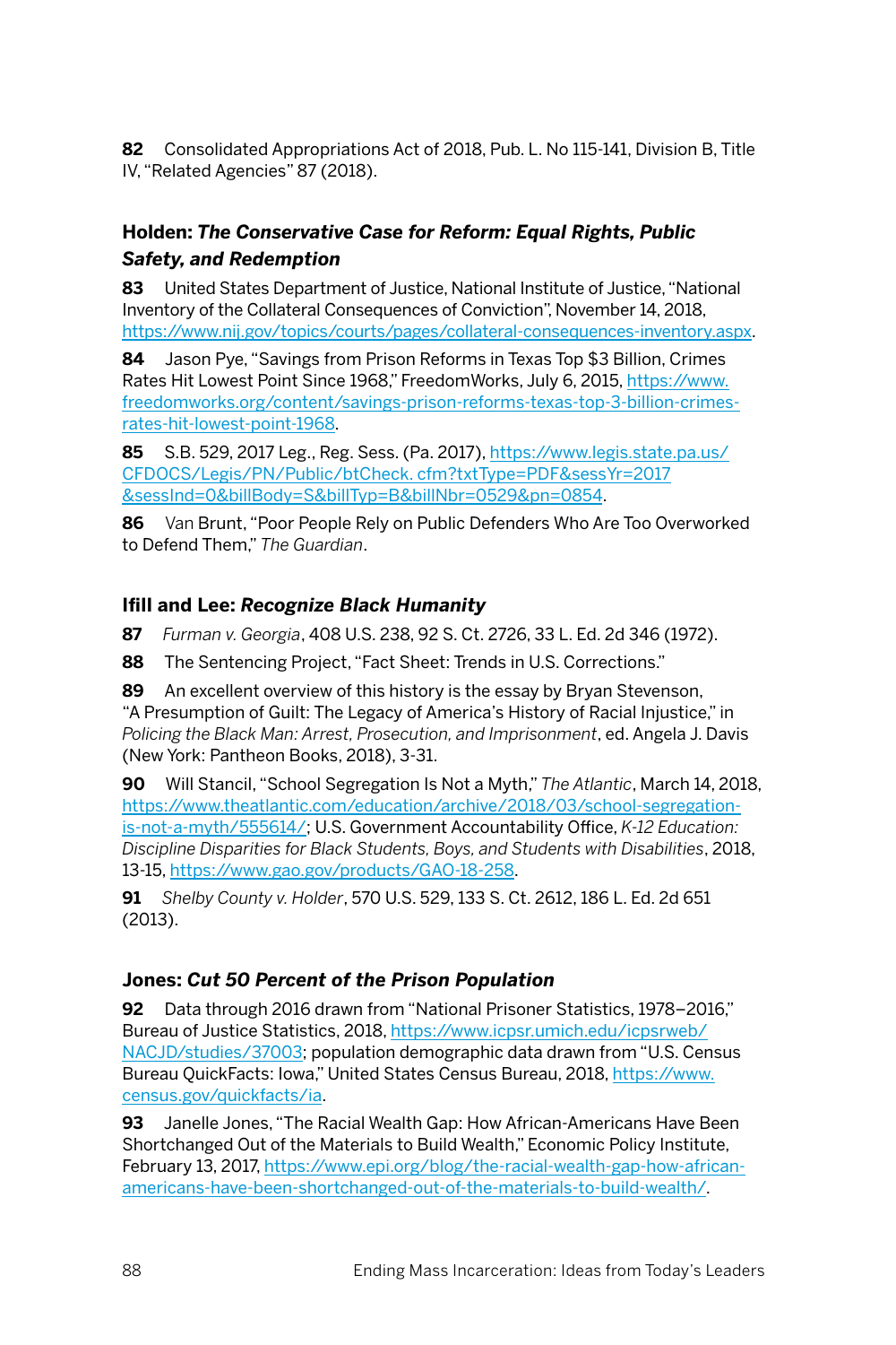**82** Consolidated Appropriations Act of 2018, Pub. L. No 115-141, Division B, Title IV, "Related Agencies" 87 (2018).

### Holden: *The Conservative Case for Reform: Equal Rights, Public Safety, and Redemption*

**83** United States Department of Justice, National Institute of Justice, "National Inventory of the Collateral Consequences of Conviction", November 14, 2018, https://www.nij.gov/topics/courts/pages/collateral-consequences-inventory.aspx.

**84** Jason Pye, "Savings from Prison Reforms in Texas Top $3 Billion, Crimes Rates Hit Lowest Point Since 1968," FreedomWorks, July 6, 2015, https://www.freedomworks.org/content/savings-prison-reforms-texas-top-3-billion-crimes-rates-hit-lowest-point-1968.

**85** S.B. 529, 2017 Leg., Reg. Sess. (Pa. 2017), https://www.legis.state.pa.us/CFDOCS/Legis/PN/Public/btCheck. cfm?txtType=PDF&sessYr=2017&sessInd=0&billBody=S&billTyp=B&billNbr=0529&pn=0854.

**86** Van Brunt, "Poor People Rely on Public Defenders Who Are Too Overworked to Defend Them," *The Guardian*.

### Ifill and Lee: *Recognize Black Humanity*

**87** *Furman v. Georgia*, 408 U.S. 238, 92 S. Ct. 2726, 33 L. Ed. 2d 346 (1972).

**88** The Sentencing Project, "Fact Sheet: Trends in U.S. Corrections."

**89** An excellent overview of this history is the essay by Bryan Stevenson, "A Presumption of Guilt: The Legacy of America's History of Racial Injustice," in *Policing the Black Man: Arrest, Prosecution, and Imprisonment*, ed. Angela J. Davis (New York: Pantheon Books, 2018), 3-31.

**90** Will Stancil, "School Segregation Is Not a Myth," *The Atlantic*, March 14, 2018, https://www.theatlantic.com/education/archive/2018/03/school-segregation-is-not-a-myth/555614/; U.S. Government Accountability Office, *K-12 Education: Discipline Disparities for Black Students, Boys, and Students with Disabilities*, 2018, 13-15, https://www.gao.gov/products/GAO-18-258.

**91** *Shelby County v. Holder*, 570 U.S. 529, 133 S. Ct. 2612, 186 L. Ed. 2d 651 (2013).

### Jones: *Cut 50 Percent of the Prison Population*

**92** Data through 2016 drawn from "National Prisoner Statistics, 1978–2016," Bureau of Justice Statistics, 2018, https://www.icpsr.umich.edu/icpsrweb/NACJD/studies/37003; population demographic data drawn from "U.S. Census Bureau QuickFacts: Iowa," United States Census Bureau, 2018, https://www.census.gov/quickfacts/ia.

**93** Janelle Jones, "The Racial Wealth Gap: How African-Americans Have Been Shortchanged Out of the Materials to Build Wealth," Economic Policy Institute, February 13, 2017, https://www.epi.org/blog/the-racial-wealth-gap-how-african-americans-have-been-shortchanged-out-of-the-materials-to-build-wealth/.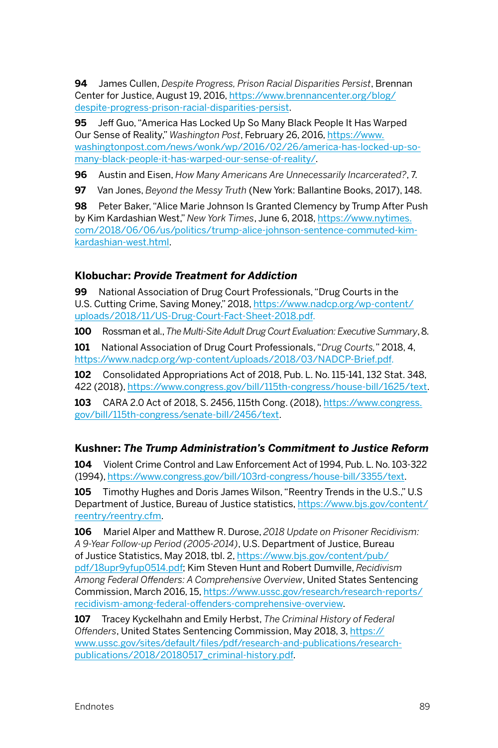**94** James Cullen, *Despite Progress, Prison Racial Disparities Persist*, Brennan Center for Justice, August 19, 2016, https://www.brennancenter.org/blog/despite-progress-prison-racial-disparities-persist.

**95** Jeff Guo, "America Has Locked Up So Many Black People It Has Warped Our Sense of Reality," *Washington Post*, February 26, 2016, https://www.washingtonpost.com/news/wonk/wp/2016/02/26/america-has-locked-up-so-many-black-people-it-has-warped-our-sense-of-reality/.

**96** Austin and Eisen, *How Many Americans Are Unnecessarily Incarcerated?*, 7.

**97** Van Jones, *Beyond the Messy Truth* (New York: Ballantine Books, 2017), 148.

**98** Peter Baker, "Alice Marie Johnson Is Granted Clemency by Trump After Push by Kim Kardashian West," *New York Times*, June 6, 2018, https://www.nytimes.com/2018/06/06/us/politics/trump-alice-johnson-sentence-commuted-kim-kardashian-west.html.

### Klobuchar: *Provide Treatment for Addiction*

**99** National Association of Drug Court Professionals, "Drug Courts in the U.S. Cutting Crime, Saving Money," 2018, https://www.nadcp.org/wp-content/uploads/2018/11/US-Drug-Court-Fact-Sheet-2018.pdf.

**100** Rossman et al., *The Multi-Site Adult Drug Court Evaluation: Executive Summary*, 8.

**101** National Association of Drug Court Professionals, "*Drug Courts,*" 2018, 4, https://www.nadcp.org/wp-content/uploads/2018/03/NADCP-Brief.pdf.

**102** Consolidated Appropriations Act of 2018, Pub. L. No. 115-141, 132 Stat. 348, 422 (2018), https://www.congress.gov/bill/115th-congress/house-bill/1625/text.

**103** CARA 2.0 Act of 2018, S. 2456, 115th Cong. (2018), https://www.congress.gov/bill/115th-congress/senate-bill/2456/text.

### Kushner: *The Trump Administration's Commitment to Justice Reform*

**104** Violent Crime Control and Law Enforcement Act of 1994, Pub. L. No. 103-322 (1994), https://www.congress.gov/bill/103rd-congress/house-bill/3355/text.

**105** Timothy Hughes and Doris James Wilson, "Reentry Trends in the U.S.," U.S Department of Justice, Bureau of Justice statistics, https://www.bjs.gov/content/reentry/reentry.cfm.

**106** Mariel Alper and Matthew R. Durose, *2018 Update on Prisoner Recidivism: A 9-Year Follow-up Period (2005-2014)*, U.S. Department of Justice, Bureau of Justice Statistics, May 2018, tbl. 2, https://www.bjs.gov/content/pub/pdf/18upr9yfup0514.pdf; Kim Steven Hunt and Robert Dumville, *Recidivism Among Federal Offenders: A Comprehensive Overview*, United States Sentencing Commission, March 2016, 15, https://www.ussc.gov/research/research-reports/recidivism-among-federal-offenders-comprehensive-overview.

**107** Tracey Kyckelhahn and Emily Herbst, *The Criminal History of Federal Offenders*, United States Sentencing Commission, May 2018, 3, https://www.ussc.gov/sites/default/files/pdf/research-and-publications/research-publications/2018/20180517_criminal-history.pdf.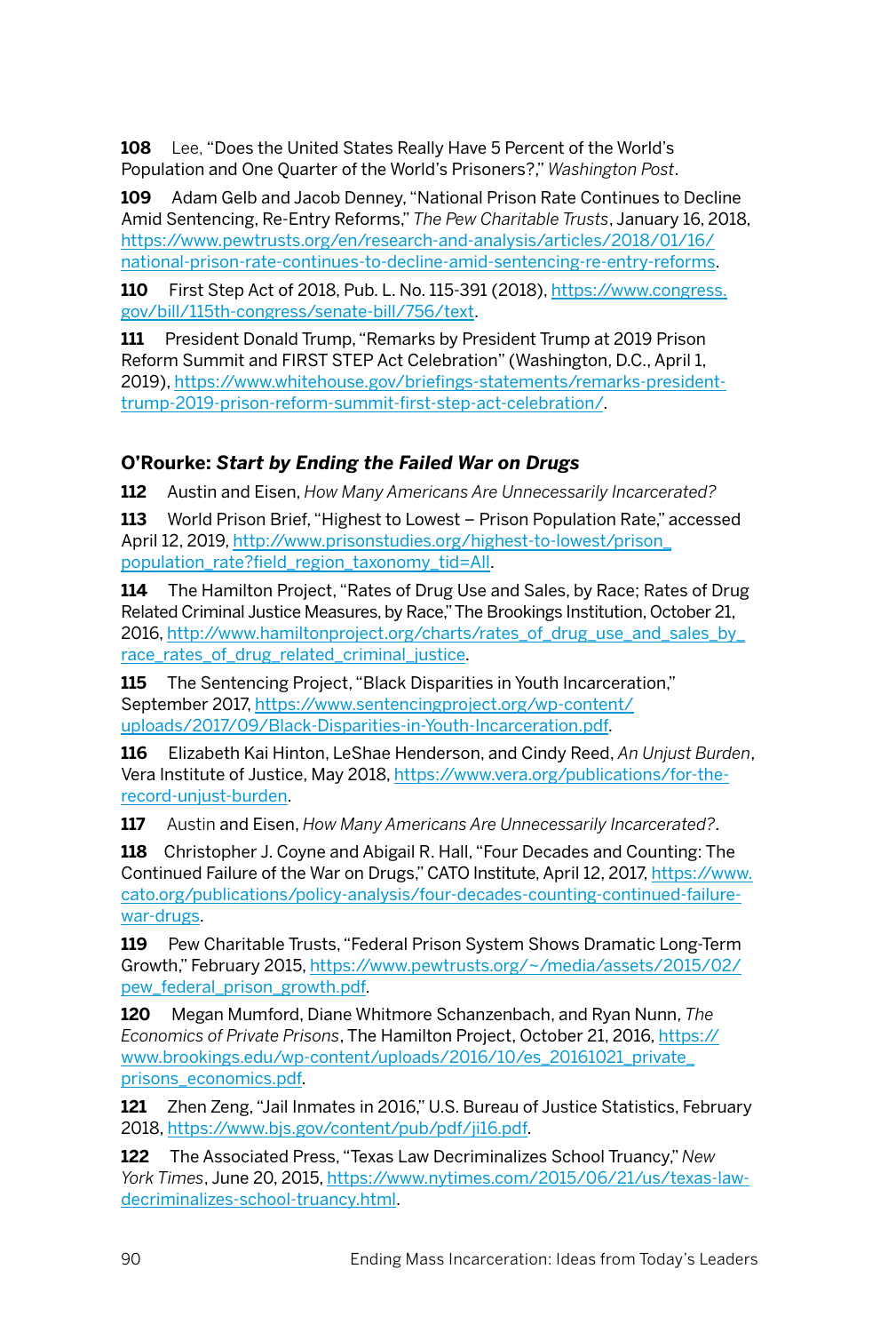**108** Lee, "Does the United States Really Have 5 Percent of the World's Population and One Quarter of the World's Prisoners?," *Washington Post*.

**109** Adam Gelb and Jacob Denney, "National Prison Rate Continues to Decline Amid Sentencing, Re-Entry Reforms," *The Pew Charitable Trusts*, January 16, 2018, https://www.pewtrusts.org/en/research-and-analysis/articles/2018/01/16/national-prison-rate-continues-to-decline-amid-sentencing-re-entry-reforms.

**110** First Step Act of 2018, Pub. L. No. 115-391 (2018), https://www.congress.gov/bill/115th-congress/senate-bill/756/text.

**111** President Donald Trump, "Remarks by President Trump at 2019 Prison Reform Summit and FIRST STEP Act Celebration" (Washington, D.C., April 1, 2019), https://www.whitehouse.gov/briefings-statements/remarks-president-trump-2019-prison-reform-summit-first-step-act-celebration/.

## O'Rourke: *Start by Ending the Failed War on Drugs*

**112** Austin and Eisen, *How Many Americans Are Unnecessarily Incarcerated?*

**113** World Prison Brief, "Highest to Lowest – Prison Population Rate," accessed April 12, 2019, http://www.prisonstudies.org/highest-to-lowest/prison_population_rate?field_region_taxonomy_tid=All.

**114** The Hamilton Project, "Rates of Drug Use and Sales, by Race; Rates of Drug Related Criminal Justice Measures, by Race," The Brookings Institution, October 21, 2016, http://www.hamiltonproject.org/charts/rates_of_drug_use_and_sales_by_race_rates_of_drug_related_criminal_justice.

**115** The Sentencing Project, "Black Disparities in Youth Incarceration," September 2017, https://www.sentencingproject.org/wp-content/uploads/2017/09/Black-Disparities-in-Youth-Incarceration.pdf.

**116** Elizabeth Kai Hinton, LeShae Henderson, and Cindy Reed, *An Unjust Burden*, Vera Institute of Justice, May 2018, https://www.vera.org/publications/for-the-record-unjust-burden.

**117** Austin and Eisen, *How Many Americans Are Unnecessarily Incarcerated?*.

**118** Christopher J. Coyne and Abigail R. Hall, "Four Decades and Counting: The Continued Failure of the War on Drugs," CATO Institute, April 12, 2017, https://www.cato.org/publications/policy-analysis/four-decades-counting-continued-failure-war-drugs.

**119** Pew Charitable Trusts, "Federal Prison System Shows Dramatic Long-Term Growth," February 2015, https://www.pewtrusts.org/~/media/assets/2015/02/pew_federal_prison_growth.pdf.

**120** Megan Mumford, Diane Whitmore Schanzenbach, and Ryan Nunn, *The Economics of Private Prisons*, The Hamilton Project, October 21, 2016, https://www.brookings.edu/wp-content/uploads/2016/10/es_20161021_private_prisons_economics.pdf.

**121** Zhen Zeng, "Jail Inmates in 2016," U.S. Bureau of Justice Statistics, February 2018, https://www.bjs.gov/content/pub/pdf/ji16.pdf.

**122** The Associated Press, "Texas Law Decriminalizes School Truancy," *New York Times*, June 20, 2015, https://www.nytimes.com/2015/06/21/us/texas-law-decriminalizes-school-truancy.html.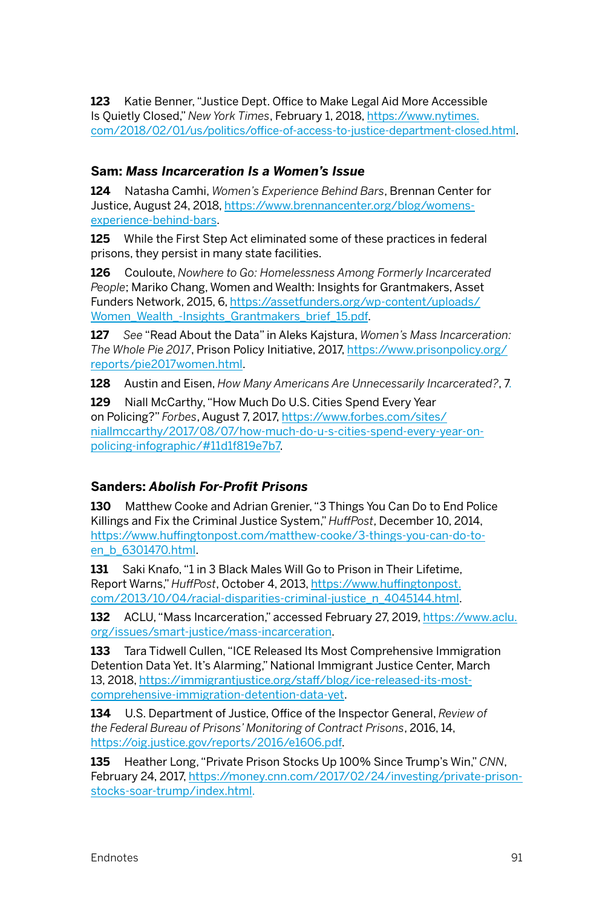123 Katie Benner, "Justice Dept. Office to Make Legal Aid More Accessible Is Quietly Closed," *New York Times*, February 1, 2018, https://www.nytimes.com/2018/02/01/us/politics/office-of-access-to-justice-department-closed.html.

### Sam: *Mass Incarceration Is a Women's Issue*

124 Natasha Camhi, *Women's Experience Behind Bars*, Brennan Center for Justice, August 24, 2018, https://www.brennancenter.org/blog/womens-experience-behind-bars.

125 While the First Step Act eliminated some of these practices in federal prisons, they persist in many state facilities.

126 Couloute, *Nowhere to Go: Homelessness Among Formerly Incarcerated People*; Mariko Chang, Women and Wealth: Insights for Grantmakers, Asset Funders Network, 2015, 6, https://assetfunders.org/wp-content/uploads/Women_Wealth_-Insights_Grantmakers_brief_15.pdf.

127 *See* "Read About the Data" in Aleks Kajstura, *Women's Mass Incarceration: The Whole Pie 2017*, Prison Policy Initiative, 2017, https://www.prisonpolicy.org/reports/pie2017women.html.

128 Austin and Eisen, *How Many Americans Are Unnecessarily Incarcerated?*, 7.

129 Niall McCarthy, "How Much Do U.S. Cities Spend Every Year on Policing?" *Forbes*, August 7, 2017, https://www.forbes.com/sites/niallmccarthy/2017/08/07/how-much-do-u-s-cities-spend-every-year-on-policing-infographic/#11d1f819e7b7.

### Sanders: *Abolish For-Profit Prisons*

130 Matthew Cooke and Adrian Grenier, "3 Things You Can Do to End Police Killings and Fix the Criminal Justice System," *HuffPost*, December 10, 2014, https://www.huffingtonpost.com/matthew-cooke/3-things-you-can-do-to-en_b_6301470.html.

131 Saki Knafo, "1 in 3 Black Males Will Go to Prison in Their Lifetime, Report Warns," *HuffPost*, October 4, 2013, https://www.huffingtonpost.com/2013/10/04/racial-disparities-criminal-justice_n_4045144.html.

132 ACLU, "Mass Incarceration," accessed February 27, 2019, https://www.aclu.org/issues/smart-justice/mass-incarceration.

133 Tara Tidwell Cullen, "ICE Released Its Most Comprehensive Immigration Detention Data Yet. It's Alarming," National Immigrant Justice Center, March 13, 2018, https://immigrantjustice.org/staff/blog/ice-released-its-most-comprehensive-immigration-detention-data-yet.

134 U.S. Department of Justice, Office of the Inspector General, *Review of the Federal Bureau of Prisons' Monitoring of Contract Prisons*, 2016, 14, https://oig.justice.gov/reports/2016/e1606.pdf.

135 Heather Long, "Private Prison Stocks Up 100% Since Trump's Win," *CNN*, February 24, 2017, https://money.cnn.com/2017/02/24/investing/private-prison-stocks-soar-trump/index.html.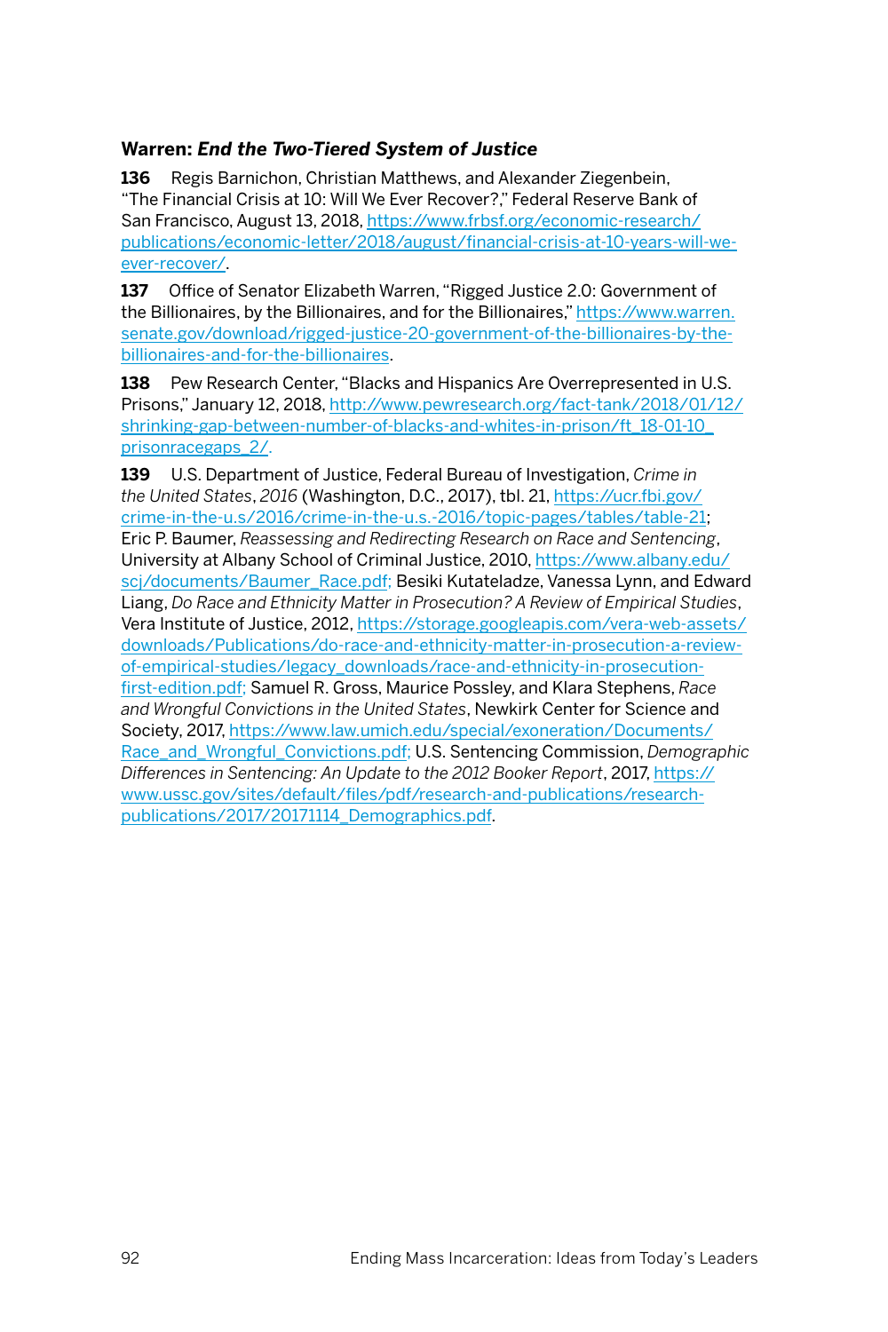### Warren: *End the Two-Tiered System of Justice*

**136** Regis Barnichon, Christian Matthews, and Alexander Ziegenbein, "The Financial Crisis at 10: Will We Ever Recover?," Federal Reserve Bank of San Francisco, August 13, 2018, https://www.frbsf.org/economic-research/publications/economic-letter/2018/august/financial-crisis-at-10-years-will-we-ever-recover/.

**137** Office of Senator Elizabeth Warren, "Rigged Justice 2.0: Government of the Billionaires, by the Billionaires, and for the Billionaires," https://www.warren.senate.gov/download/rigged-justice-20-government-of-the-billionaires-by-the-billionaires-and-for-the-billionaires.

**138** Pew Research Center, "Blacks and Hispanics Are Overrepresented in U.S. Prisons," January 12, 2018, http://www.pewresearch.org/fact-tank/2018/01/12/shrinking-gap-between-number-of-blacks-and-whites-in-prison/ft_18-01-10_prisonracegaps_2/.

**139** U.S. Department of Justice, Federal Bureau of Investigation, *Crime in the United States*, *2016* (Washington, D.C., 2017), tbl. 21, https://ucr.fbi.gov/crime-in-the-u.s/2016/crime-in-the-u.s.-2016/topic-pages/tables/table-21; Eric P. Baumer, *Reassessing and Redirecting Research on Race and Sentencing*, University at Albany School of Criminal Justice, 2010, https://www.albany.edu/scj/documents/Baumer_Race.pdf; Besiki Kutateladze, Vanessa Lynn, and Edward Liang, *Do Race and Ethnicity Matter in Prosecution? A Review of Empirical Studies*, Vera Institute of Justice, 2012, https://storage.googleapis.com/vera-web-assets/downloads/Publications/do-race-and-ethnicity-matter-in-prosecution-a-review-of-empirical-studies/legacy_downloads/race-and-ethnicity-in-prosecution-first-edition.pdf; Samuel R. Gross, Maurice Possley, and Klara Stephens, *Race and Wrongful Convictions in the United States*, Newkirk Center for Science and Society, 2017, https://www.law.umich.edu/special/exoneration/Documents/Race_and_Wrongful_Convictions.pdf; U.S. Sentencing Commission, *Demographic Differences in Sentencing: An Update to the 2012 Booker Report*, 2017, https://www.ussc.gov/sites/default/files/pdf/research-and-publications/research-publications/2017/20171114_Demographics.pdf.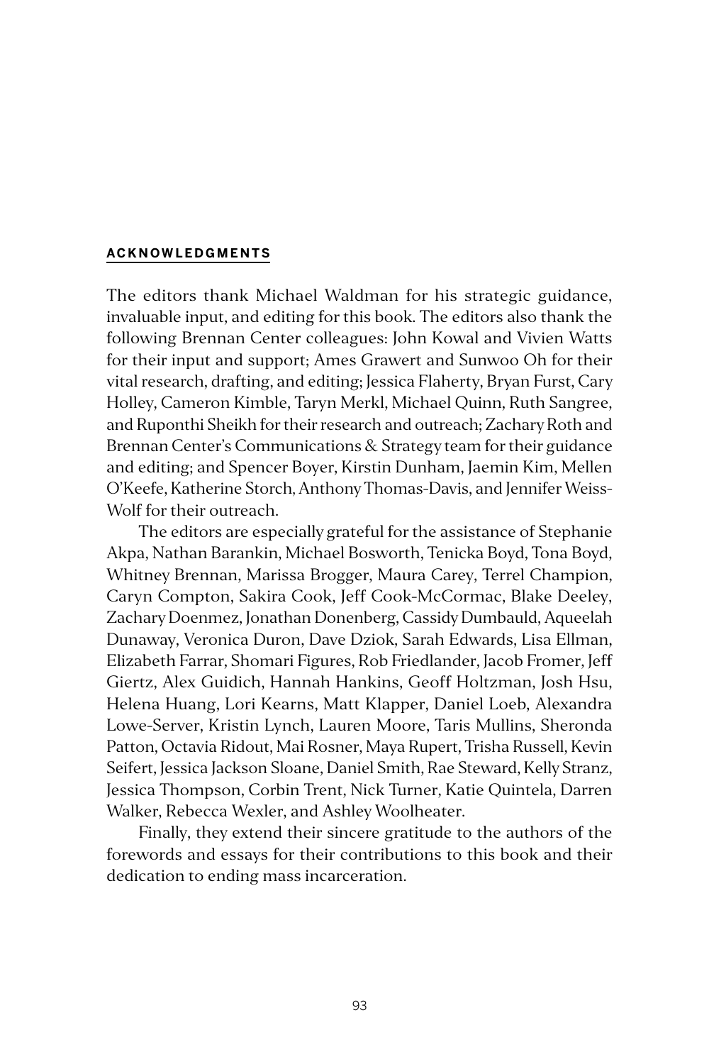## ACKNOWLEDGMENTS

The editors thank Michael Waldman for his strategic guidance, invaluable input, and editing for this book. The editors also thank the following Brennan Center colleagues: John Kowal and Vivien Watts for their input and support; Ames Grawert and Sunwoo Oh for their vital research, drafting, and editing; Jessica Flaherty, Bryan Furst, Cary Holley, Cameron Kimble, Taryn Merkl, Michael Quinn, Ruth Sangree, and Ruponthi Sheikh for their research and outreach; Zachary Roth and Brennan Center's Communications & Strategy team for their guidance and editing; and Spencer Boyer, Kirstin Dunham, Jaemin Kim, Mellen O'Keefe, Katherine Storch, Anthony Thomas-Davis, and Jennifer Weiss-Wolf for their outreach.

The editors are especially grateful for the assistance of Stephanie Akpa, Nathan Barankin, Michael Bosworth, Tenicka Boyd, Tona Boyd, Whitney Brennan, Marissa Brogger, Maura Carey, Terrel Champion, Caryn Compton, Sakira Cook, Jeff Cook-McCormac, Blake Deeley, Zachary Doenmez, Jonathan Donenberg, Cassidy Dumbauld, Aqueelah Dunaway, Veronica Duron, Dave Dziok, Sarah Edwards, Lisa Ellman, Elizabeth Farrar, Shomari Figures, Rob Friedlander, Jacob Fromer, Jeff Giertz, Alex Guidich, Hannah Hankins, Geoff Holtzman, Josh Hsu, Helena Huang, Lori Kearns, Matt Klapper, Daniel Loeb, Alexandra Lowe-Server, Kristin Lynch, Lauren Moore, Taris Mullins, Sheronda Patton, Octavia Ridout, Mai Rosner, Maya Rupert, Trisha Russell, Kevin Seifert, Jessica Jackson Sloane, Daniel Smith, Rae Steward, Kelly Stranz, Jessica Thompson, Corbin Trent, Nick Turner, Katie Quintela, Darren Walker, Rebecca Wexler, and Ashley Woolheater.

Finally, they extend their sincere gratitude to the authors of the forewords and essays for their contributions to this book and their dedication to ending mass incarceration.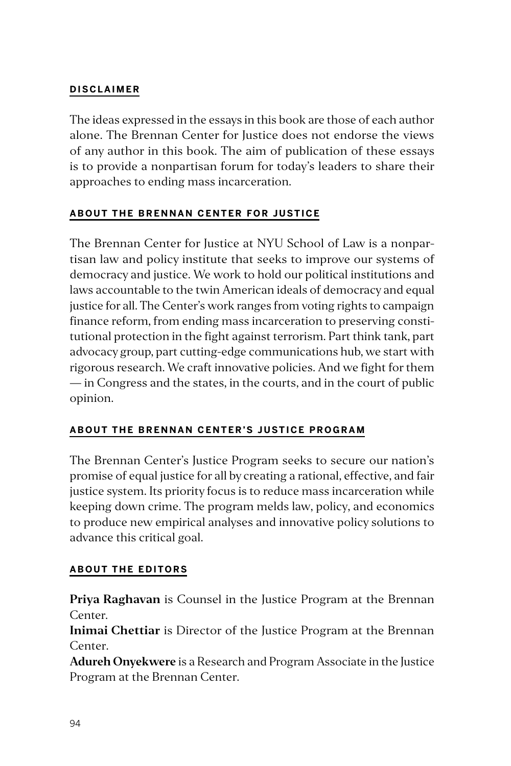### DISCLAIMER

The ideas expressed in the essays in this book are those of each author alone. The Brennan Center for Justice does not endorse the views of any author in this book. The aim of publication of these essays is to provide a nonpartisan forum for today's leaders to share their approaches to ending mass incarceration.

### ABOUT THE BRENNAN CENTER FOR JUSTICE

The Brennan Center for Justice at NYU School of Law is a nonpartisan law and policy institute that seeks to improve our systems of democracy and justice. We work to hold our political institutions and laws accountable to the twin American ideals of democracy and equal justice for all. The Center's work ranges from voting rights to campaign finance reform, from ending mass incarceration to preserving constitutional protection in the fight against terrorism. Part think tank, part advocacy group, part cutting-edge communications hub, we start with rigorous research. We craft innovative policies. And we fight for them — in Congress and the states, in the courts, and in the court of public opinion.

### ABOUT THE BRENNAN CENTER'S JUSTICE PROGRAM

The Brennan Center's Justice Program seeks to secure our nation's promise of equal justice for all by creating a rational, effective, and fair justice system. Its priority focus is to reduce mass incarceration while keeping down crime. The program melds law, policy, and economics to produce new empirical analyses and innovative policy solutions to advance this critical goal.

### ABOUT THE EDITORS

**Priya Raghavan** is Counsel in the Justice Program at the Brennan Center.

**Inimai Chettiar** is Director of the Justice Program at the Brennan Center.

**Adureh Onyekwere** is a Research and Program Associate in the Justice Program at the Brennan Center.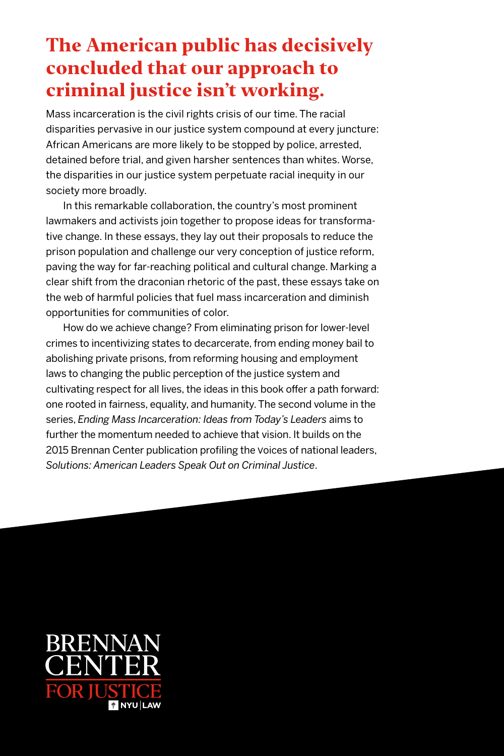# The American public has decisively concluded that our approach to criminal justice isn't working.

Mass incarceration is the civil rights crisis of our time. The racial disparities pervasive in our justice system compound at every juncture: African Americans are more likely to be stopped by police, arrested, detained before trial, and given harsher sentences than whites. Worse, the disparities in our justice system perpetuate racial inequity in our society more broadly.

In this remarkable collaboration, the country's most prominent lawmakers and activists join together to propose ideas for transformative change. In these essays, they lay out their proposals to reduce the prison population and challenge our very conception of justice reform, paving the way for far-reaching political and cultural change. Marking a clear shift from the draconian rhetoric of the past, these essays take on the web of harmful policies that fuel mass incarceration and diminish opportunities for communities of color.

How do we achieve change? From eliminating prison for lower-level crimes to incentivizing states to decarcerate, from ending money bail to abolishing private prisons, from reforming housing and employment laws to changing the public perception of the justice system and cultivating respect for all lives, the ideas in this book offer a path forward: one rooted in fairness, equality, and humanity. The second volume in the series, *Ending Mass Incarceration: Ideas from Today's Leaders* aims to further the momentum needed to achieve that vision. It builds on the 2015 Brennan Center publication profiling the voices of national leaders, *Solutions: American Leaders Speak Out on Criminal Justice*.

BRENNAN CENTER FOR JUSTICE

NYU | LAW